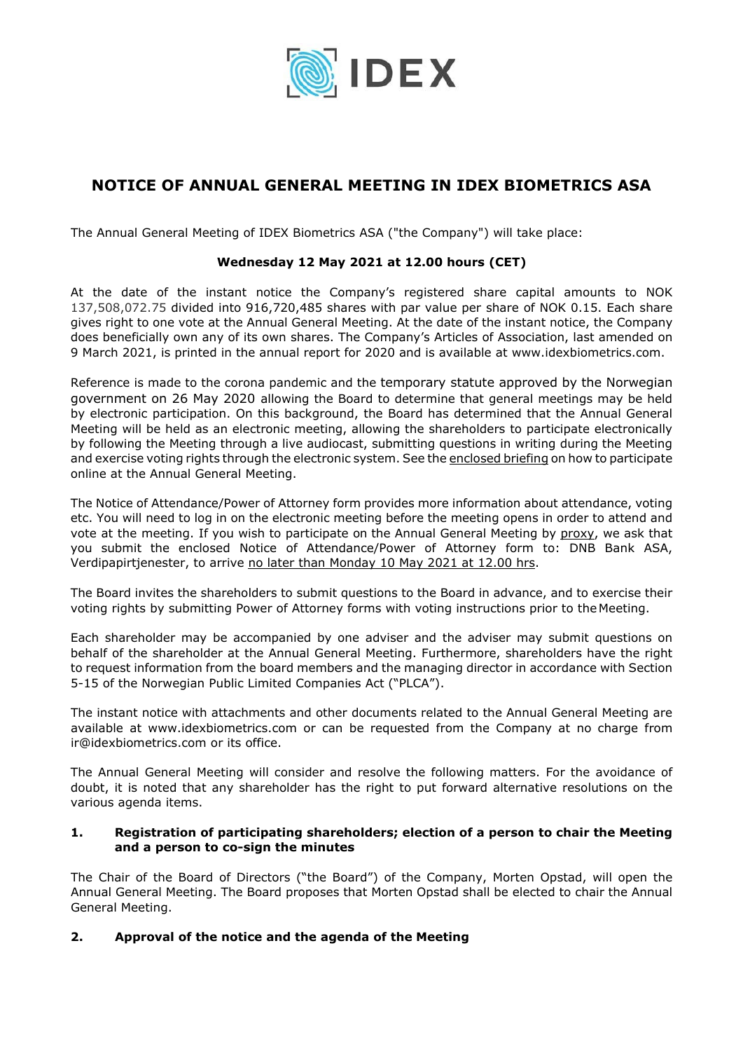# NOTICE OF ANNUAL GENERAL MEETING IN IDEX BIOMETRICS ASA

The Annual General Meeting of IDEX Biometrics ASA ("the Company") will take place:

**Wednesday 12 May 2021 at 12.00 hours (CET)**

At the date of the instant notice the Company's registered share capital amounts to NOK 137,508,072.75 divided into 916,720,485 shares with par value per share of NOK 0.15. Each share gives right to one vote at the Annual General Meeting. At the date of the instant notice, the Company does beneficially own any of its own shares. The Company's Articles of Association, last amended on 9 March 2021, is printed in the annual report for 2020 and is available at www.idexbiometrics.com.

Reference is made to the corona pandemic and the temporary statute approved by the Norwegian government on 26 May 2020 allowing the Board to determine that general meetings may be held by electronic participation. On this background, the Board has determined that the Annual General Meeting will be held as an electronic meeting, allowing the shareholders to participate electronically by following the Meeting through a live audiocast, submitting questions in writing during the Meeting and exercise voting rights through the electronic system. See the enclosed briefing on how to participate online at the Annual General Meeting.

The Notice of Attendance/Power of Attorney form provides more information about attendance, voting etc. You will need to log in on the electronic meeting before the meeting opens in order to attend and vote at the meeting. If you wish to participate on the Annual General Meeting by proxy, we ask that you submit the enclosed Notice of Attendance/Power of Attorney form to: DNB Bank ASA, Verdipapirtjenester, to arrive no later than Monday 10 May 2021 at 12.00 hrs.

The Board invites the shareholders to submit questions to the Board in advance, and to exercise their voting rights by submitting Power of Attorney forms with voting instructions prior to the Meeting.

Each shareholder may be accompanied by one adviser and the adviser may submit questions on behalf of the shareholder at the Annual General Meeting. Furthermore, shareholders have the right to request information from the board members and the managing director in accordance with Section 5-15 of the Norwegian Public Limited Companies Act ("PLCA").

The instant notice with attachments and other documents related to the Annual General Meeting are available at www.idexbiometrics.com or can be requested from the Company at no charge from ir@idexbiometrics.com or its office.

The Annual General Meeting will consider and resolve the following matters. For the avoidance of doubt, it is noted that any shareholder has the right to put forward alternative resolutions on the various agenda items.

### 1. Registration of participating shareholders; election of a person to chair the Meeting and a person to co-sign the minutes

The Chair of the Board of Directors ("the Board") of the Company, Morten Opstad, will open the Annual General Meeting. The Board proposes that Morten Opstad shall be elected to chair the Annual General Meeting.

### 2. Approval of the notice and the agenda of the Meeting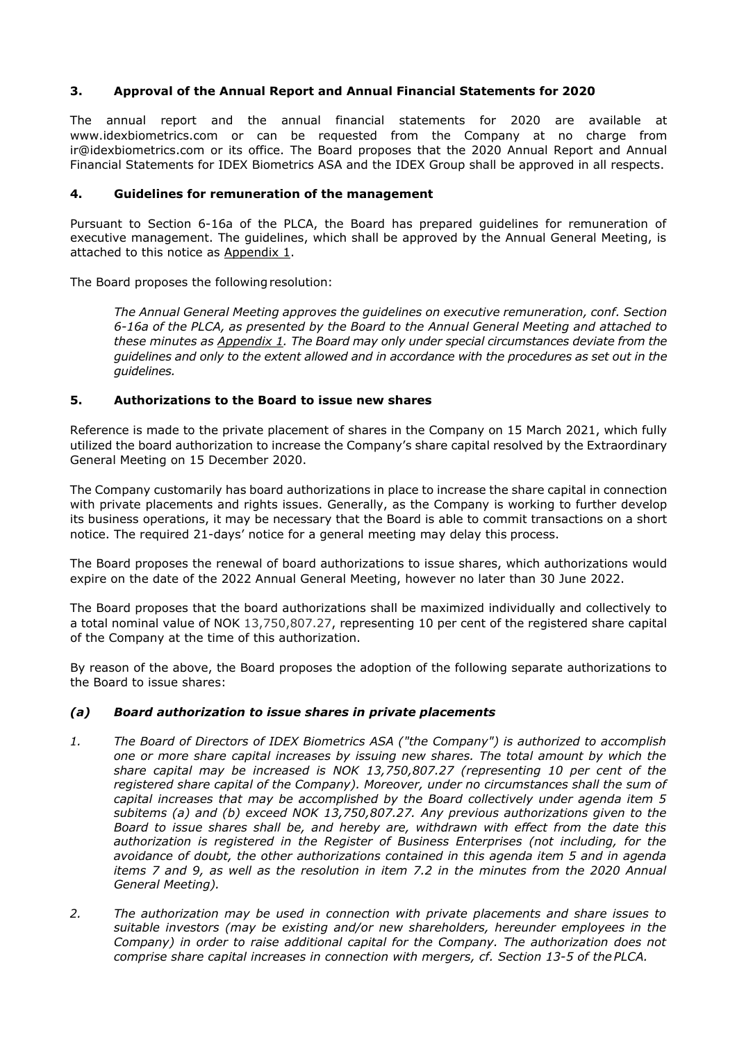## 3. Approval of the Annual Report and Annual Financial Statements for 2020

The annual report and the annual financial statements for 2020 are available at www.idexbiometrics.com or can be requested from the Company at no charge from ir@idexbiometrics.com or its office. The Board proposes that the 2020 Annual Report and Annual Financial Statements for IDEX Biometrics ASA and the IDEX Group shall be approved in all respects.

## 4. Guidelines for remuneration of the management

Pursuant to Section 6-16a of the PLCA, the Board has prepared guidelines for remuneration of executive management. The guidelines, which shall be approved by the Annual General Meeting, is attached to this notice as Appendix 1.

The Board proposes the following resolution:

> *The Annual General Meeting approves the guidelines on executive remuneration, conf. Section 6-16a of the PLCA, as presented by the Board to the Annual General Meeting and attached to these minutes as Appendix 1. The Board may only under special circumstances deviate from the guidelines and only to the extent allowed and in accordance with the procedures as set out in the guidelines.*

## 5. Authorizations to the Board to issue new shares

Reference is made to the private placement of shares in the Company on 15 March 2021, which fully utilized the board authorization to increase the Company's share capital resolved by the Extraordinary General Meeting on 15 December 2020.

The Company customarily has board authorizations in place to increase the share capital in connection with private placements and rights issues. Generally, as the Company is working to further develop its business operations, it may be necessary that the Board is able to commit transactions on a short notice. The required 21-days' notice for a general meeting may delay this process.

The Board proposes the renewal of board authorizations to issue shares, which authorizations would expire on the date of the 2022 Annual General Meeting, however no later than 30 June 2022.

The Board proposes that the board authorizations shall be maximized individually and collectively to a total nominal value of NOK 13,750,807.27, representing 10 per cent of the registered share capital of the Company at the time of this authorization.

By reason of the above, the Board proposes the adoption of the following separate authorizations to the Board to issue shares:

### *(a) Board authorization to issue shares in private placements*

1. *The Board of Directors of IDEX Biometrics ASA ("the Company") is authorized to accomplish one or more share capital increases by issuing new shares. The total amount by which the share capital may be increased is NOK 13,750,807.27 (representing 10 per cent of the registered share capital of the Company). Moreover, under no circumstances shall the sum of capital increases that may be accomplished by the Board collectively under agenda item 5 subitems (a) and (b) exceed NOK 13,750,807.27. Any previous authorizations given to the Board to issue shares shall be, and hereby are, withdrawn with effect from the date this authorization is registered in the Register of Business Enterprises (not including, for the avoidance of doubt, the other authorizations contained in this agenda item 5 and in agenda items 7 and 9, as well as the resolution in item 7.2 in the minutes from the 2020 Annual General Meeting).*

2. *The authorization may be used in connection with private placements and share issues to suitable investors (may be existing and/or new shareholders, hereunder employees in the Company) in order to raise additional capital for the Company. The authorization does not comprise share capital increases in connection with mergers, cf. Section 13-5 of the PLCA.*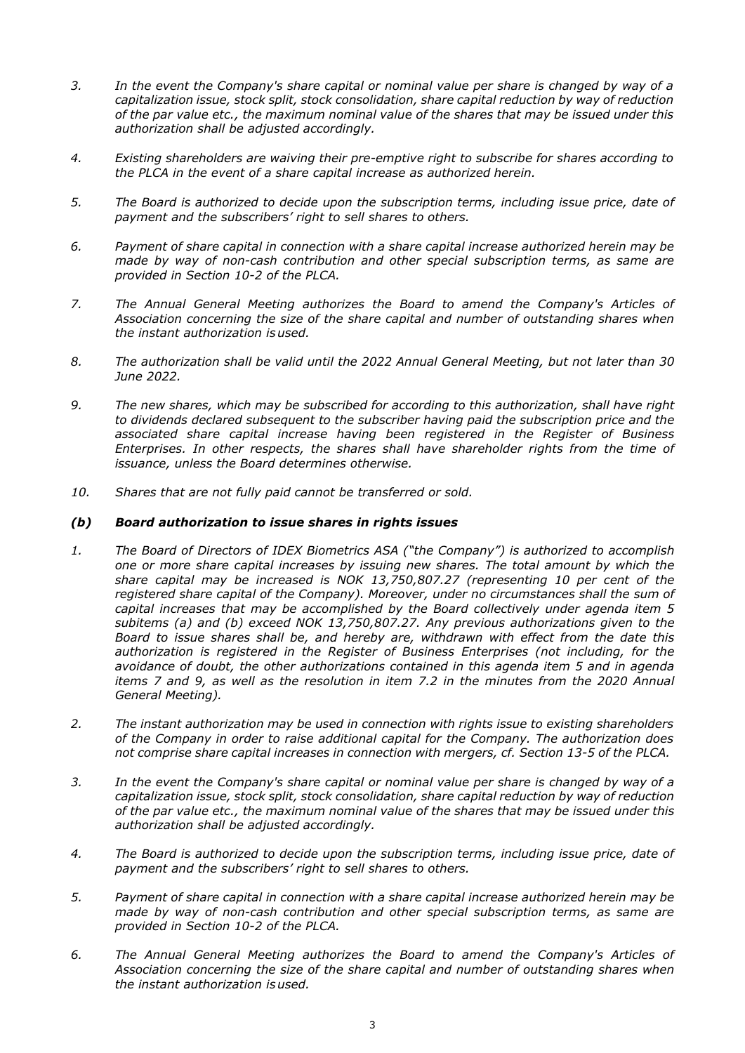3. *In the event the Company's share capital or nominal value per share is changed by way of a capitalization issue, stock split, stock consolidation, share capital reduction by way of reduction of the par value etc., the maximum nominal value of the shares that may be issued under this authorization shall be adjusted accordingly.*

4. *Existing shareholders are waiving their pre-emptive right to subscribe for shares according to the PLCA in the event of a share capital increase as authorized herein.*

5. *The Board is authorized to decide upon the subscription terms, including issue price, date of payment and the subscribers' right to sell shares to others.*

6. *Payment of share capital in connection with a share capital increase authorized herein may be made by way of non-cash contribution and other special subscription terms, as same are provided in Section 10-2 of the PLCA.*

7. *The Annual General Meeting authorizes the Board to amend the Company's Articles of Association concerning the size of the share capital and number of outstanding shares when the instant authorization is used.*

8. *The authorization shall be valid until the 2022 Annual General Meeting, but not later than 30 June 2022.*

9. *The new shares, which may be subscribed for according to this authorization, shall have right to dividends declared subsequent to the subscriber having paid the subscription price and the associated share capital increase having been registered in the Register of Business Enterprises. In other respects, the shares shall have shareholder rights from the time of issuance, unless the Board determines otherwise.*

10. *Shares that are not fully paid cannot be transferred or sold.*

### *(b) Board authorization to issue shares in rights issues*

1. *The Board of Directors of IDEX Biometrics ASA ("the Company") is authorized to accomplish one or more share capital increases by issuing new shares. The total amount by which the share capital may be increased is NOK 13,750,807.27 (representing 10 per cent of the registered share capital of the Company). Moreover, under no circumstances shall the sum of capital increases that may be accomplished by the Board collectively under agenda item 5 subitems (a) and (b) exceed NOK 13,750,807.27. Any previous authorizations given to the Board to issue shares shall be, and hereby are, withdrawn with effect from the date this authorization is registered in the Register of Business Enterprises (not including, for the avoidance of doubt, the other authorizations contained in this agenda item 5 and in agenda items 7 and 9, as well as the resolution in item 7.2 in the minutes from the 2020 Annual General Meeting).*

2. *The instant authorization may be used in connection with rights issue to existing shareholders of the Company in order to raise additional capital for the Company. The authorization does not comprise share capital increases in connection with mergers, cf. Section 13-5 of the PLCA.*

3. *In the event the Company's share capital or nominal value per share is changed by way of a capitalization issue, stock split, stock consolidation, share capital reduction by way of reduction of the par value etc., the maximum nominal value of the shares that may be issued under this authorization shall be adjusted accordingly.*

4. *The Board is authorized to decide upon the subscription terms, including issue price, date of payment and the subscribers' right to sell shares to others.*

5. *Payment of share capital in connection with a share capital increase authorized herein may be made by way of non-cash contribution and other special subscription terms, as same are provided in Section 10-2 of the PLCA.*

6. *The Annual General Meeting authorizes the Board to amend the Company's Articles of Association concerning the size of the share capital and number of outstanding shares when the instant authorization is used.*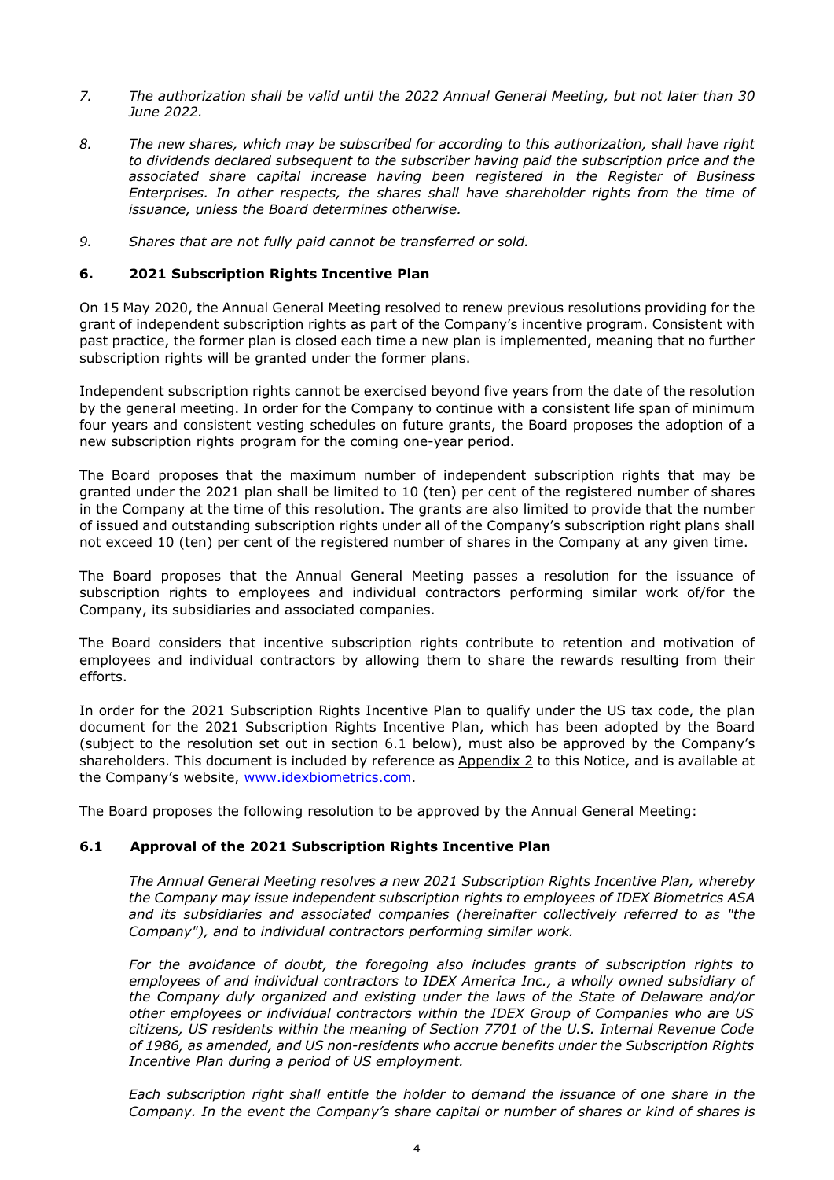7. *The authorization shall be valid until the 2022 Annual General Meeting, but not later than 30 June 2022.*

8. *The new shares, which may be subscribed for according to this authorization, shall have right to dividends declared subsequent to the subscriber having paid the subscription price and the associated share capital increase having been registered in the Register of Business Enterprises. In other respects, the shares shall have shareholder rights from the time of issuance, unless the Board determines otherwise.*

9. *Shares that are not fully paid cannot be transferred or sold.*

## 6. 2021 Subscription Rights Incentive Plan

On 15 May 2020, the Annual General Meeting resolved to renew previous resolutions providing for the grant of independent subscription rights as part of the Company's incentive program. Consistent with past practice, the former plan is closed each time a new plan is implemented, meaning that no further subscription rights will be granted under the former plans.

Independent subscription rights cannot be exercised beyond five years from the date of the resolution by the general meeting. In order for the Company to continue with a consistent life span of minimum four years and consistent vesting schedules on future grants, the Board proposes the adoption of a new subscription rights program for the coming one-year period.

The Board proposes that the maximum number of independent subscription rights that may be granted under the 2021 plan shall be limited to 10 (ten) per cent of the registered number of shares in the Company at the time of this resolution. The grants are also limited to provide that the number of issued and outstanding subscription rights under all of the Company's subscription right plans shall not exceed 10 (ten) per cent of the registered number of shares in the Company at any given time.

The Board proposes that the Annual General Meeting passes a resolution for the issuance of subscription rights to employees and individual contractors performing similar work of/for the Company, its subsidiaries and associated companies.

The Board considers that incentive subscription rights contribute to retention and motivation of employees and individual contractors by allowing them to share the rewards resulting from their efforts.

In order for the 2021 Subscription Rights Incentive Plan to qualify under the US tax code, the plan document for the 2021 Subscription Rights Incentive Plan, which has been adopted by the Board (subject to the resolution set out in section 6.1 below), must also be approved by the Company's shareholders. This document is included by reference as Appendix 2 to this Notice, and is available at the Company's website, www.idexbiometrics.com.

The Board proposes the following resolution to be approved by the Annual General Meeting:

### 6.1 Approval of the 2021 Subscription Rights Incentive Plan

*The Annual General Meeting resolves a new 2021 Subscription Rights Incentive Plan, whereby the Company may issue independent subscription rights to employees of IDEX Biometrics ASA and its subsidiaries and associated companies (hereinafter collectively referred to as "the Company"), and to individual contractors performing similar work.*

*For the avoidance of doubt, the foregoing also includes grants of subscription rights to employees of and individual contractors to IDEX America Inc., a wholly owned subsidiary of the Company duly organized and existing under the laws of the State of Delaware and/or other employees or individual contractors within the IDEX Group of Companies who are US citizens, US residents within the meaning of Section 7701 of the U.S. Internal Revenue Code of 1986, as amended, and US non-residents who accrue benefits under the Subscription Rights Incentive Plan during a period of US employment.*

*Each subscription right shall entitle the holder to demand the issuance of one share in the Company. In the event the Company's share capital or number of shares or kind of shares is*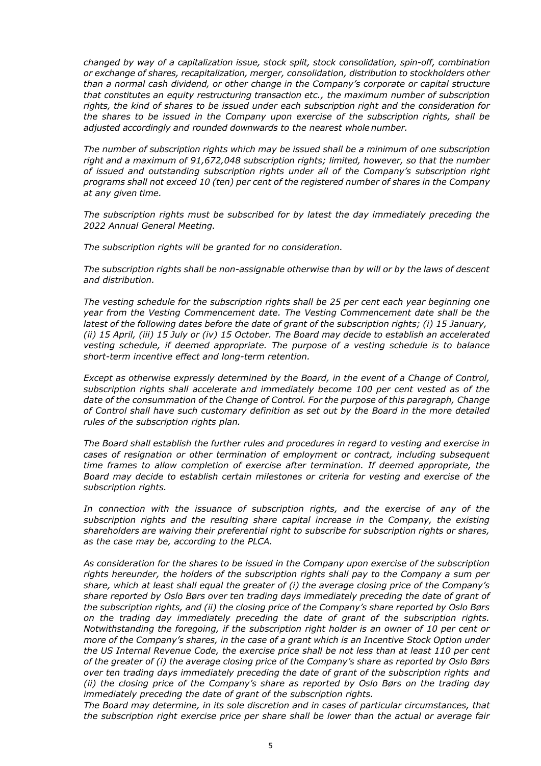*changed by way of a capitalization issue, stock split, stock consolidation, spin-off, combination or exchange of shares, recapitalization, merger, consolidation, distribution to stockholders other than a normal cash dividend, or other change in the Company's corporate or capital structure that constitutes an equity restructuring transaction etc., the maximum number of subscription rights, the kind of shares to be issued under each subscription right and the consideration for the shares to be issued in the Company upon exercise of the subscription rights, shall be adjusted accordingly and rounded downwards to the nearest whole number.*

*The number of subscription rights which may be issued shall be a minimum of one subscription right and a maximum of 91,672,048 subscription rights; limited, however, so that the number of issued and outstanding subscription rights under all of the Company's subscription right programs shall not exceed 10 (ten) per cent of the registered number of shares in the Company at any given time.*

*The subscription rights must be subscribed for by latest the day immediately preceding the 2022 Annual General Meeting.*

*The subscription rights will be granted for no consideration.*

*The subscription rights shall be non-assignable otherwise than by will or by the laws of descent and distribution.*

*The vesting schedule for the subscription rights shall be 25 per cent each year beginning one year from the Vesting Commencement date. The Vesting Commencement date shall be the latest of the following dates before the date of grant of the subscription rights; (i) 15 January, (ii) 15 April, (iii) 15 July or (iv) 15 October. The Board may decide to establish an accelerated vesting schedule, if deemed appropriate. The purpose of a vesting schedule is to balance short-term incentive effect and long-term retention.*

*Except as otherwise expressly determined by the Board, in the event of a Change of Control, subscription rights shall accelerate and immediately become 100 per cent vested as of the date of the consummation of the Change of Control. For the purpose of this paragraph, Change of Control shall have such customary definition as set out by the Board in the more detailed rules of the subscription rights plan.*

*The Board shall establish the further rules and procedures in regard to vesting and exercise in cases of resignation or other termination of employment or contract, including subsequent time frames to allow completion of exercise after termination. If deemed appropriate, the Board may decide to establish certain milestones or criteria for vesting and exercise of the subscription rights.*

*In connection with the issuance of subscription rights, and the exercise of any of the subscription rights and the resulting share capital increase in the Company, the existing shareholders are waiving their preferential right to subscribe for subscription rights or shares, as the case may be, according to the PLCA.*

*As consideration for the shares to be issued in the Company upon exercise of the subscription rights hereunder, the holders of the subscription rights shall pay to the Company a sum per share, which at least shall equal the greater of (i) the average closing price of the Company's share reported by Oslo Børs over ten trading days immediately preceding the date of grant of the subscription rights, and (ii) the closing price of the Company's share reported by Oslo Børs on the trading day immediately preceding the date of grant of the subscription rights. Notwithstanding the foregoing, if the subscription right holder is an owner of 10 per cent or more of the Company's shares, in the case of a grant which is an Incentive Stock Option under the US Internal Revenue Code, the exercise price shall be not less than at least 110 per cent of the greater of (i) the average closing price of the Company's share as reported by Oslo Børs over ten trading days immediately preceding the date of grant of the subscription rights and (ii) the closing price of the Company's share as reported by Oslo Børs on the trading day immediately preceding the date of grant of the subscription rights.*
*The Board may determine, in its sole discretion and in cases of particular circumstances, that the subscription right exercise price per share shall be lower than the actual or average fair*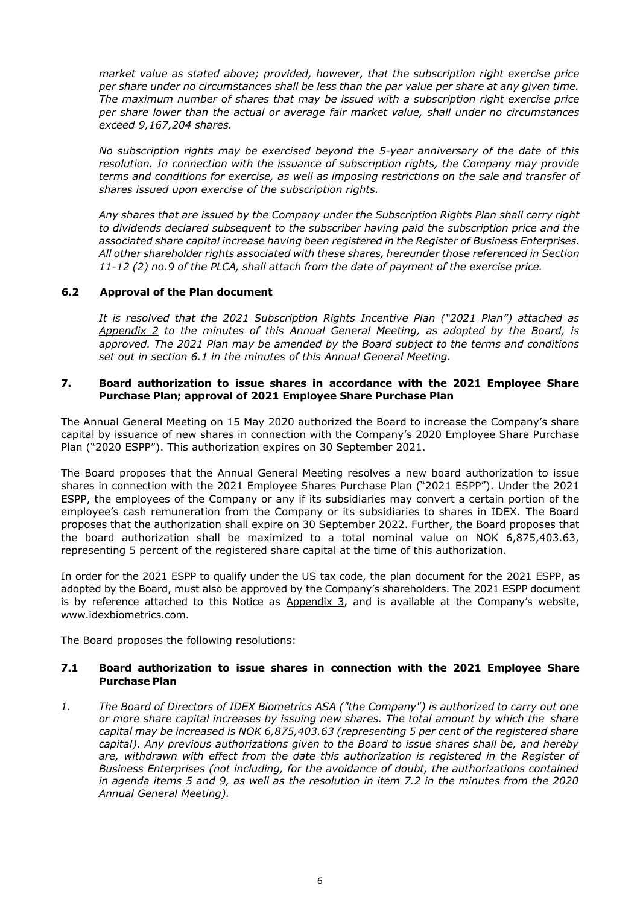*market value as stated above; provided, however, that the subscription right exercise price per share under no circumstances shall be less than the par value per share at any given time. The maximum number of shares that may be issued with a subscription right exercise price per share lower than the actual or average fair market value, shall under no circumstances exceed 9,167,204 shares.*

*No subscription rights may be exercised beyond the 5-year anniversary of the date of this resolution. In connection with the issuance of subscription rights, the Company may provide terms and conditions for exercise, as well as imposing restrictions on the sale and transfer of shares issued upon exercise of the subscription rights.*

*Any shares that are issued by the Company under the Subscription Rights Plan shall carry right to dividends declared subsequent to the subscriber having paid the subscription price and the associated share capital increase having been registered in the Register of Business Enterprises. All other shareholder rights associated with these shares, hereunder those referenced in Section 11-12 (2) no.9 of the PLCA, shall attach from the date of payment of the exercise price.*

### 6.2 Approval of the Plan document

*It is resolved that the 2021 Subscription Rights Incentive Plan ("2021 Plan") attached as Appendix 2 to the minutes of this Annual General Meeting, as adopted by the Board, is approved. The 2021 Plan may be amended by the Board subject to the terms and conditions set out in section 6.1 in the minutes of this Annual General Meeting.*

## 7. Board authorization to issue shares in accordance with the 2021 Employee Share Purchase Plan; approval of 2021 Employee Share Purchase Plan

The Annual General Meeting on 15 May 2020 authorized the Board to increase the Company's share capital by issuance of new shares in connection with the Company's 2020 Employee Share Purchase Plan ("2020 ESPP"). This authorization expires on 30 September 2021.

The Board proposes that the Annual General Meeting resolves a new board authorization to issue shares in connection with the 2021 Employee Shares Purchase Plan ("2021 ESPP"). Under the 2021 ESPP, the employees of the Company or any if its subsidiaries may convert a certain portion of the employee's cash remuneration from the Company or its subsidiaries to shares in IDEX. The Board proposes that the authorization shall expire on 30 September 2022. Further, the Board proposes that the board authorization shall be maximized to a total nominal value on NOK 6,875,403.63, representing 5 percent of the registered share capital at the time of this authorization.

In order for the 2021 ESPP to qualify under the US tax code, the plan document for the 2021 ESPP, as adopted by the Board, must also be approved by the Company's shareholders. The 2021 ESPP document is by reference attached to this Notice as Appendix 3, and is available at the Company's website, www.idexbiometrics.com.

The Board proposes the following resolutions:

### 7.1 Board authorization to issue shares in connection with the 2021 Employee Share Purchase Plan

1. *The Board of Directors of IDEX Biometrics ASA ("the Company") is authorized to carry out one or more share capital increases by issuing new shares. The total amount by which the share capital may be increased is NOK 6,875,403.63 (representing 5 per cent of the registered share capital). Any previous authorizations given to the Board to issue shares shall be, and hereby are, withdrawn with effect from the date this authorization is registered in the Register of Business Enterprises (not including, for the avoidance of doubt, the authorizations contained in agenda items 5 and 9, as well as the resolution in item 7.2 in the minutes from the 2020 Annual General Meeting).*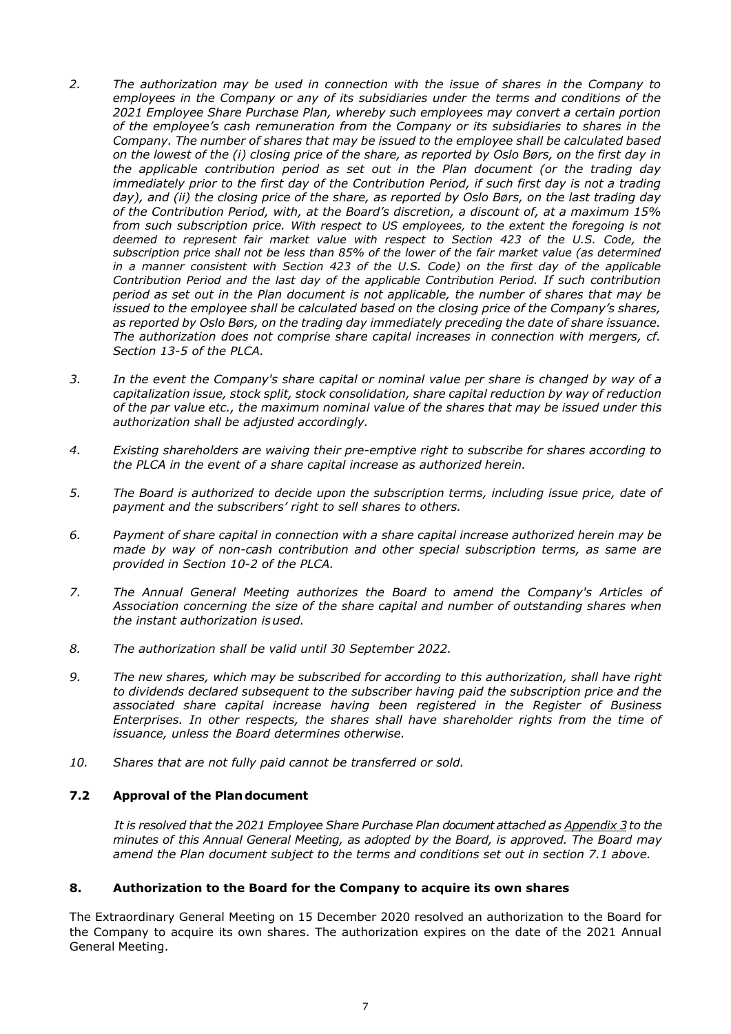2. *The authorization may be used in connection with the issue of shares in the Company to employees in the Company or any of its subsidiaries under the terms and conditions of the 2021 Employee Share Purchase Plan, whereby such employees may convert a certain portion of the employee's cash remuneration from the Company or its subsidiaries to shares in the Company. The number of shares that may be issued to the employee shall be calculated based on the lowest of the (i) closing price of the share, as reported by Oslo Børs, on the first day in the applicable contribution period as set out in the Plan document (or the trading day immediately prior to the first day of the Contribution Period, if such first day is not a trading day), and (ii) the closing price of the share, as reported by Oslo Børs, on the last trading day of the Contribution Period, with, at the Board's discretion, a discount of, at a maximum 15% from such subscription price. With respect to US employees, to the extent the foregoing is not deemed to represent fair market value with respect to Section 423 of the U.S. Code, the subscription price shall not be less than 85% of the lower of the fair market value (as determined in a manner consistent with Section 423 of the U.S. Code) on the first day of the applicable Contribution Period and the last day of the applicable Contribution Period. If such contribution period as set out in the Plan document is not applicable, the number of shares that may be issued to the employee shall be calculated based on the closing price of the Company's shares, as reported by Oslo Børs, on the trading day immediately preceding the date of share issuance. The authorization does not comprise share capital increases in connection with mergers, cf. Section 13-5 of the PLCA.*

3. *In the event the Company's share capital or nominal value per share is changed by way of a capitalization issue, stock split, stock consolidation, share capital reduction by way of reduction of the par value etc., the maximum nominal value of the shares that may be issued under this authorization shall be adjusted accordingly.*

4. *Existing shareholders are waiving their pre-emptive right to subscribe for shares according to the PLCA in the event of a share capital increase as authorized herein.*

5. *The Board is authorized to decide upon the subscription terms, including issue price, date of payment and the subscribers' right to sell shares to others.*

6. *Payment of share capital in connection with a share capital increase authorized herein may be made by way of non-cash contribution and other special subscription terms, as same are provided in Section 10-2 of the PLCA.*

7. *The Annual General Meeting authorizes the Board to amend the Company's Articles of Association concerning the size of the share capital and number of outstanding shares when the instant authorization is used.*

8. *The authorization shall be valid until 30 September 2022.*

9. *The new shares, which may be subscribed for according to this authorization, shall have right to dividends declared subsequent to the subscriber having paid the subscription price and the associated share capital increase having been registered in the Register of Business Enterprises. In other respects, the shares shall have shareholder rights from the time of issuance, unless the Board determines otherwise.*

10. *Shares that are not fully paid cannot be transferred or sold.*

### 7.2 Approval of the Plan document

*It is resolved that the 2021 Employee Share Purchase Plan document attached as Appendix 3 to the minutes of this Annual General Meeting, as adopted by the Board, is approved. The Board may amend the Plan document subject to the terms and conditions set out in section 7.1 above.*

## 8. Authorization to the Board for the Company to acquire its own shares

The Extraordinary General Meeting on 15 December 2020 resolved an authorization to the Board for the Company to acquire its own shares. The authorization expires on the date of the 2021 Annual General Meeting.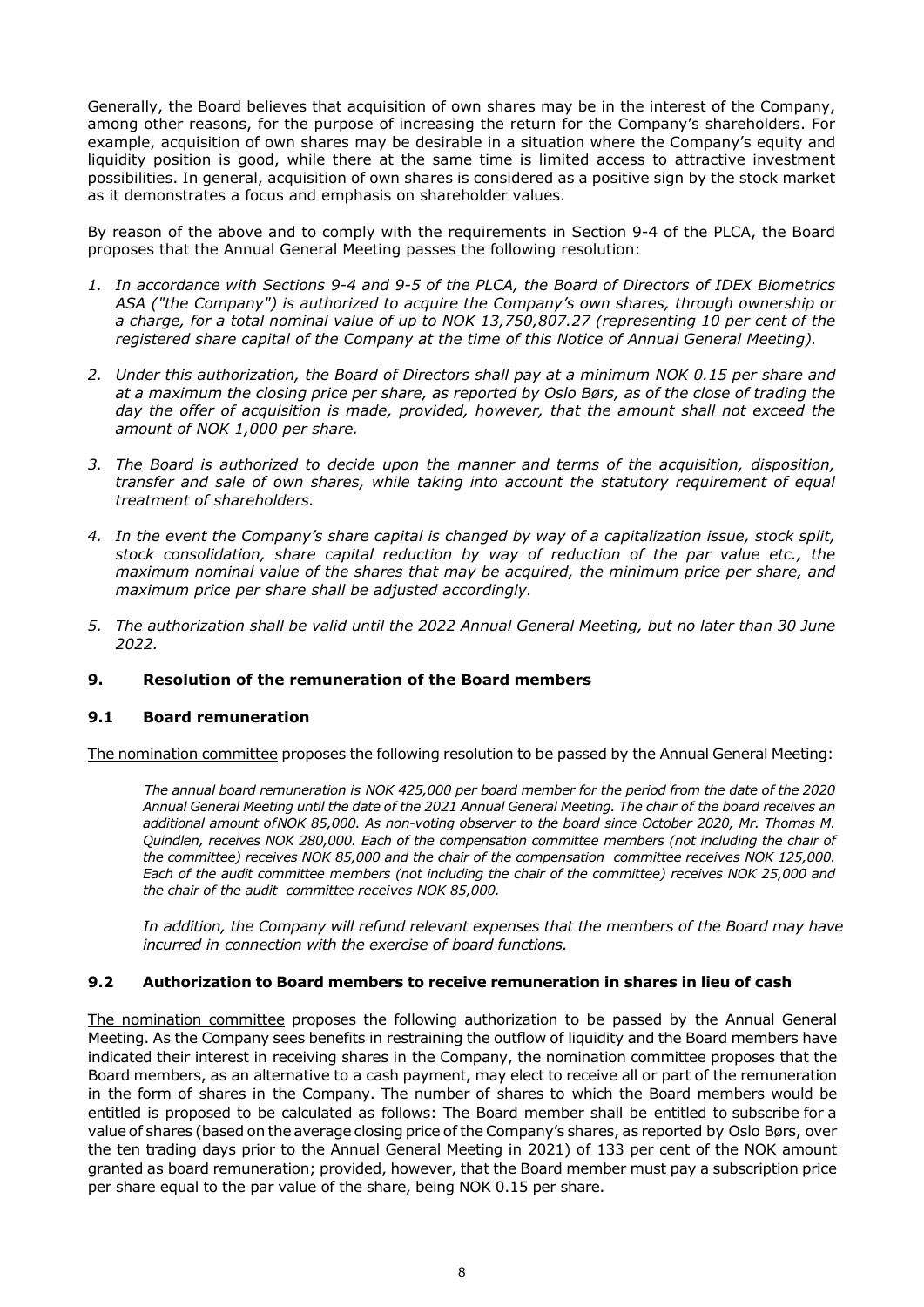Generally, the Board believes that acquisition of own shares may be in the interest of the Company, among other reasons, for the purpose of increasing the return for the Company's shareholders. For example, acquisition of own shares may be desirable in a situation where the Company's equity and liquidity position is good, while there at the same time is limited access to attractive investment possibilities. In general, acquisition of own shares is considered as a positive sign by the stock market as it demonstrates a focus and emphasis on shareholder values.

By reason of the above and to comply with the requirements in Section 9-4 of the PLCA, the Board proposes that the Annual General Meeting passes the following resolution:

1. *In accordance with Sections 9-4 and 9-5 of the PLCA, the Board of Directors of IDEX Biometrics ASA ("the Company") is authorized to acquire the Company's own shares, through ownership or a charge, for a total nominal value of up to NOK 13,750,807.27 (representing 10 per cent of the registered share capital of the Company at the time of this Notice of Annual General Meeting).*

2. *Under this authorization, the Board of Directors shall pay at a minimum NOK 0.15 per share and at a maximum the closing price per share, as reported by Oslo Børs, as of the close of trading the day the offer of acquisition is made, provided, however, that the amount shall not exceed the amount of NOK 1,000 per share.*

3. *The Board is authorized to decide upon the manner and terms of the acquisition, disposition, transfer and sale of own shares, while taking into account the statutory requirement of equal treatment of shareholders.*

4. *In the event the Company's share capital is changed by way of a capitalization issue, stock split, stock consolidation, share capital reduction by way of reduction of the par value etc., the maximum nominal value of the shares that may be acquired, the minimum price per share, and maximum price per share shall be adjusted accordingly.*

5. *The authorization shall be valid until the 2022 Annual General Meeting, but no later than 30 June 2022.*

## 9. Resolution of the remuneration of the Board members

### 9.1 Board remuneration

The nomination committee proposes the following resolution to be passed by the Annual General Meeting:

> *The annual board remuneration is NOK 425,000 per board member for the period from the date of the 2020 Annual General Meeting until the date of the 2021 Annual General Meeting. The chair of the board receives an additional amount ofNOK 85,000. As non-voting observer to the board since October 2020, Mr. Thomas M. Quindlen, receives NOK 280,000. Each of the compensation committee members (not including the chair of the committee) receives NOK 85,000 and the chair of the compensation committee receives NOK 125,000. Each of the audit committee members (not including the chair of the committee) receives NOK 25,000 and the chair of the audit committee receives NOK 85,000.*
>
> *In addition, the Company will refund relevant expenses that the members of the Board may have incurred in connection with the exercise of board functions.*

### 9.2 Authorization to Board members to receive remuneration in shares in lieu of cash

The nomination committee proposes the following authorization to be passed by the Annual General Meeting. As the Company sees benefits in restraining the outflow of liquidity and the Board members have indicated their interest in receiving shares in the Company, the nomination committee proposes that the Board members, as an alternative to a cash payment, may elect to receive all or part of the remuneration in the form of shares in the Company. The number of shares to which the Board members would be entitled is proposed to be calculated as follows: The Board member shall be entitled to subscribe for a value of shares (based on the average closing price of the Company's shares, as reported by Oslo Børs, over the ten trading days prior to the Annual General Meeting in 2021) of 133 per cent of the NOK amount granted as board remuneration; provided, however, that the Board member must pay a subscription price per share equal to the par value of the share, being NOK 0.15 per share.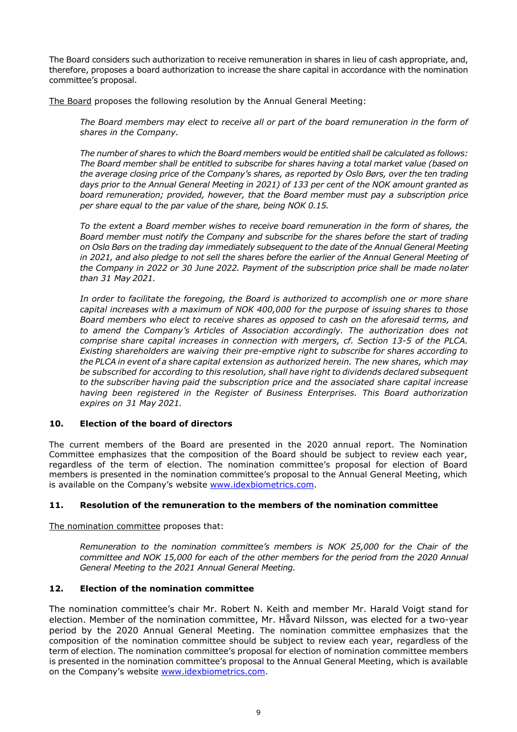The Board considers such authorization to receive remuneration in shares in lieu of cash appropriate, and, therefore, proposes a board authorization to increase the share capital in accordance with the nomination committee's proposal.

The Board proposes the following resolution by the Annual General Meeting:

> *The Board members may elect to receive all or part of the board remuneration in the form of shares in the Company.*
>
> *The number of shares to which the Board members would be entitled shall be calculated as follows: The Board member shall be entitled to subscribe for shares having a total market value (based on the average closing price of the Company's shares, as reported by Oslo Børs, over the ten trading days prior to the Annual General Meeting in 2021) of 133 per cent of the NOK amount granted as board remuneration; provided, however, that the Board member must pay a subscription price per share equal to the par value of the share, being NOK 0.15.*
>
> *To the extent a Board member wishes to receive board remuneration in the form of shares, the Board member must notify the Company and subscribe for the shares before the start of trading on Oslo Børs on the trading day immediately subsequent to the date of the Annual General Meeting in 2021, and also pledge to not sell the shares before the earlier of the Annual General Meeting of the Company in 2022 or 30 June 2022. Payment of the subscription price shall be made no later than 31 May 2021.*
>
> *In order to facilitate the foregoing, the Board is authorized to accomplish one or more share capital increases with a maximum of NOK 400,000 for the purpose of issuing shares to those Board members who elect to receive shares as opposed to cash on the aforesaid terms, and to amend the Company's Articles of Association accordingly. The authorization does not comprise share capital increases in connection with mergers, cf. Section 13-5 of the PLCA. Existing shareholders are waiving their pre-emptive right to subscribe for shares according to the PLCA in event of a share capital extension as authorized herein. The new shares, which may be subscribed for according to this resolution, shall have right to dividends declared subsequent to the subscriber having paid the subscription price and the associated share capital increase having been registered in the Register of Business Enterprises. This Board authorization expires on 31 May 2021.*

## 10. Election of the board of directors

The current members of the Board are presented in the 2020 annual report. The Nomination Committee emphasizes that the composition of the Board should be subject to review each year, regardless of the term of election. The nomination committee's proposal for election of Board members is presented in the nomination committee's proposal to the Annual General Meeting, which is available on the Company's website www.idexbiometrics.com.

## 11. Resolution of the remuneration to the members of the nomination committee

The nomination committee proposes that:

> *Remuneration to the nomination committee's members is NOK 25,000 for the Chair of the committee and NOK 15,000 for each of the other members for the period from the 2020 Annual General Meeting to the 2021 Annual General Meeting.*

## 12. Election of the nomination committee

The nomination committee's chair Mr. Robert N. Keith and member Mr. Harald Voigt stand for election. Member of the nomination committee, Mr. Håvard Nilsson, was elected for a two-year period by the 2020 Annual General Meeting. The nomination committee emphasizes that the composition of the nomination committee should be subject to review each year, regardless of the term of election. The nomination committee's proposal for election of nomination committee members is presented in the nomination committee's proposal to the Annual General Meeting, which is available on the Company's website www.idexbiometrics.com.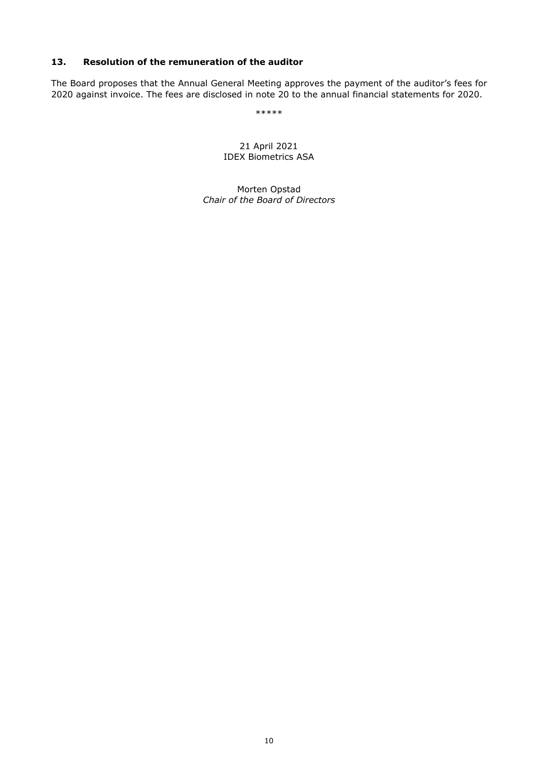### 13. Resolution of the remuneration of the auditor

The Board proposes that the Annual General Meeting approves the payment of the auditor's fees for 2020 against invoice. The fees are disclosed in note 20 to the annual financial statements for 2020.

*****

21 April 2021
IDEX Biometrics ASA

Morten Opstad
*Chair of the Board of Directors*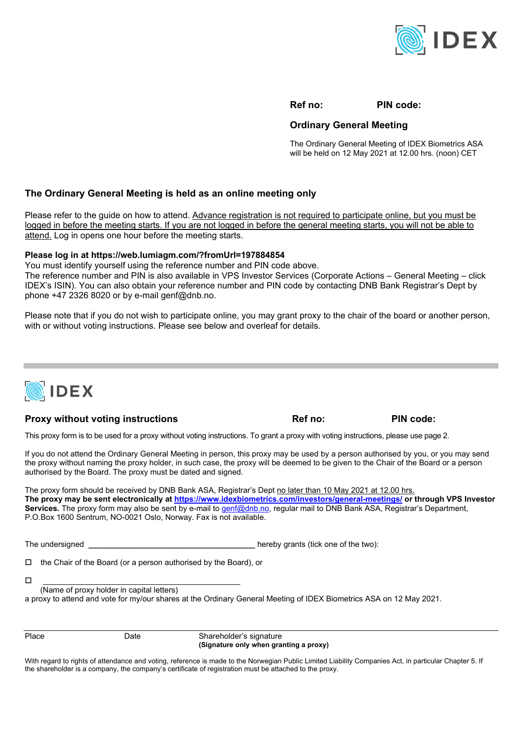**Ref no:** **PIN code:**

## Ordinary General Meeting

The Ordinary General Meeting of IDEX Biometrics ASA will be held on 12 May 2021 at 12.00 hrs. (noon) CET

### The Ordinary General Meeting is held as an online meeting only

Please refer to the guide on how to attend. Advance registration is not required to participate online, but you must be logged in before the meeting starts. If you are not logged in before the general meeting starts, you will not be able to attend. Log in opens one hour before the meeting starts.

**Please log in at https://web.lumiagm.com/?fromUrl=197884854**
You must identify yourself using the reference number and PIN code above.
The reference number and PIN is also available in VPS Investor Services (Corporate Actions – General Meeting – click IDEX's ISIN). You can also obtain your reference number and PIN code by contacting DNB Bank Registrar's Dept by phone +47 2326 8020 or by e-mail genf@dnb.no.

Please note that if you do not wish to participate online, you may grant proxy to the chair of the board or another person, with or without voting instructions. Please see below and overleaf for details.

---

### Proxy without voting instructions

**Ref no:** **PIN code:**

This proxy form is to be used for a proxy without voting instructions. To grant a proxy with voting instructions, please use page 2.

If you do not attend the Ordinary General Meeting in person, this proxy may be used by a person authorised by you, or you may send the proxy without naming the proxy holder, in such case, the proxy will be deemed to be given to the Chair of the Board or a person authorised by the Board. The proxy must be dated and signed.

The proxy form should be received by DNB Bank ASA, Registrar's Dept no later than 10 May 2021 at 12.00 hrs.
**The proxy may be sent electronically at https://www.idexbiometrics.com/investors/general-meetings/ or through VPS Investor Services.** The proxy form may also be sent by e-mail to genf@dnb.no, regular mail to DNB Bank ASA, Registrar's Department, P.O.Box 1600 Sentrum, NO-0021 Oslo, Norway. Fax is not available.

The undersigned ______________________________________ hereby grants (tick one of the two):

☐ the Chair of the Board (or a person authorised by the Board), or

☐ ____________________________________________
(Name of proxy holder in capital letters)
a proxy to attend and vote for my/our shares at the Ordinary General Meeting of IDEX Biometrics ASA on 12 May 2021.

| Place | Date | Shareholder's signature<br>**(Signature only when granting a proxy)** |
|---|---|---|

With regard to rights of attendance and voting, reference is made to the Norwegian Public Limited Liability Companies Act, in particular Chapter 5. If the shareholder is a company, the company's certificate of registration must be attached to the proxy.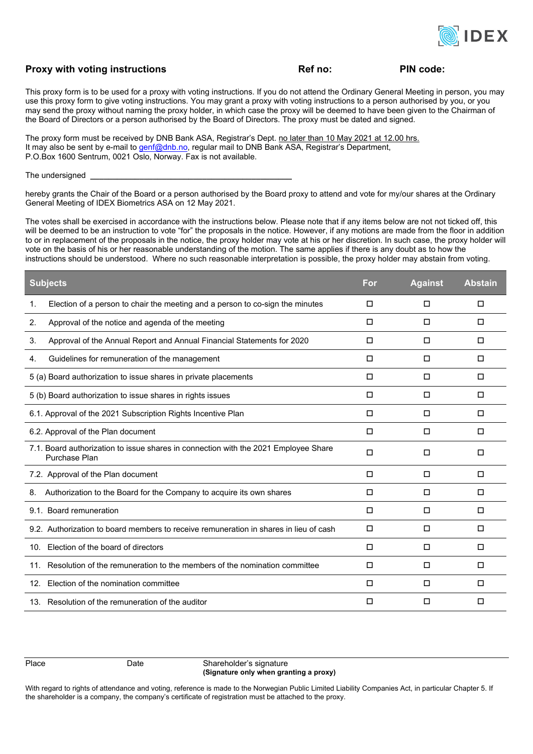IDEX

## Proxy with voting instructions

**Ref no:** **PIN code:**

This proxy form is to be used for a proxy with voting instructions. If you do not attend the Ordinary General Meeting in person, you may use this proxy form to give voting instructions. You may grant a proxy with voting instructions to a person authorised by you, or you may send the proxy without naming the proxy holder, in which case the proxy will be deemed to have been given to the Chairman of the Board of Directors or a person authorised by the Board of Directors. The proxy must be dated and signed.

The proxy form must be received by DNB Bank ASA, Registrar's Dept. no later than 10 May 2021 at 12.00 hrs.
It may also be sent by e-mail to genf@dnb.no, regular mail to DNB Bank ASA, Registrar's Department, P.O.Box 1600 Sentrum, 0021 Oslo, Norway. Fax is not available.

The undersigned \_\_\_\_\_\_\_\_\_\_\_\_\_\_\_\_\_\_\_\_\_\_\_\_\_\_\_\_\_\_\_\_\_\_\_\_\_\_\_\_\_\_\_\_

hereby grants the Chair of the Board or a person authorised by the Board proxy to attend and vote for my/our shares at the Ordinary General Meeting of IDEX Biometrics ASA on 12 May 2021.

The votes shall be exercised in accordance with the instructions below. Please note that if any items below are not not ticked off, this will be deemed to be an instruction to vote "for" the proposals in the notice. However, if any motions are made from the floor in addition to or in replacement of the proposals in the notice, the proxy holder may vote at his or her discretion. In such case, the proxy holder will vote on the basis of his or her reasonable understanding of the motion. The same applies if there is any doubt as to how the instructions should be understood. Where no such reasonable interpretation is possible, the proxy holder may abstain from voting.

| Subjects | For | Against | Abstain |
|---|---|---|---|
| 1. Election of a person to chair the meeting and a person to co-sign the minutes | ☐ | ☐ | ☐ |
| 2. Approval of the notice and agenda of the meeting | ☐ | ☐ | ☐ |
| 3. Approval of the Annual Report and Annual Financial Statements for 2020 | ☐ | ☐ | ☐ |
| 4. Guidelines for remuneration of the management | ☐ | ☐ | ☐ |
| 5 (a) Board authorization to issue shares in private placements | ☐ | ☐ | ☐ |
| 5 (b) Board authorization to issue shares in rights issues | ☐ | ☐ | ☐ |
| 6.1. Approval of the 2021 Subscription Rights Incentive Plan | ☐ | ☐ | ☐ |
| 6.2. Approval of the Plan document | ☐ | ☐ | ☐ |
| 7.1. Board authorization to issue shares in connection with the 2021 Employee Share Purchase Plan | ☐ | ☐ | ☐ |
| 7.2. Approval of the Plan document | ☐ | ☐ | ☐ |
| 8. Authorization to the Board for the Company to acquire its own shares | ☐ | ☐ | ☐ |
| 9.1. Board remuneration | ☐ | ☐ | ☐ |
| 9.2. Authorization to board members to receive remuneration in shares in lieu of cash | ☐ | ☐ | ☐ |
| 10. Election of the board of directors | ☐ | ☐ | ☐ |
| 11. Resolution of the remuneration to the members of the nomination committee | ☐ | ☐ | ☐ |
| 12. Election of the nomination committee | ☐ | ☐ | ☐ |
| 13. Resolution of the remuneration of the auditor | ☐ | ☐ | ☐ |

| Place | Date | Shareholder's signature **(Signature only when granting a proxy)** |
|---|---|---|

With regard to rights of attendance and voting, reference is made to the Norwegian Public Limited Liability Companies Act, in particular Chapter 5. If the shareholder is a company, the company's certificate of registration must be attached to the proxy.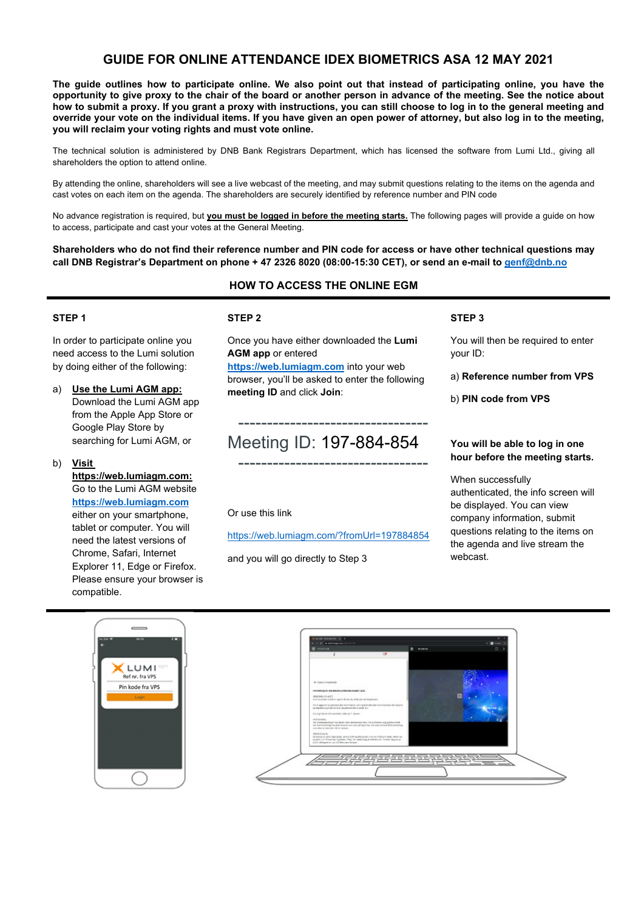# GUIDE FOR ONLINE ATTENDANCE IDEX BIOMETRICS ASA 12 MAY 2021

**The guide outlines how to participate online. We also point out that instead of participating online, you have the opportunity to give proxy to the chair of the board or another person in advance of the meeting. See the notice about how to submit a proxy. If you grant a proxy with instructions, you can still choose to log in to the general meeting and override your vote on the individual items. If you have given an open power of attorney, but also log in to the meeting, you will reclaim your voting rights and must vote online.**

The technical solution is administered by DNB Bank Registrars Department, which has licensed the software from Lumi Ltd., giving all shareholders the option to attend online.

By attending the online, shareholders will see a live webcast of the meeting, and may submit questions relating to the items on the agenda and cast votes on each item on the agenda. The shareholders are securely identified by reference number and PIN code

No advance registration is required, but **you must be logged in before the meeting starts.** The following pages will provide a guide on how to access, participate and cast your votes at the General Meeting.

**Shareholders who do not find their reference number and PIN code for access or have other technical questions may call DNB Registrar's Department on phone + 47 2326 8020 (08:00-15:30 CET), or send an e-mail to genf@dnb.no**

## HOW TO ACCESS THE ONLINE EGM

### STEP 1

In order to participate online you need access to the Lumi solution by doing either of the following:

a) **Use the Lumi AGM app:** Download the Lumi AGM app from the Apple App Store or Google Play Store by searching for Lumi AGM, or

b) **Visit https://web.lumiagm.com:** Go to the Lumi AGM website https://web.lumiagm.com either on your smartphone, tablet or computer. You will need the latest versions of Chrome, Safari, Internet Explorer 11, Edge or Firefox. Please ensure your browser is compatible.

### STEP 2

Once you have either downloaded the **Lumi AGM app** or entered **https://web.lumiagm.com** into your web browser, you'll be asked to enter the following **meeting ID** and click **Join**:

---

Meeting ID: 197-884-854

---

Or use this link

https://web.lumiagm.com/?fromUrl=197884854

and you will go directly to Step 3

### STEP 3

You will then be required to enter your ID:

a) **Reference number from VPS**

b) **PIN code from VPS**

**You will be able to log in one hour before the meeting starts.**

When successfully authenticated, the info screen will be displayed. You can view company information, submit questions relating to the items on the agenda and live stream the webcast.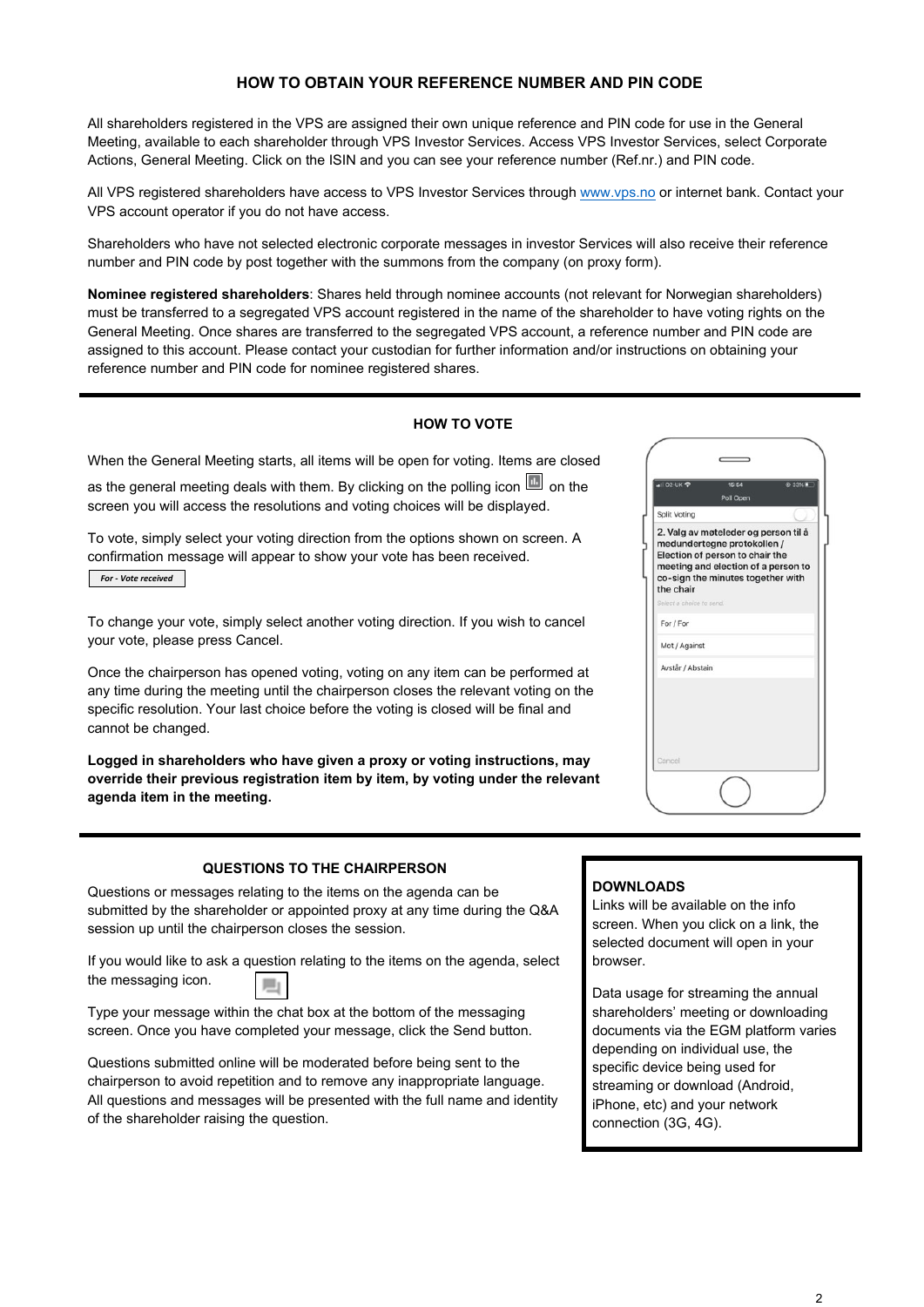## HOW TO OBTAIN YOUR REFERENCE NUMBER AND PIN CODE

All shareholders registered in the VPS are assigned their own unique reference and PIN code for use in the General Meeting, available to each shareholder through VPS Investor Services. Access VPS Investor Services, select Corporate Actions, General Meeting. Click on the ISIN and you can see your reference number (Ref.nr.) and PIN code.

All VPS registered shareholders have access to VPS Investor Services through www.vps.no or internet bank. Contact your VPS account operator if you do not have access.

Shareholders who have not selected electronic corporate messages in investor Services will also receive their reference number and PIN code by post together with the summons from the company (on proxy form).

**Nominee registered shareholders**: Shares held through nominee accounts (not relevant for Norwegian shareholders) must be transferred to a segregated VPS account registered in the name of the shareholder to have voting rights on the General Meeting. Once shares are transferred to the segregated VPS account, a reference number and PIN code are assigned to this account. Please contact your custodian for further information and/or instructions on obtaining your reference number and PIN code for nominee registered shares.

## HOW TO VOTE

When the General Meeting starts, all items will be open for voting. Items are closed as the general meeting deals with them. By clicking on the polling icon on the screen you will access the resolutions and voting choices will be displayed.

To vote, simply select your voting direction from the options shown on screen. A confirmation message will appear to show your vote has been received.

*For - Vote received*

To change your vote, simply select another voting direction. If you wish to cancel your vote, please press Cancel.

Once the chairperson has opened voting, voting on any item can be performed at any time during the meeting until the chairperson closes the relevant voting on the specific resolution. Your last choice before the voting is closed will be final and cannot be changed.

**Logged in shareholders who have given a proxy or voting instructions, may override their previous registration item by item, by voting under the relevant agenda item in the meeting.**

Poll Open

Split Voting

2. Valg av møteleder og person til å medundertegne protokollen / Election of person to chair the meeting and election of a person to co-sign the minutes together with the chair

Select a choice to send.

For / For

Mot / Against

Avstår / Abstain

Cancel

## QUESTIONS TO THE CHAIRPERSON

Questions or messages relating to the items on the agenda can be submitted by the shareholder or appointed proxy at any time during the Q&A session up until the chairperson closes the session.

If you would like to ask a question relating to the items on the agenda, select the messaging icon.

Type your message within the chat box at the bottom of the messaging screen. Once you have completed your message, click the Send button.

Questions submitted online will be moderated before being sent to the chairperson to avoid repetition and to remove any inappropriate language. All questions and messages will be presented with the full name and identity of the shareholder raising the question.

**DOWNLOADS**

Links will be available on the info screen. When you click on a link, the selected document will open in your browser.

Data usage for streaming the annual shareholders' meeting or downloading documents via the EGM platform varies depending on individual use, the specific device being used for streaming or download (Android, iPhone, etc) and your network connection (3G, 4G).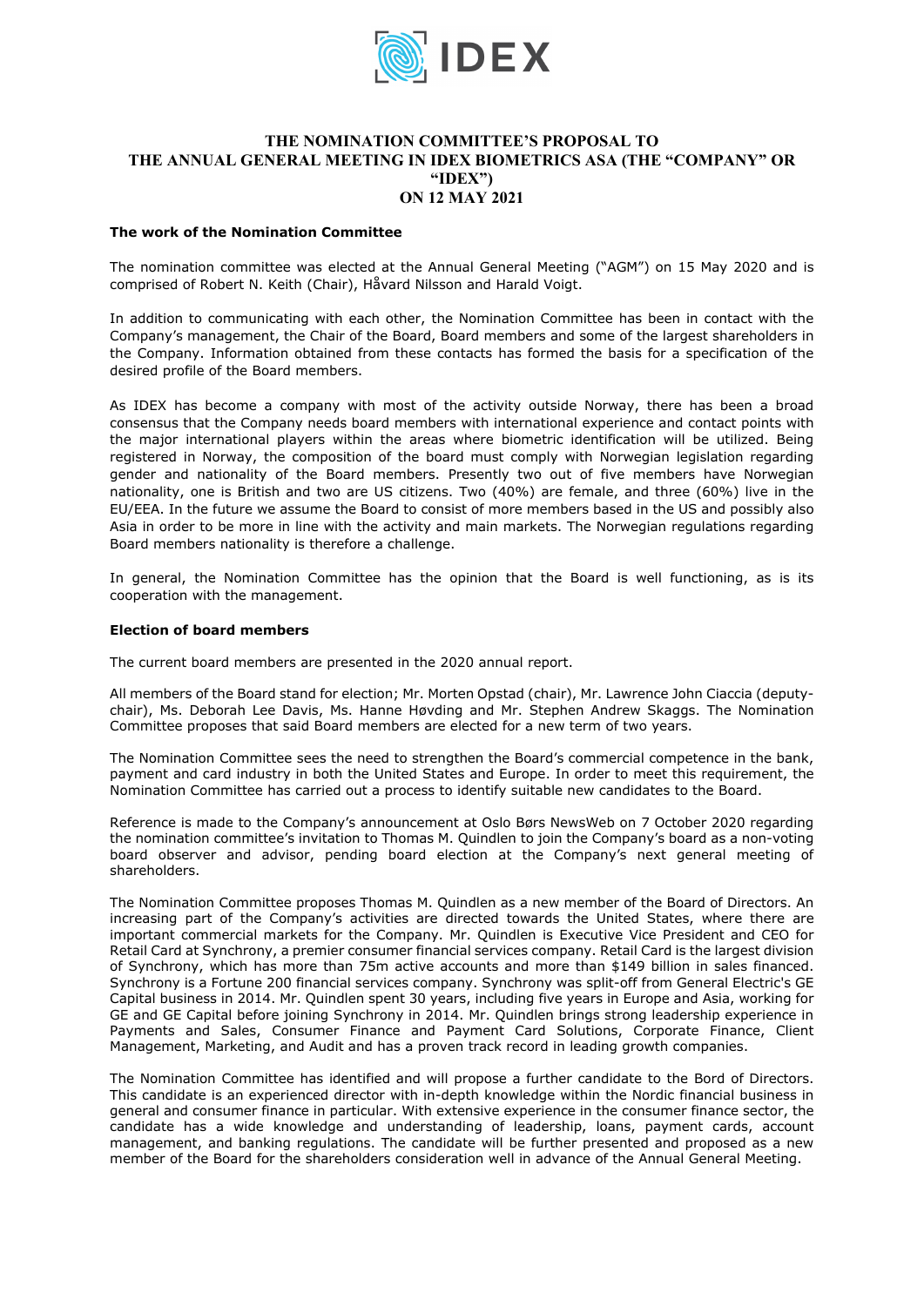# THE NOMINATION COMMITTEE'S PROPOSAL TO THE ANNUAL GENERAL MEETING IN IDEX BIOMETRICS ASA (THE "COMPANY" OR "IDEX") ON 12 MAY 2021

**The work of the Nomination Committee**

The nomination committee was elected at the Annual General Meeting ("AGM") on 15 May 2020 and is comprised of Robert N. Keith (Chair), Håvard Nilsson and Harald Voigt.

In addition to communicating with each other, the Nomination Committee has been in contact with the Company's management, the Chair of the Board, Board members and some of the largest shareholders in the Company. Information obtained from these contacts has formed the basis for a specification of the desired profile of the Board members.

As IDEX has become a company with most of the activity outside Norway, there has been a broad consensus that the Company needs board members with international experience and contact points with the major international players within the areas where biometric identification will be utilized. Being registered in Norway, the composition of the board must comply with Norwegian legislation regarding gender and nationality of the Board members. Presently two out of five members have Norwegian nationality, one is British and two are US citizens. Two (40%) are female, and three (60%) live in the EU/EEA. In the future we assume the Board to consist of more members based in the US and possibly also Asia in order to be more in line with the activity and main markets. The Norwegian regulations regarding Board members nationality is therefore a challenge.

In general, the Nomination Committee has the opinion that the Board is well functioning, as is its cooperation with the management.

**Election of board members**

The current board members are presented in the 2020 annual report.

All members of the Board stand for election; Mr. Morten Opstad (chair), Mr. Lawrence John Ciaccia (deputy-chair), Ms. Deborah Lee Davis, Ms. Hanne Høvding and Mr. Stephen Andrew Skaggs. The Nomination Committee proposes that said Board members are elected for a new term of two years.

The Nomination Committee sees the need to strengthen the Board's commercial competence in the bank, payment and card industry in both the United States and Europe. In order to meet this requirement, the Nomination Committee has carried out a process to identify suitable new candidates to the Board.

Reference is made to the Company's announcement at Oslo Børs NewsWeb on 7 October 2020 regarding the nomination committee's invitation to Thomas M. Quindlen to join the Company's board as a non-voting board observer and advisor, pending board election at the Company's next general meeting of shareholders.

The Nomination Committee proposes Thomas M. Quindlen as a new member of the Board of Directors. An increasing part of the Company's activities are directed towards the United States, where there are important commercial markets for the Company. Mr. Quindlen is Executive Vice President and CEO for Retail Card at Synchrony, a premier consumer financial services company. Retail Card is the largest division of Synchrony, which has more than 75m active accounts and more than $149 billion in sales financed. Synchrony is a Fortune 200 financial services company. Synchrony was split-off from General Electric's GE Capital business in 2014. Mr. Quindlen spent 30 years, including five years in Europe and Asia, working for GE and GE Capital before joining Synchrony in 2014. Mr. Quindlen brings strong leadership experience in Payments and Sales, Consumer Finance and Payment Card Solutions, Corporate Finance, Client Management, Marketing, and Audit and has a proven track record in leading growth companies.

The Nomination Committee has identified and will propose a further candidate to the Bord of Directors. This candidate is an experienced director with in-depth knowledge within the Nordic financial business in general and consumer finance in particular. With extensive experience in the consumer finance sector, the candidate has a wide knowledge and understanding of leadership, loans, payment cards, account management, and banking regulations. The candidate will be further presented and proposed as a new member of the Board for the shareholders consideration well in advance of the Annual General Meeting.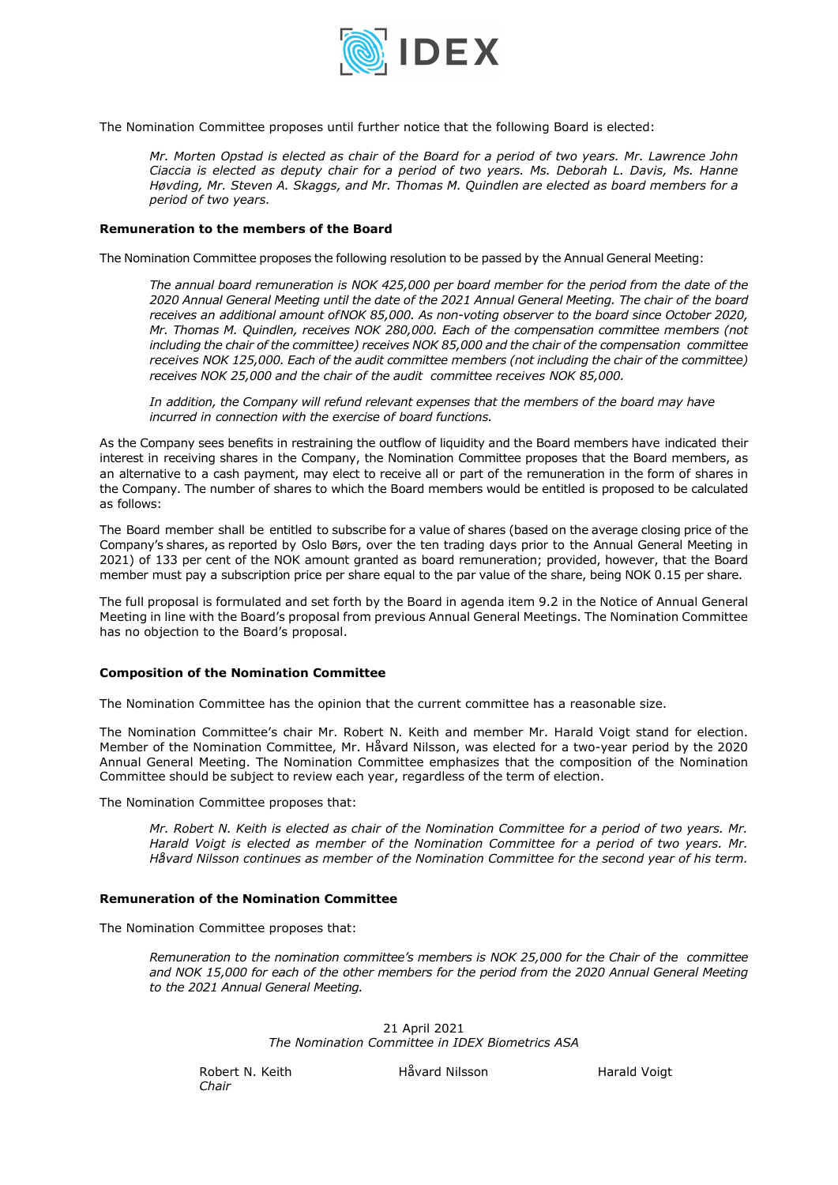The Nomination Committee proposes until further notice that the following Board is elected:

> *Mr. Morten Opstad is elected as chair of the Board for a period of two years. Mr. Lawrence John Ciaccia is elected as deputy chair for a period of two years. Ms. Deborah L. Davis, Ms. Hanne Høvding, Mr. Steven A. Skaggs, and Mr. Thomas M. Quindlen are elected as board members for a period of two years.*

**Remuneration to the members of the Board**

The Nomination Committee proposes the following resolution to be passed by the Annual General Meeting:

> *The annual board remuneration is NOK 425,000 per board member for the period from the date of the 2020 Annual General Meeting until the date of the 2021 Annual General Meeting. The chair of the board receives an additional amount ofNOK 85,000. As non-voting observer to the board since October 2020, Mr. Thomas M. Quindlen, receives NOK 280,000. Each of the compensation committee members (not including the chair of the committee) receives NOK 85,000 and the chair of the compensation committee receives NOK 125,000. Each of the audit committee members (not including the chair of the committee) receives NOK 25,000 and the chair of the audit committee receives NOK 85,000.*
>
> *In addition, the Company will refund relevant expenses that the members of the board may have incurred in connection with the exercise of board functions.*

As the Company sees benefits in restraining the outflow of liquidity and the Board members have indicated their interest in receiving shares in the Company, the Nomination Committee proposes that the Board members, as an alternative to a cash payment, may elect to receive all or part of the remuneration in the form of shares in the Company. The number of shares to which the Board members would be entitled is proposed to be calculated as follows:

The Board member shall be entitled to subscribe for a value of shares (based on the average closing price of the Company's shares, as reported by Oslo Børs, over the ten trading days prior to the Annual General Meeting in 2021) of 133 per cent of the NOK amount granted as board remuneration; provided, however, that the Board member must pay a subscription price per share equal to the par value of the share, being NOK 0.15 per share.

The full proposal is formulated and set forth by the Board in agenda item 9.2 in the Notice of Annual General Meeting in line with the Board's proposal from previous Annual General Meetings. The Nomination Committee has no objection to the Board's proposal.

**Composition of the Nomination Committee**

The Nomination Committee has the opinion that the current committee has a reasonable size.

The Nomination Committee's chair Mr. Robert N. Keith and member Mr. Harald Voigt stand for election. Member of the Nomination Committee, Mr. Håvard Nilsson, was elected for a two-year period by the 2020 Annual General Meeting. The Nomination Committee emphasizes that the composition of the Nomination Committee should be subject to review each year, regardless of the term of election.

The Nomination Committee proposes that:

> *Mr. Robert N. Keith is elected as chair of the Nomination Committee for a period of two years. Mr. Harald Voigt is elected as member of the Nomination Committee for a period of two years. Mr. Håvard Nilsson continues as member of the Nomination Committee for the second year of his term.*

**Remuneration of the Nomination Committee**

The Nomination Committee proposes that:

> *Remuneration to the nomination committee's members is NOK 25,000 for the Chair of the committee and NOK 15,000 for each of the other members for the period from the 2020 Annual General Meeting to the 2021 Annual General Meeting.*

21 April 2021
*The Nomination Committee in IDEX Biometrics ASA*

| Robert N. Keith<br>*Chair* | Håvard Nilsson | Harald Voigt |
|---|---|---|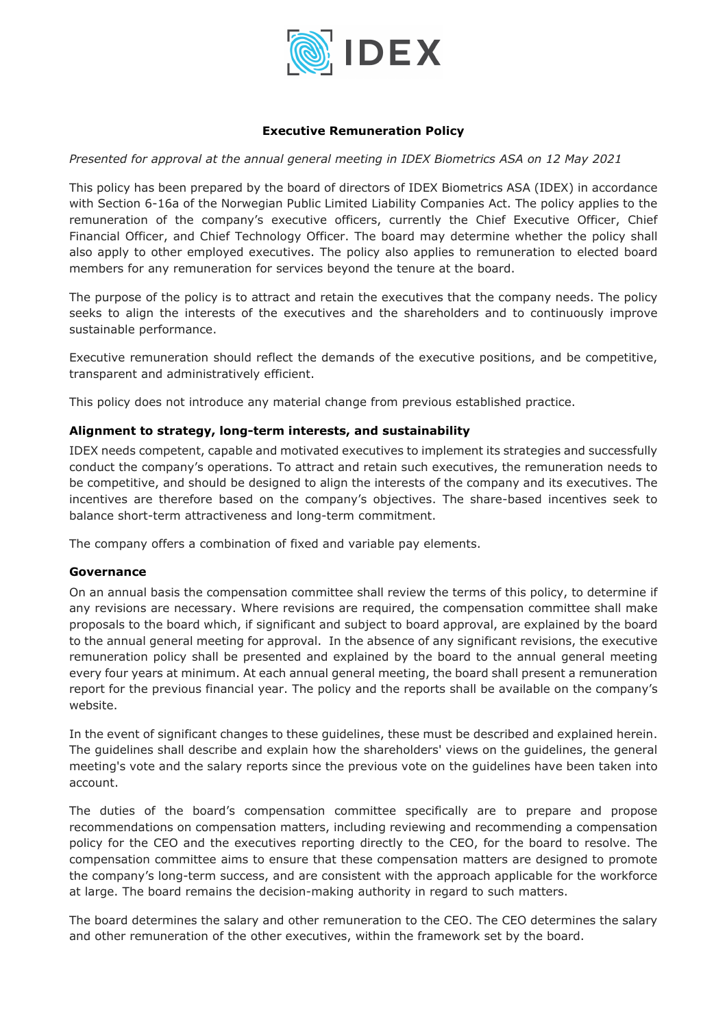IDEX

**Executive Remuneration Policy**

*Presented for approval at the annual general meeting in IDEX Biometrics ASA on 12 May 2021*

This policy has been prepared by the board of directors of IDEX Biometrics ASA (IDEX) in accordance with Section 6-16a of the Norwegian Public Limited Liability Companies Act. The policy applies to the remuneration of the company's executive officers, currently the Chief Executive Officer, Chief Financial Officer, and Chief Technology Officer. The board may determine whether the policy shall also apply to other employed executives. The policy also applies to remuneration to elected board members for any remuneration for services beyond the tenure at the board.

The purpose of the policy is to attract and retain the executives that the company needs. The policy seeks to align the interests of the executives and the shareholders and to continuously improve sustainable performance.

Executive remuneration should reflect the demands of the executive positions, and be competitive, transparent and administratively efficient.

This policy does not introduce any material change from previous established practice.

**Alignment to strategy, long-term interests, and sustainability**

IDEX needs competent, capable and motivated executives to implement its strategies and successfully conduct the company's operations. To attract and retain such executives, the remuneration needs to be competitive, and should be designed to align the interests of the company and its executives. The incentives are therefore based on the company's objectives. The share-based incentives seek to balance short-term attractiveness and long-term commitment.

The company offers a combination of fixed and variable pay elements.

**Governance**

On an annual basis the compensation committee shall review the terms of this policy, to determine if any revisions are necessary. Where revisions are required, the compensation committee shall make proposals to the board which, if significant and subject to board approval, are explained by the board to the annual general meeting for approval. In the absence of any significant revisions, the executive remuneration policy shall be presented and explained by the board to the annual general meeting every four years at minimum. At each annual general meeting, the board shall present a remuneration report for the previous financial year. The policy and the reports shall be available on the company's website.

In the event of significant changes to these guidelines, these must be described and explained herein. The guidelines shall describe and explain how the shareholders' views on the guidelines, the general meeting's vote and the salary reports since the previous vote on the guidelines have been taken into account.

The duties of the board's compensation committee specifically are to prepare and propose recommendations on compensation matters, including reviewing and recommending a compensation policy for the CEO and the executives reporting directly to the CEO, for the board to resolve. The compensation committee aims to ensure that these compensation matters are designed to promote the company's long-term success, and are consistent with the approach applicable for the workforce at large. The board remains the decision-making authority in regard to such matters.

The board determines the salary and other remuneration to the CEO. The CEO determines the salary and other remuneration of the other executives, within the framework set by the board.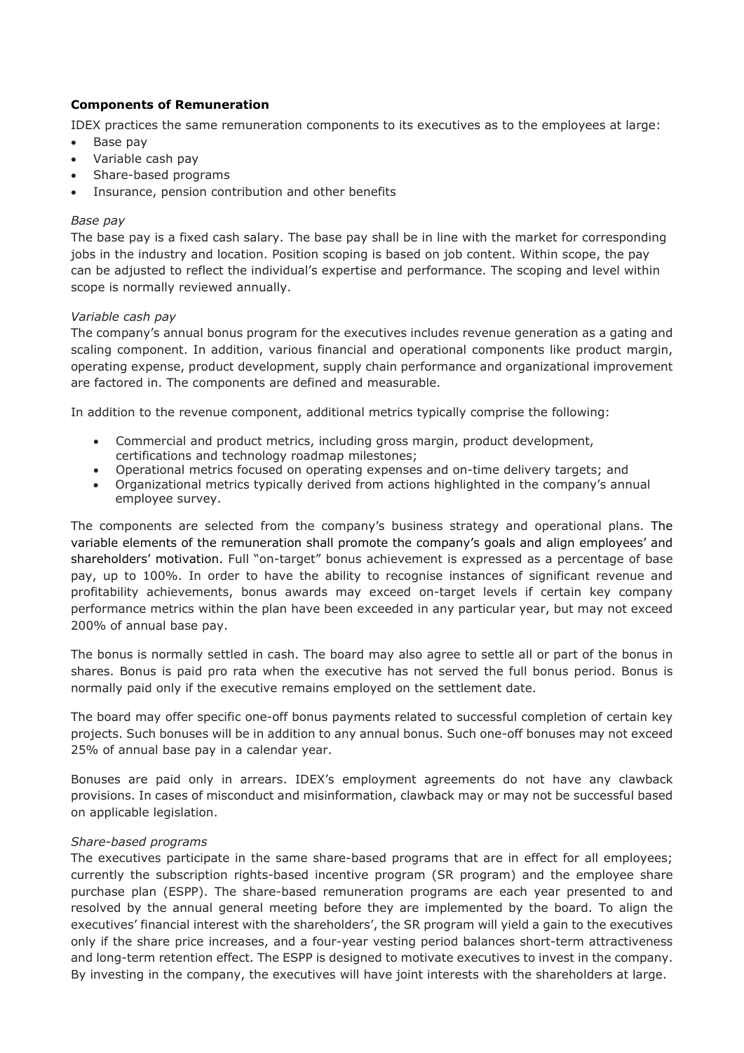**Components of Remuneration**

IDEX practices the same remuneration components to its executives as to the employees at large:

- Base pay
- Variable cash pay
- Share-based programs
- Insurance, pension contribution and other benefits

*Base pay*

The base pay is a fixed cash salary. The base pay shall be in line with the market for corresponding jobs in the industry and location. Position scoping is based on job content. Within scope, the pay can be adjusted to reflect the individual's expertise and performance. The scoping and level within scope is normally reviewed annually.

*Variable cash pay*

The company's annual bonus program for the executives includes revenue generation as a gating and scaling component. In addition, various financial and operational components like product margin, operating expense, product development, supply chain performance and organizational improvement are factored in. The components are defined and measurable.

In addition to the revenue component, additional metrics typically comprise the following:

- Commercial and product metrics, including gross margin, product development, certifications and technology roadmap milestones;
- Operational metrics focused on operating expenses and on-time delivery targets; and
- Organizational metrics typically derived from actions highlighted in the company's annual employee survey.

The components are selected from the company's business strategy and operational plans. The variable elements of the remuneration shall promote the company's goals and align employees' and shareholders' motivation. Full "on-target" bonus achievement is expressed as a percentage of base pay, up to 100%. In order to have the ability to recognise instances of significant revenue and profitability achievements, bonus awards may exceed on-target levels if certain key company performance metrics within the plan have been exceeded in any particular year, but may not exceed 200% of annual base pay.

The bonus is normally settled in cash. The board may also agree to settle all or part of the bonus in shares. Bonus is paid pro rata when the executive has not served the full bonus period. Bonus is normally paid only if the executive remains employed on the settlement date.

The board may offer specific one-off bonus payments related to successful completion of certain key projects. Such bonuses will be in addition to any annual bonus. Such one-off bonuses may not exceed 25% of annual base pay in a calendar year.

Bonuses are paid only in arrears. IDEX's employment agreements do not have any clawback provisions. In cases of misconduct and misinformation, clawback may or may not be successful based on applicable legislation.

*Share-based programs*

The executives participate in the same share-based programs that are in effect for all employees; currently the subscription rights-based incentive program (SR program) and the employee share purchase plan (ESPP). The share-based remuneration programs are each year presented to and resolved by the annual general meeting before they are implemented by the board. To align the executives' financial interest with the shareholders', the SR program will yield a gain to the executives only if the share price increases, and a four-year vesting period balances short-term attractiveness and long-term retention effect. The ESPP is designed to motivate executives to invest in the company. By investing in the company, the executives will have joint interests with the shareholders at large.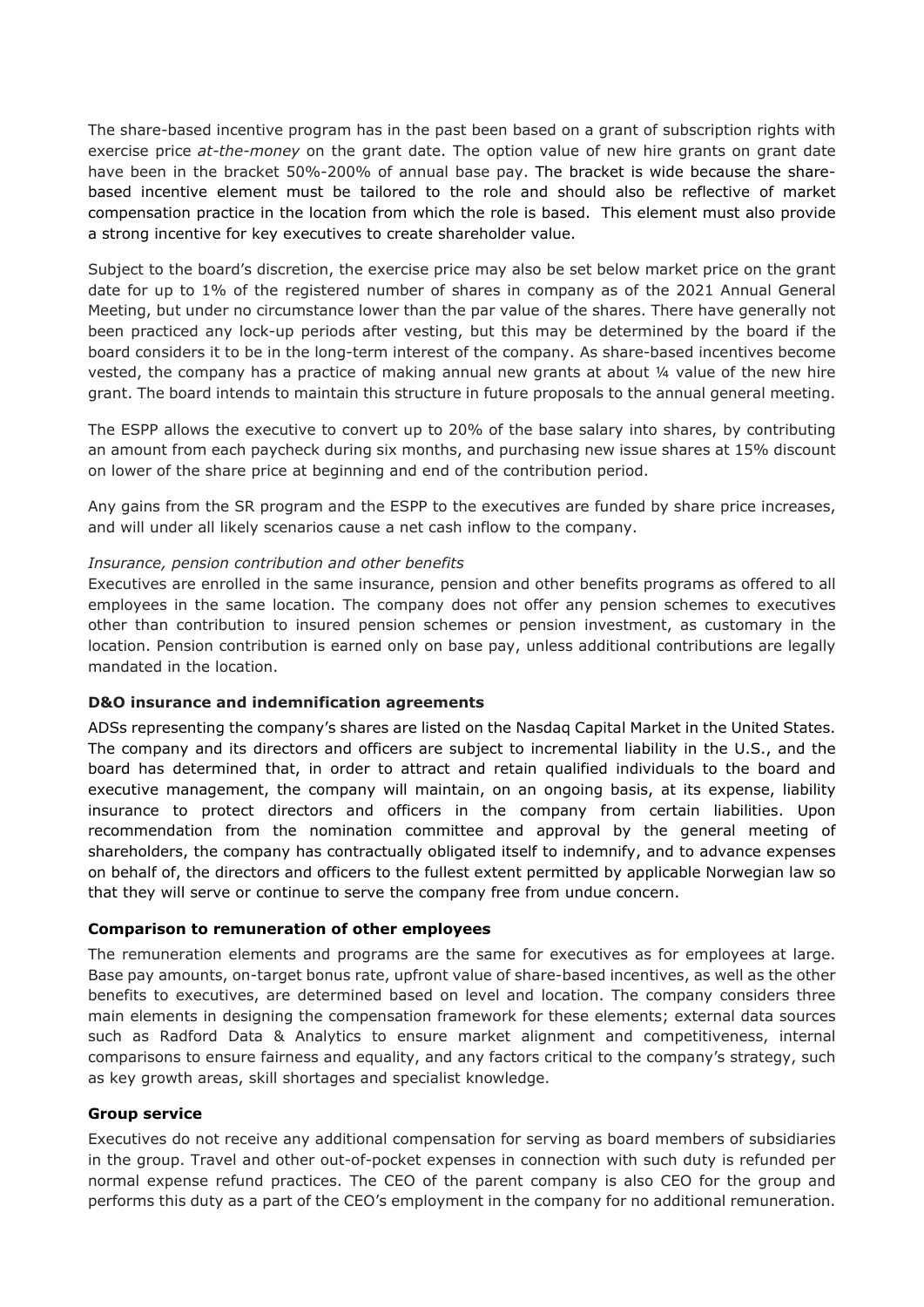The share-based incentive program has in the past been based on a grant of subscription rights with exercise price *at-the-money* on the grant date. The option value of new hire grants on grant date have been in the bracket 50%-200% of annual base pay. The bracket is wide because the share-based incentive element must be tailored to the role and should also be reflective of market compensation practice in the location from which the role is based. This element must also provide a strong incentive for key executives to create shareholder value.

Subject to the board's discretion, the exercise price may also be set below market price on the grant date for up to 1% of the registered number of shares in company as of the 2021 Annual General Meeting, but under no circumstance lower than the par value of the shares. There have generally not been practiced any lock-up periods after vesting, but this may be determined by the board if the board considers it to be in the long-term interest of the company. As share-based incentives become vested, the company has a practice of making annual new grants at about ¼ value of the new hire grant. The board intends to maintain this structure in future proposals to the annual general meeting.

The ESPP allows the executive to convert up to 20% of the base salary into shares, by contributing an amount from each paycheck during six months, and purchasing new issue shares at 15% discount on lower of the share price at beginning and end of the contribution period.

Any gains from the SR program and the ESPP to the executives are funded by share price increases, and will under all likely scenarios cause a net cash inflow to the company.

*Insurance, pension contribution and other benefits*

Executives are enrolled in the same insurance, pension and other benefits programs as offered to all employees in the same location. The company does not offer any pension schemes to executives other than contribution to insured pension schemes or pension investment, as customary in the location. Pension contribution is earned only on base pay, unless additional contributions are legally mandated in the location.

**D&O insurance and indemnification agreements**

ADSs representing the company's shares are listed on the Nasdaq Capital Market in the United States. The company and its directors and officers are subject to incremental liability in the U.S., and the board has determined that, in order to attract and retain qualified individuals to the board and executive management, the company will maintain, on an ongoing basis, at its expense, liability insurance to protect directors and officers in the company from certain liabilities. Upon recommendation from the nomination committee and approval by the general meeting of shareholders, the company has contractually obligated itself to indemnify, and to advance expenses on behalf of, the directors and officers to the fullest extent permitted by applicable Norwegian law so that they will serve or continue to serve the company free from undue concern.

**Comparison to remuneration of other employees**

The remuneration elements and programs are the same for executives as for employees at large. Base pay amounts, on-target bonus rate, upfront value of share-based incentives, as well as the other benefits to executives, are determined based on level and location. The company considers three main elements in designing the compensation framework for these elements; external data sources such as Radford Data & Analytics to ensure market alignment and competitiveness, internal comparisons to ensure fairness and equality, and any factors critical to the company's strategy, such as key growth areas, skill shortages and specialist knowledge.

**Group service**

Executives do not receive any additional compensation for serving as board members of subsidiaries in the group. Travel and other out-of-pocket expenses in connection with such duty is refunded per normal expense refund practices. The CEO of the parent company is also CEO for the group and performs this duty as a part of the CEO's employment in the company for no additional remuneration.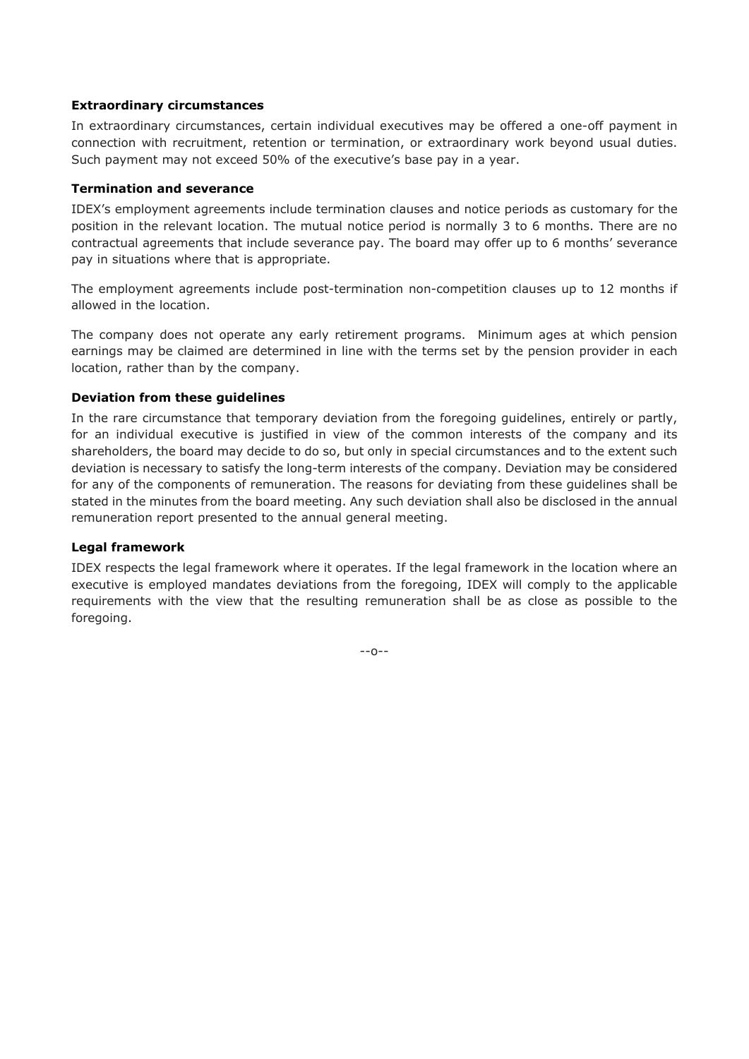**Extraordinary circumstances**

In extraordinary circumstances, certain individual executives may be offered a one-off payment in connection with recruitment, retention or termination, or extraordinary work beyond usual duties. Such payment may not exceed 50% of the executive's base pay in a year.

**Termination and severance**

IDEX's employment agreements include termination clauses and notice periods as customary for the position in the relevant location. The mutual notice period is normally 3 to 6 months. There are no contractual agreements that include severance pay. The board may offer up to 6 months' severance pay in situations where that is appropriate.

The employment agreements include post-termination non-competition clauses up to 12 months if allowed in the location.

The company does not operate any early retirement programs. Minimum ages at which pension earnings may be claimed are determined in line with the terms set by the pension provider in each location, rather than by the company.

**Deviation from these guidelines**

In the rare circumstance that temporary deviation from the foregoing guidelines, entirely or partly, for an individual executive is justified in view of the common interests of the company and its shareholders, the board may decide to do so, but only in special circumstances and to the extent such deviation is necessary to satisfy the long-term interests of the company. Deviation may be considered for any of the components of remuneration. The reasons for deviating from these guidelines shall be stated in the minutes from the board meeting. Any such deviation shall also be disclosed in the annual remuneration report presented to the annual general meeting.

**Legal framework**

IDEX respects the legal framework where it operates. If the legal framework in the location where an executive is employed mandates deviations from the foregoing, IDEX will comply to the applicable requirements with the view that the resulting remuneration shall be as close as possible to the foregoing.

--o--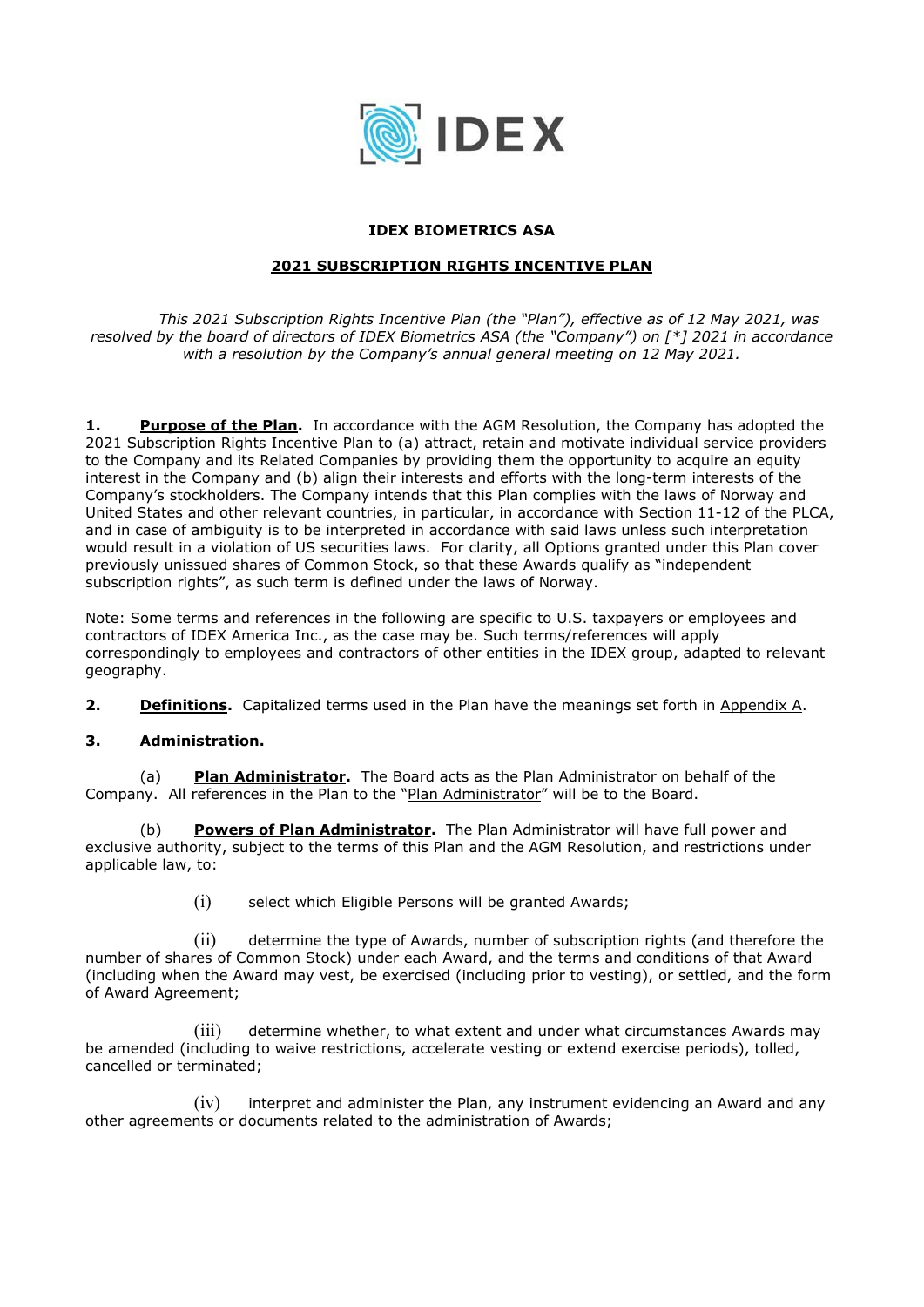**IDEX BIOMETRICS ASA**

**2021 SUBSCRIPTION RIGHTS INCENTIVE PLAN**

*This 2021 Subscription Rights Incentive Plan (the "Plan"), effective as of 12 May 2021, was resolved by the board of directors of IDEX Biometrics ASA (the "Company") on [*] 2021 in accordance with a resolution by the Company's annual general meeting on 12 May 2021.*

**1. Purpose of the Plan.** In accordance with the AGM Resolution, the Company has adopted the 2021 Subscription Rights Incentive Plan to (a) attract, retain and motivate individual service providers to the Company and its Related Companies by providing them the opportunity to acquire an equity interest in the Company and (b) align their interests and efforts with the long-term interests of the Company's stockholders. The Company intends that this Plan complies with the laws of Norway and United States and other relevant countries, in particular, in accordance with Section 11-12 of the PLCA, and in case of ambiguity is to be interpreted in accordance with said laws unless such interpretation would result in a violation of US securities laws. For clarity, all Options granted under this Plan cover previously unissued shares of Common Stock, so that these Awards qualify as "independent subscription rights", as such term is defined under the laws of Norway.

Note: Some terms and references in the following are specific to U.S. taxpayers or employees and contractors of IDEX America Inc., as the case may be. Such terms/references will apply correspondingly to employees and contractors of other entities in the IDEX group, adapted to relevant geography.

**2. Definitions.** Capitalized terms used in the Plan have the meanings set forth in Appendix A.

**3. Administration.**

(a) **Plan Administrator.** The Board acts as the Plan Administrator on behalf of the Company. All references in the Plan to the "Plan Administrator" will be to the Board.

(b) **Powers of Plan Administrator.** The Plan Administrator will have full power and exclusive authority, subject to the terms of this Plan and the AGM Resolution, and restrictions under applicable law, to:

(i) select which Eligible Persons will be granted Awards;

(ii) determine the type of Awards, number of subscription rights (and therefore the number of shares of Common Stock) under each Award, and the terms and conditions of that Award (including when the Award may vest, be exercised (including prior to vesting), or settled, and the form of Award Agreement;

(iii) determine whether, to what extent and under what circumstances Awards may be amended (including to waive restrictions, accelerate vesting or extend exercise periods), tolled, cancelled or terminated;

(iv) interpret and administer the Plan, any instrument evidencing an Award and any other agreements or documents related to the administration of Awards;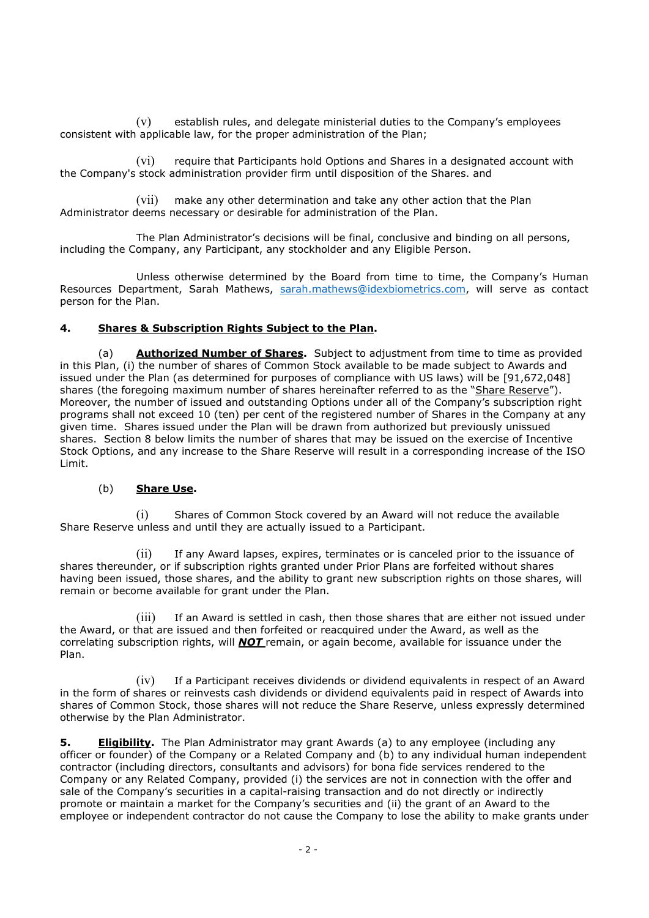(v) establish rules, and delegate ministerial duties to the Company's employees consistent with applicable law, for the proper administration of the Plan;

(vi) require that Participants hold Options and Shares in a designated account with the Company's stock administration provider firm until disposition of the Shares. and

(vii) make any other determination and take any other action that the Plan Administrator deems necessary or desirable for administration of the Plan.

The Plan Administrator's decisions will be final, conclusive and binding on all persons, including the Company, any Participant, any stockholder and any Eligible Person.

Unless otherwise determined by the Board from time to time, the Company's Human Resources Department, Sarah Mathews, sarah.mathews@idexbiometrics.com, will serve as contact person for the Plan.

**4. <u>Shares & Subscription Rights Subject to the Plan</u>.**

(a) **<u>Authorized Number of Shares</u>.** Subject to adjustment from time to time as provided in this Plan, (i) the number of shares of Common Stock available to be made subject to Awards and issued under the Plan (as determined for purposes of compliance with US laws) will be [91,672,048] shares (the foregoing maximum number of shares hereinafter referred to as the "<u>Share Reserve</u>"). Moreover, the number of issued and outstanding Options under all of the Company's subscription right programs shall not exceed 10 (ten) per cent of the registered number of Shares in the Company at any given time. Shares issued under the Plan will be drawn from authorized but previously unissued shares. Section 8 below limits the number of shares that may be issued on the exercise of Incentive Stock Options, and any increase to the Share Reserve will result in a corresponding increase of the ISO Limit.

(b) **<u>Share Use</u>.**

(i) Shares of Common Stock covered by an Award will not reduce the available Share Reserve unless and until they are actually issued to a Participant.

(ii) If any Award lapses, expires, terminates or is canceled prior to the issuance of shares thereunder, or if subscription rights granted under Prior Plans are forfeited without shares having been issued, those shares, and the ability to grant new subscription rights on those shares, will remain or become available for grant under the Plan.

(iii) If an Award is settled in cash, then those shares that are either not issued under the Award, or that are issued and then forfeited or reacquired under the Award, as well as the correlating subscription rights, will ***<u>NOT</u>*** remain, or again become, available for issuance under the Plan.

(iv) If a Participant receives dividends or dividend equivalents in respect of an Award in the form of shares or reinvests cash dividends or dividend equivalents paid in respect of Awards into shares of Common Stock, those shares will not reduce the Share Reserve, unless expressly determined otherwise by the Plan Administrator.

**5. <u>Eligibility</u>.** The Plan Administrator may grant Awards (a) to any employee (including any officer or founder) of the Company or a Related Company and (b) to any individual human independent contractor (including directors, consultants and advisors) for bona fide services rendered to the Company or any Related Company, provided (i) the services are not in connection with the offer and sale of the Company's securities in a capital-raising transaction and do not directly or indirectly promote or maintain a market for the Company's securities and (ii) the grant of an Award to the employee or independent contractor do not cause the Company to lose the ability to make grants under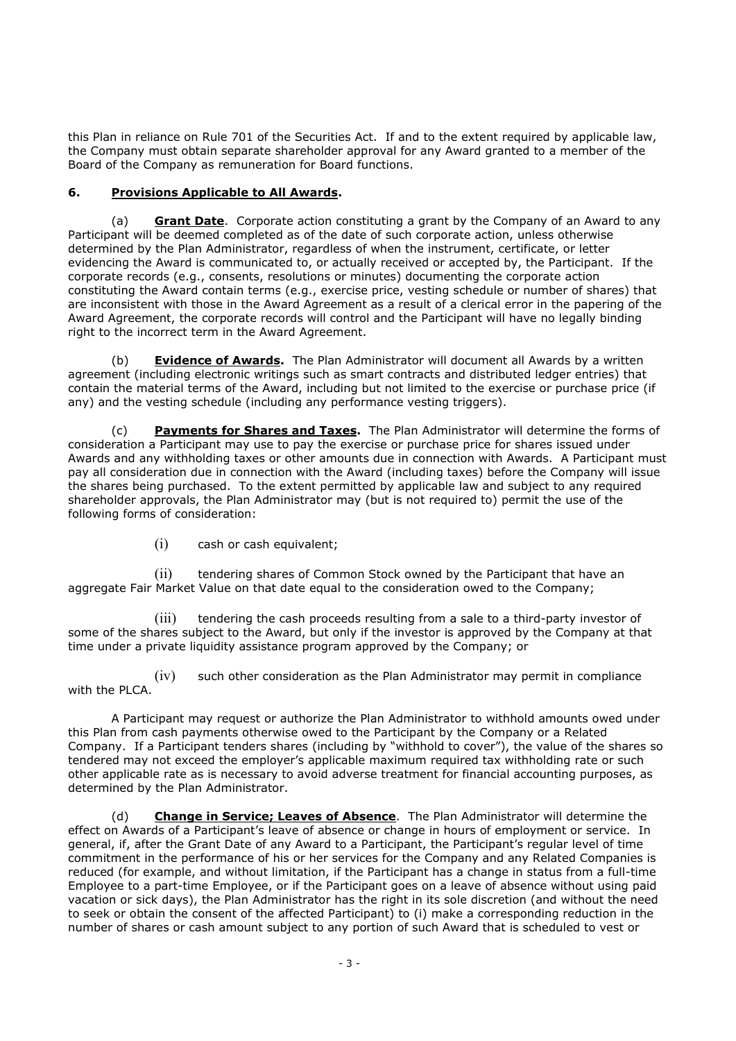this Plan in reliance on Rule 701 of the Securities Act. If and to the extent required by applicable law, the Company must obtain separate shareholder approval for any Award granted to a member of the Board of the Company as remuneration for Board functions.

**6. Provisions Applicable to All Awards.**

(a) **Grant Date**. Corporate action constituting a grant by the Company of an Award to any Participant will be deemed completed as of the date of such corporate action, unless otherwise determined by the Plan Administrator, regardless of when the instrument, certificate, or letter evidencing the Award is communicated to, or actually received or accepted by, the Participant. If the corporate records (e.g., consents, resolutions or minutes) documenting the corporate action constituting the Award contain terms (e.g., exercise price, vesting schedule or number of shares) that are inconsistent with those in the Award Agreement as a result of a clerical error in the papering of the Award Agreement, the corporate records will control and the Participant will have no legally binding right to the incorrect term in the Award Agreement.

(b) **Evidence of Awards.** The Plan Administrator will document all Awards by a written agreement (including electronic writings such as smart contracts and distributed ledger entries) that contain the material terms of the Award, including but not limited to the exercise or purchase price (if any) and the vesting schedule (including any performance vesting triggers).

(c) **Payments for Shares and Taxes.** The Plan Administrator will determine the forms of consideration a Participant may use to pay the exercise or purchase price for shares issued under Awards and any withholding taxes or other amounts due in connection with Awards. A Participant must pay all consideration due in connection with the Award (including taxes) before the Company will issue the shares being purchased. To the extent permitted by applicable law and subject to any required shareholder approvals, the Plan Administrator may (but is not required to) permit the use of the following forms of consideration:

(i) cash or cash equivalent;

(ii) tendering shares of Common Stock owned by the Participant that have an aggregate Fair Market Value on that date equal to the consideration owed to the Company;

(iii) tendering the cash proceeds resulting from a sale to a third-party investor of some of the shares subject to the Award, but only if the investor is approved by the Company at that time under a private liquidity assistance program approved by the Company; or

(iv) such other consideration as the Plan Administrator may permit in compliance with the PLCA.

A Participant may request or authorize the Plan Administrator to withhold amounts owed under this Plan from cash payments otherwise owed to the Participant by the Company or a Related Company. If a Participant tenders shares (including by "withhold to cover"), the value of the shares so tendered may not exceed the employer's applicable maximum required tax withholding rate or such other applicable rate as is necessary to avoid adverse treatment for financial accounting purposes, as determined by the Plan Administrator.

(d) **Change in Service; Leaves of Absence**. The Plan Administrator will determine the effect on Awards of a Participant's leave of absence or change in hours of employment or service. In general, if, after the Grant Date of any Award to a Participant, the Participant's regular level of time commitment in the performance of his or her services for the Company and any Related Companies is reduced (for example, and without limitation, if the Participant has a change in status from a full-time Employee to a part-time Employee, or if the Participant goes on a leave of absence without using paid vacation or sick days), the Plan Administrator has the right in its sole discretion (and without the need to seek or obtain the consent of the affected Participant) to (i) make a corresponding reduction in the number of shares or cash amount subject to any portion of such Award that is scheduled to vest or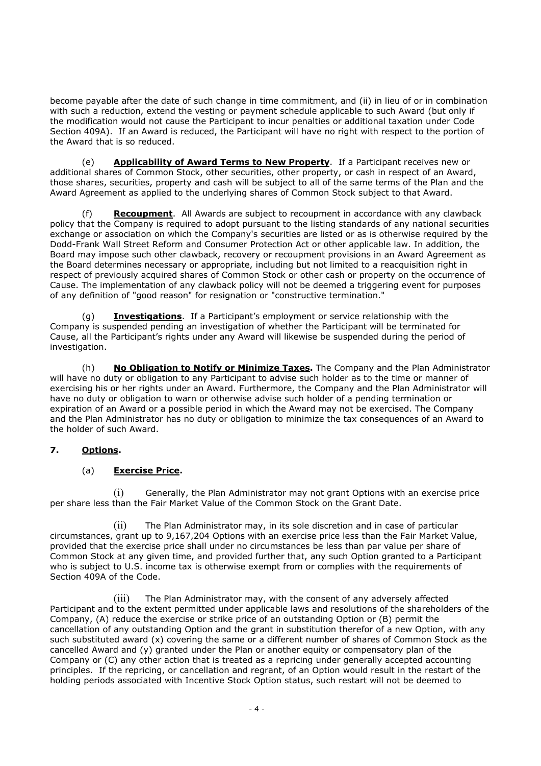become payable after the date of such change in time commitment, and (ii) in lieu of or in combination with such a reduction, extend the vesting or payment schedule applicable to such Award (but only if the modification would not cause the Participant to incur penalties or additional taxation under Code Section 409A). If an Award is reduced, the Participant will have no right with respect to the portion of the Award that is so reduced.

(e) **Applicability of Award Terms to New Property**. If a Participant receives new or additional shares of Common Stock, other securities, other property, or cash in respect of an Award, those shares, securities, property and cash will be subject to all of the same terms of the Plan and the Award Agreement as applied to the underlying shares of Common Stock subject to that Award.

(f) **Recoupment**. All Awards are subject to recoupment in accordance with any clawback policy that the Company is required to adopt pursuant to the listing standards of any national securities exchange or association on which the Company's securities are listed or as is otherwise required by the Dodd-Frank Wall Street Reform and Consumer Protection Act or other applicable law. In addition, the Board may impose such other clawback, recovery or recoupment provisions in an Award Agreement as the Board determines necessary or appropriate, including but not limited to a reacquisition right in respect of previously acquired shares of Common Stock or other cash or property on the occurrence of Cause. The implementation of any clawback policy will not be deemed a triggering event for purposes of any definition of "good reason" for resignation or "constructive termination."

(g) **Investigations**. If a Participant's employment or service relationship with the Company is suspended pending an investigation of whether the Participant will be terminated for Cause, all the Participant's rights under any Award will likewise be suspended during the period of investigation.

(h) **No Obligation to Notify or Minimize Taxes.** The Company and the Plan Administrator will have no duty or obligation to any Participant to advise such holder as to the time or manner of exercising his or her rights under an Award. Furthermore, the Company and the Plan Administrator will have no duty or obligation to warn or otherwise advise such holder of a pending termination or expiration of an Award or a possible period in which the Award may not be exercised. The Company and the Plan Administrator has no duty or obligation to minimize the tax consequences of an Award to the holder of such Award.

**7. Options.**

(a) **Exercise Price.**

(i) Generally, the Plan Administrator may not grant Options with an exercise price per share less than the Fair Market Value of the Common Stock on the Grant Date.

(ii) The Plan Administrator may, in its sole discretion and in case of particular circumstances, grant up to 9,167,204 Options with an exercise price less than the Fair Market Value, provided that the exercise price shall under no circumstances be less than par value per share of Common Stock at any given time, and provided further that, any such Option granted to a Participant who is subject to U.S. income tax is otherwise exempt from or complies with the requirements of Section 409A of the Code.

(iii) The Plan Administrator may, with the consent of any adversely affected Participant and to the extent permitted under applicable laws and resolutions of the shareholders of the Company, (A) reduce the exercise or strike price of an outstanding Option or (B) permit the cancellation of any outstanding Option and the grant in substitution therefor of a new Option, with any such substituted award (x) covering the same or a different number of shares of Common Stock as the cancelled Award and (y) granted under the Plan or another equity or compensatory plan of the Company or (C) any other action that is treated as a repricing under generally accepted accounting principles. If the repricing, or cancellation and regrant, of an Option would result in the restart of the holding periods associated with Incentive Stock Option status, such restart will not be deemed to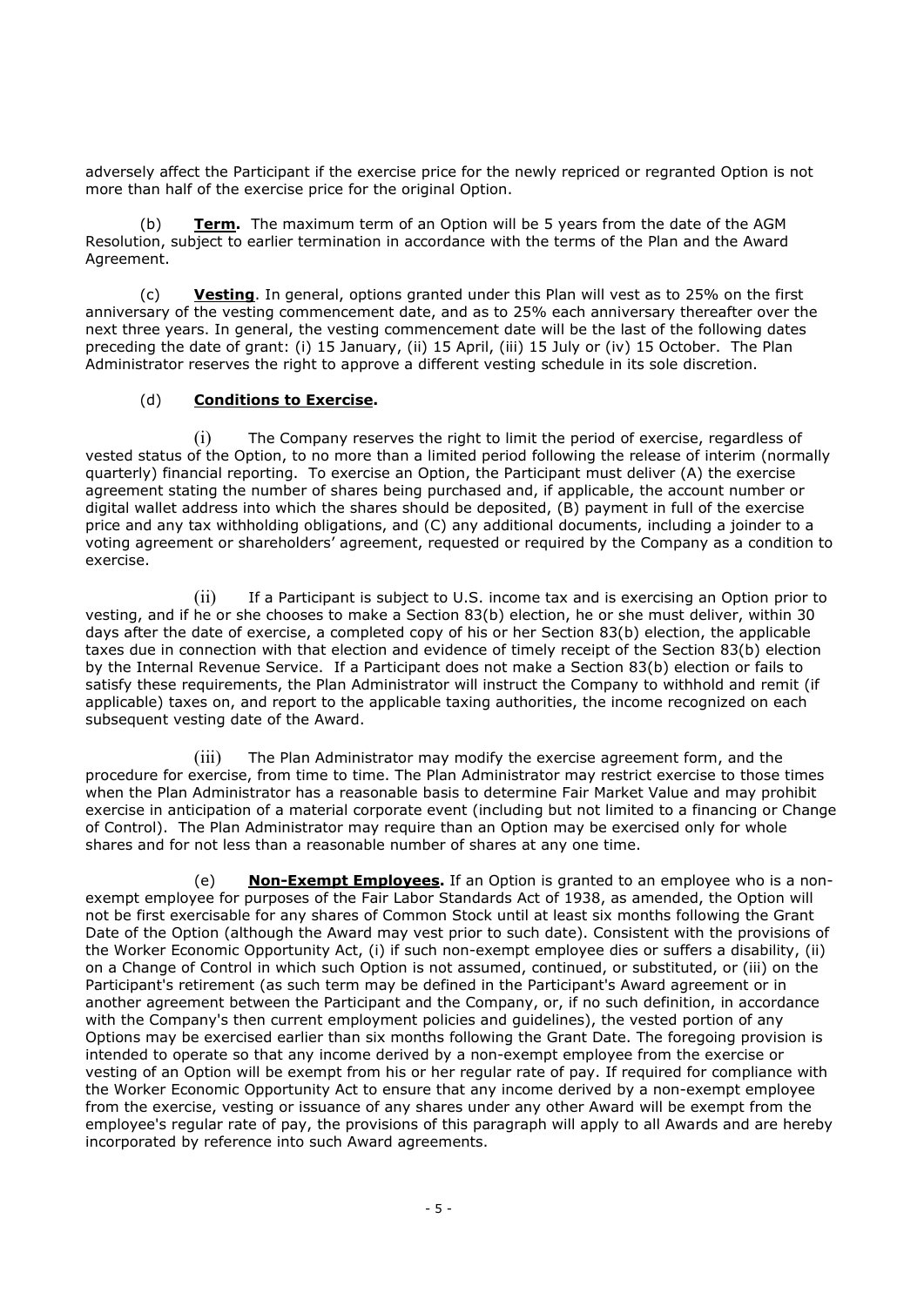adversely affect the Participant if the exercise price for the newly repriced or regranted Option is not more than half of the exercise price for the original Option.

(b) **Term.** The maximum term of an Option will be 5 years from the date of the AGM Resolution, subject to earlier termination in accordance with the terms of the Plan and the Award Agreement.

(c) **Vesting**. In general, options granted under this Plan will vest as to 25% on the first anniversary of the vesting commencement date, and as to 25% each anniversary thereafter over the next three years. In general, the vesting commencement date will be the last of the following dates preceding the date of grant: (i) 15 January, (ii) 15 April, (iii) 15 July or (iv) 15 October. The Plan Administrator reserves the right to approve a different vesting schedule in its sole discretion.

(d) **Conditions to Exercise.**

(i) The Company reserves the right to limit the period of exercise, regardless of vested status of the Option, to no more than a limited period following the release of interim (normally quarterly) financial reporting. To exercise an Option, the Participant must deliver (A) the exercise agreement stating the number of shares being purchased and, if applicable, the account number or digital wallet address into which the shares should be deposited, (B) payment in full of the exercise price and any tax withholding obligations, and (C) any additional documents, including a joinder to a voting agreement or shareholders' agreement, requested or required by the Company as a condition to exercise.

(ii) If a Participant is subject to U.S. income tax and is exercising an Option prior to vesting, and if he or she chooses to make a Section 83(b) election, he or she must deliver, within 30 days after the date of exercise, a completed copy of his or her Section 83(b) election, the applicable taxes due in connection with that election and evidence of timely receipt of the Section 83(b) election by the Internal Revenue Service. If a Participant does not make a Section 83(b) election or fails to satisfy these requirements, the Plan Administrator will instruct the Company to withhold and remit (if applicable) taxes on, and report to the applicable taxing authorities, the income recognized on each subsequent vesting date of the Award.

(iii) The Plan Administrator may modify the exercise agreement form, and the procedure for exercise, from time to time. The Plan Administrator may restrict exercise to those times when the Plan Administrator has a reasonable basis to determine Fair Market Value and may prohibit exercise in anticipation of a material corporate event (including but not limited to a financing or Change of Control). The Plan Administrator may require than an Option may be exercised only for whole shares and for not less than a reasonable number of shares at any one time.

(e) **Non-Exempt Employees.** If an Option is granted to an employee who is a non-exempt employee for purposes of the Fair Labor Standards Act of 1938, as amended, the Option will not be first exercisable for any shares of Common Stock until at least six months following the Grant Date of the Option (although the Award may vest prior to such date). Consistent with the provisions of the Worker Economic Opportunity Act, (i) if such non-exempt employee dies or suffers a disability, (ii) on a Change of Control in which such Option is not assumed, continued, or substituted, or (iii) on the Participant's retirement (as such term may be defined in the Participant's Award agreement or in another agreement between the Participant and the Company, or, if no such definition, in accordance with the Company's then current employment policies and guidelines), the vested portion of any Options may be exercised earlier than six months following the Grant Date. The foregoing provision is intended to operate so that any income derived by a non-exempt employee from the exercise or vesting of an Option will be exempt from his or her regular rate of pay. If required for compliance with the Worker Economic Opportunity Act to ensure that any income derived by a non-exempt employee from the exercise, vesting or issuance of any shares under any other Award will be exempt from the employee's regular rate of pay, the provisions of this paragraph will apply to all Awards and are hereby incorporated by reference into such Award agreements.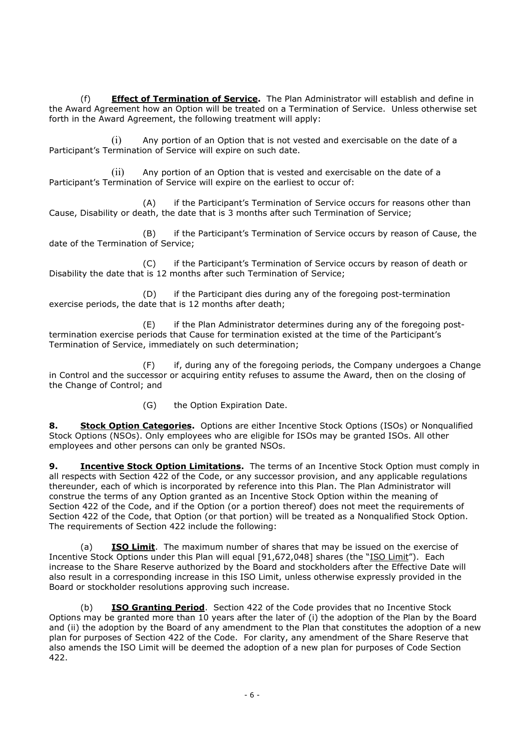(f) **Effect of Termination of Service.** The Plan Administrator will establish and define in the Award Agreement how an Option will be treated on a Termination of Service. Unless otherwise set forth in the Award Agreement, the following treatment will apply:

(i) Any portion of an Option that is not vested and exercisable on the date of a Participant's Termination of Service will expire on such date.

(ii) Any portion of an Option that is vested and exercisable on the date of a Participant's Termination of Service will expire on the earliest to occur of:

(A) if the Participant's Termination of Service occurs for reasons other than Cause, Disability or death, the date that is 3 months after such Termination of Service;

(B) if the Participant's Termination of Service occurs by reason of Cause, the date of the Termination of Service;

(C) if the Participant's Termination of Service occurs by reason of death or Disability the date that is 12 months after such Termination of Service;

(D) if the Participant dies during any of the foregoing post-termination exercise periods, the date that is 12 months after death;

(E) if the Plan Administrator determines during any of the foregoing post-termination exercise periods that Cause for termination existed at the time of the Participant's Termination of Service, immediately on such determination;

(F) if, during any of the foregoing periods, the Company undergoes a Change in Control and the successor or acquiring entity refuses to assume the Award, then on the closing of the Change of Control; and

(G) the Option Expiration Date.

**8. Stock Option Categories.** Options are either Incentive Stock Options (ISOs) or Nonqualified Stock Options (NSOs). Only employees who are eligible for ISOs may be granted ISOs. All other employees and other persons can only be granted NSOs.

**9. Incentive Stock Option Limitations.** The terms of an Incentive Stock Option must comply in all respects with Section 422 of the Code, or any successor provision, and any applicable regulations thereunder, each of which is incorporated by reference into this Plan. The Plan Administrator will construe the terms of any Option granted as an Incentive Stock Option within the meaning of Section 422 of the Code, and if the Option (or a portion thereof) does not meet the requirements of Section 422 of the Code, that Option (or that portion) will be treated as a Nonqualified Stock Option. The requirements of Section 422 include the following:

(a) **ISO Limit**. The maximum number of shares that may be issued on the exercise of Incentive Stock Options under this Plan will equal [91,672,048] shares (the "ISO Limit"). Each increase to the Share Reserve authorized by the Board and stockholders after the Effective Date will also result in a corresponding increase in this ISO Limit, unless otherwise expressly provided in the Board or stockholder resolutions approving such increase.

(b) **ISO Granting Period**. Section 422 of the Code provides that no Incentive Stock Options may be granted more than 10 years after the later of (i) the adoption of the Plan by the Board and (ii) the adoption by the Board of any amendment to the Plan that constitutes the adoption of a new plan for purposes of Section 422 of the Code. For clarity, any amendment of the Share Reserve that also amends the ISO Limit will be deemed the adoption of a new plan for purposes of Code Section 422.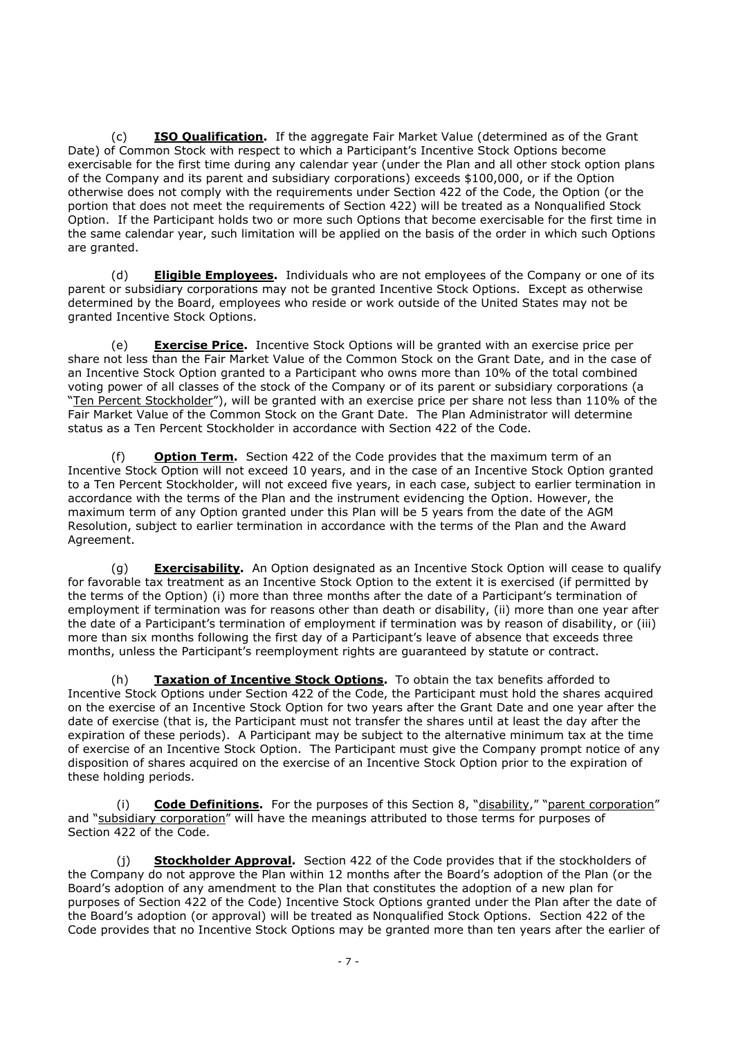(c) **ISO Qualification.** If the aggregate Fair Market Value (determined as of the Grant Date) of Common Stock with respect to which a Participant's Incentive Stock Options become exercisable for the first time during any calendar year (under the Plan and all other stock option plans of the Company and its parent and subsidiary corporations) exceeds $100,000, or if the Option otherwise does not comply with the requirements under Section 422 of the Code, the Option (or the portion that does not meet the requirements of Section 422) will be treated as a Nonqualified Stock Option. If the Participant holds two or more such Options that become exercisable for the first time in the same calendar year, such limitation will be applied on the basis of the order in which such Options are granted.

(d) **Eligible Employees.** Individuals who are not employees of the Company or one of its parent or subsidiary corporations may not be granted Incentive Stock Options. Except as otherwise determined by the Board, employees who reside or work outside of the United States may not be granted Incentive Stock Options.

(e) **Exercise Price.** Incentive Stock Options will be granted with an exercise price per share not less than the Fair Market Value of the Common Stock on the Grant Date, and in the case of an Incentive Stock Option granted to a Participant who owns more than 10% of the total combined voting power of all classes of the stock of the Company or of its parent or subsidiary corporations (a "Ten Percent Stockholder"), will be granted with an exercise price per share not less than 110% of the Fair Market Value of the Common Stock on the Grant Date. The Plan Administrator will determine status as a Ten Percent Stockholder in accordance with Section 422 of the Code.

(f) **Option Term.** Section 422 of the Code provides that the maximum term of an Incentive Stock Option will not exceed 10 years, and in the case of an Incentive Stock Option granted to a Ten Percent Stockholder, will not exceed five years, in each case, subject to earlier termination in accordance with the terms of the Plan and the instrument evidencing the Option. However, the maximum term of any Option granted under this Plan will be 5 years from the date of the AGM Resolution, subject to earlier termination in accordance with the terms of the Plan and the Award Agreement.

(g) **Exercisability.** An Option designated as an Incentive Stock Option will cease to qualify for favorable tax treatment as an Incentive Stock Option to the extent it is exercised (if permitted by the terms of the Option) (i) more than three months after the date of a Participant's termination of employment if termination was for reasons other than death or disability, (ii) more than one year after the date of a Participant's termination of employment if termination was by reason of disability, or (iii) more than six months following the first day of a Participant's leave of absence that exceeds three months, unless the Participant's reemployment rights are guaranteed by statute or contract.

(h) **Taxation of Incentive Stock Options.** To obtain the tax benefits afforded to Incentive Stock Options under Section 422 of the Code, the Participant must hold the shares acquired on the exercise of an Incentive Stock Option for two years after the Grant Date and one year after the date of exercise (that is, the Participant must not transfer the shares until at least the day after the expiration of these periods). A Participant may be subject to the alternative minimum tax at the time of exercise of an Incentive Stock Option. The Participant must give the Company prompt notice of any disposition of shares acquired on the exercise of an Incentive Stock Option prior to the expiration of these holding periods.

(i) **Code Definitions.** For the purposes of this Section 8, "disability," "parent corporation" and "subsidiary corporation" will have the meanings attributed to those terms for purposes of Section 422 of the Code.

(j) **Stockholder Approval.** Section 422 of the Code provides that if the stockholders of the Company do not approve the Plan within 12 months after the Board's adoption of the Plan (or the Board's adoption of any amendment to the Plan that constitutes the adoption of a new plan for purposes of Section 422 of the Code) Incentive Stock Options granted under the Plan after the date of the Board's adoption (or approval) will be treated as Nonqualified Stock Options. Section 422 of the Code provides that no Incentive Stock Options may be granted more than ten years after the earlier of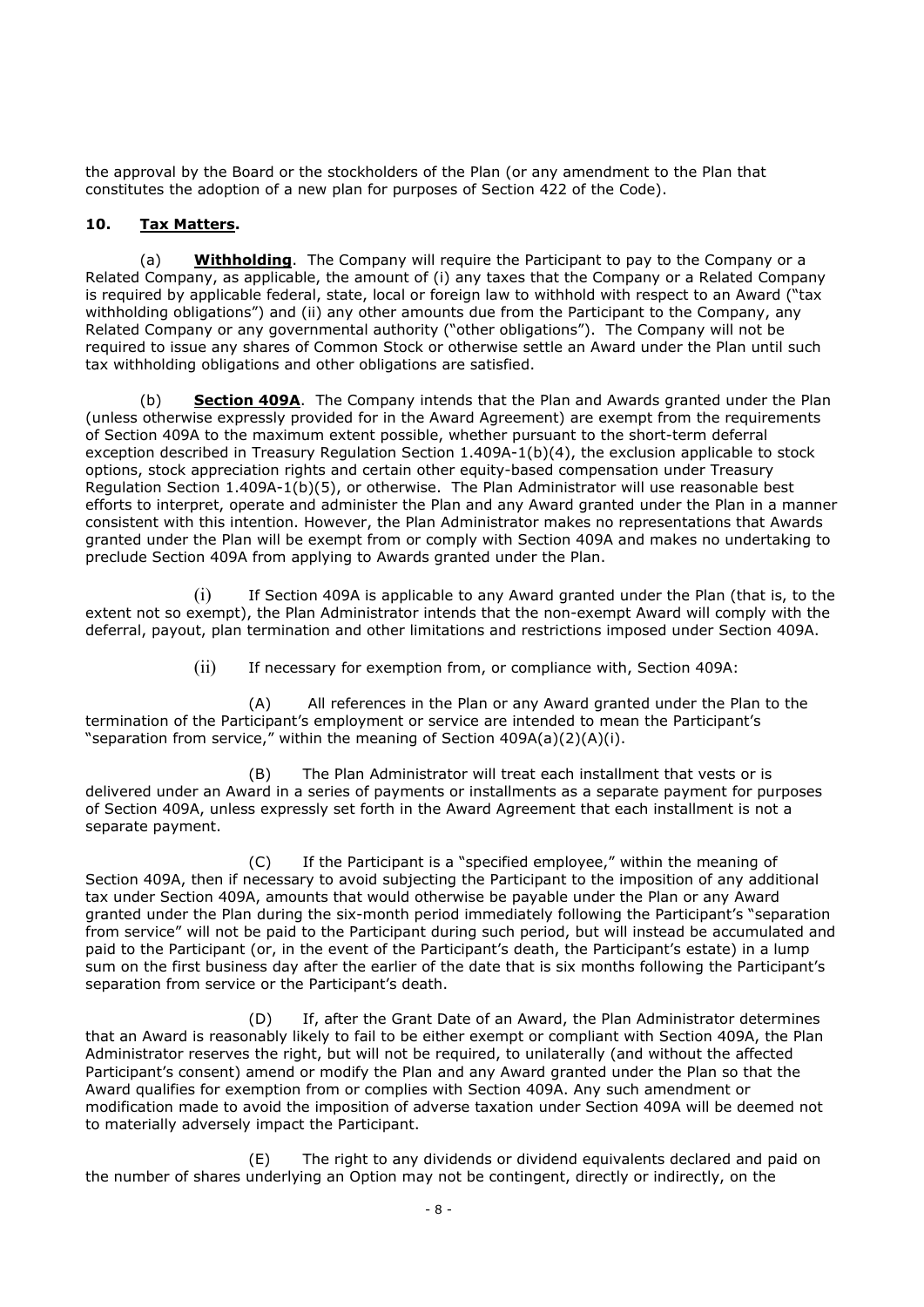the approval by the Board or the stockholders of the Plan (or any amendment to the Plan that constitutes the adoption of a new plan for purposes of Section 422 of the Code).

**10. Tax Matters.**

(a) **Withholding**. The Company will require the Participant to pay to the Company or a Related Company, as applicable, the amount of (i) any taxes that the Company or a Related Company is required by applicable federal, state, local or foreign law to withhold with respect to an Award ("tax withholding obligations") and (ii) any other amounts due from the Participant to the Company, any Related Company or any governmental authority ("other obligations"). The Company will not be required to issue any shares of Common Stock or otherwise settle an Award under the Plan until such tax withholding obligations and other obligations are satisfied.

(b) **Section 409A**. The Company intends that the Plan and Awards granted under the Plan (unless otherwise expressly provided for in the Award Agreement) are exempt from the requirements of Section 409A to the maximum extent possible, whether pursuant to the short-term deferral exception described in Treasury Regulation Section 1.409A-1(b)(4), the exclusion applicable to stock options, stock appreciation rights and certain other equity-based compensation under Treasury Regulation Section 1.409A-1(b)(5), or otherwise. The Plan Administrator will use reasonable best efforts to interpret, operate and administer the Plan and any Award granted under the Plan in a manner consistent with this intention. However, the Plan Administrator makes no representations that Awards granted under the Plan will be exempt from or comply with Section 409A and makes no undertaking to preclude Section 409A from applying to Awards granted under the Plan.

(i) If Section 409A is applicable to any Award granted under the Plan (that is, to the extent not so exempt), the Plan Administrator intends that the non-exempt Award will comply with the deferral, payout, plan termination and other limitations and restrictions imposed under Section 409A.

(ii) If necessary for exemption from, or compliance with, Section 409A:

(A) All references in the Plan or any Award granted under the Plan to the termination of the Participant's employment or service are intended to mean the Participant's "separation from service," within the meaning of Section 409A(a)(2)(A)(i).

(B) The Plan Administrator will treat each installment that vests or is delivered under an Award in a series of payments or installments as a separate payment for purposes of Section 409A, unless expressly set forth in the Award Agreement that each installment is not a separate payment.

(C) If the Participant is a "specified employee," within the meaning of Section 409A, then if necessary to avoid subjecting the Participant to the imposition of any additional tax under Section 409A, amounts that would otherwise be payable under the Plan or any Award granted under the Plan during the six-month period immediately following the Participant's "separation from service" will not be paid to the Participant during such period, but will instead be accumulated and paid to the Participant (or, in the event of the Participant's death, the Participant's estate) in a lump sum on the first business day after the earlier of the date that is six months following the Participant's separation from service or the Participant's death.

(D) If, after the Grant Date of an Award, the Plan Administrator determines that an Award is reasonably likely to fail to be either exempt or compliant with Section 409A, the Plan Administrator reserves the right, but will not be required, to unilaterally (and without the affected Participant's consent) amend or modify the Plan and any Award granted under the Plan so that the Award qualifies for exemption from or complies with Section 409A. Any such amendment or modification made to avoid the imposition of adverse taxation under Section 409A will be deemed not to materially adversely impact the Participant.

(E) The right to any dividends or dividend equivalents declared and paid on the number of shares underlying an Option may not be contingent, directly or indirectly, on the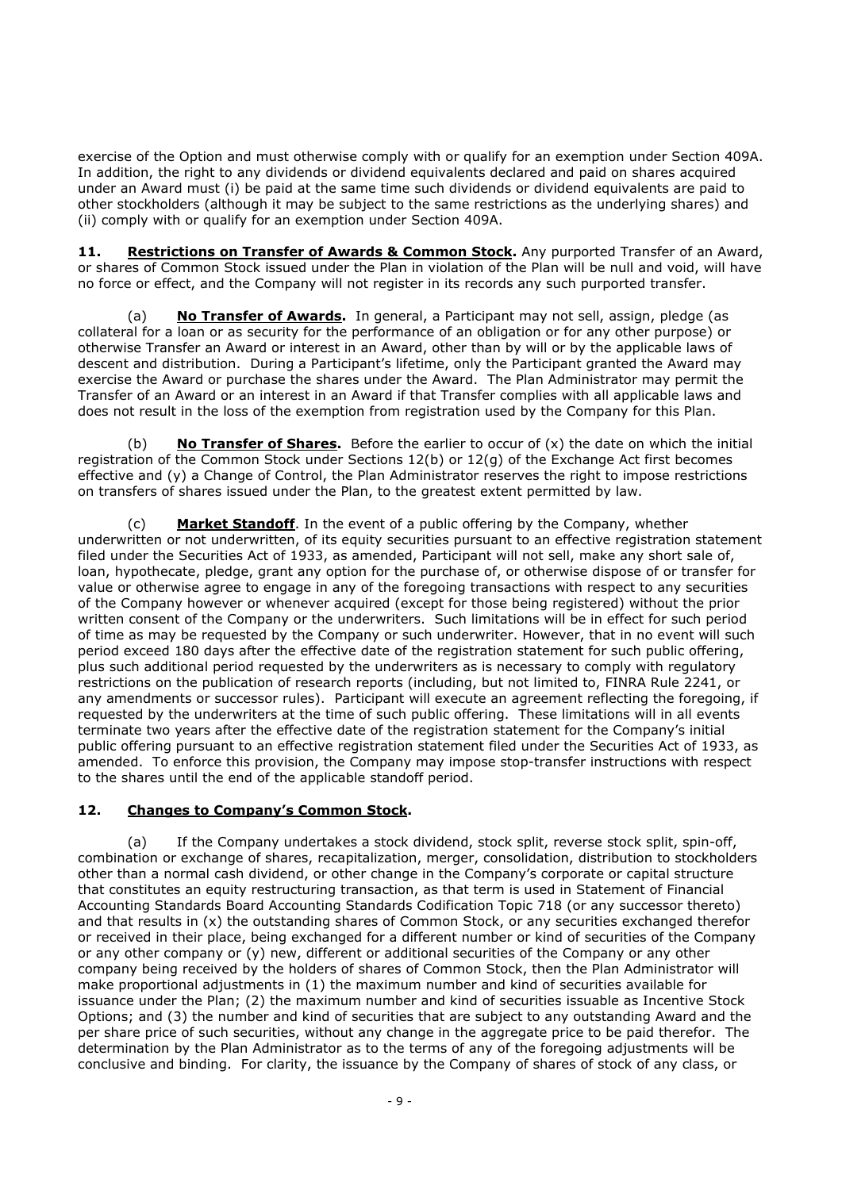exercise of the Option and must otherwise comply with or qualify for an exemption under Section 409A. In addition, the right to any dividends or dividend equivalents declared and paid on shares acquired under an Award must (i) be paid at the same time such dividends or dividend equivalents are paid to other stockholders (although it may be subject to the same restrictions as the underlying shares) and (ii) comply with or qualify for an exemption under Section 409A.

**11. Restrictions on Transfer of Awards & Common Stock.** Any purported Transfer of an Award, or shares of Common Stock issued under the Plan in violation of the Plan will be null and void, will have no force or effect, and the Company will not register in its records any such purported transfer.

(a) **No Transfer of Awards.** In general, a Participant may not sell, assign, pledge (as collateral for a loan or as security for the performance of an obligation or for any other purpose) or otherwise Transfer an Award or interest in an Award, other than by will or by the applicable laws of descent and distribution. During a Participant's lifetime, only the Participant granted the Award may exercise the Award or purchase the shares under the Award. The Plan Administrator may permit the Transfer of an Award or an interest in an Award if that Transfer complies with all applicable laws and does not result in the loss of the exemption from registration used by the Company for this Plan.

(b) **No Transfer of Shares.** Before the earlier to occur of (x) the date on which the initial registration of the Common Stock under Sections 12(b) or 12(g) of the Exchange Act first becomes effective and (y) a Change of Control, the Plan Administrator reserves the right to impose restrictions on transfers of shares issued under the Plan, to the greatest extent permitted by law.

(c) **Market Standoff**. In the event of a public offering by the Company, whether underwritten or not underwritten, of its equity securities pursuant to an effective registration statement filed under the Securities Act of 1933, as amended, Participant will not sell, make any short sale of, loan, hypothecate, pledge, grant any option for the purchase of, or otherwise dispose of or transfer for value or otherwise agree to engage in any of the foregoing transactions with respect to any securities of the Company however or whenever acquired (except for those being registered) without the prior written consent of the Company or the underwriters. Such limitations will be in effect for such period of time as may be requested by the Company or such underwriter. However, that in no event will such period exceed 180 days after the effective date of the registration statement for such public offering, plus such additional period requested by the underwriters as is necessary to comply with regulatory restrictions on the publication of research reports (including, but not limited to, FINRA Rule 2241, or any amendments or successor rules). Participant will execute an agreement reflecting the foregoing, if requested by the underwriters at the time of such public offering. These limitations will in all events terminate two years after the effective date of the registration statement for the Company's initial public offering pursuant to an effective registration statement filed under the Securities Act of 1933, as amended. To enforce this provision, the Company may impose stop-transfer instructions with respect to the shares until the end of the applicable standoff period.

**12. Changes to Company's Common Stock.**

(a) If the Company undertakes a stock dividend, stock split, reverse stock split, spin-off, combination or exchange of shares, recapitalization, merger, consolidation, distribution to stockholders other than a normal cash dividend, or other change in the Company's corporate or capital structure that constitutes an equity restructuring transaction, as that term is used in Statement of Financial Accounting Standards Board Accounting Standards Codification Topic 718 (or any successor thereto) and that results in (x) the outstanding shares of Common Stock, or any securities exchanged therefor or received in their place, being exchanged for a different number or kind of securities of the Company or any other company or (y) new, different or additional securities of the Company or any other company being received by the holders of shares of Common Stock, then the Plan Administrator will make proportional adjustments in (1) the maximum number and kind of securities available for issuance under the Plan; (2) the maximum number and kind of securities issuable as Incentive Stock Options; and (3) the number and kind of securities that are subject to any outstanding Award and the per share price of such securities, without any change in the aggregate price to be paid therefor. The determination by the Plan Administrator as to the terms of any of the foregoing adjustments will be conclusive and binding. For clarity, the issuance by the Company of shares of stock of any class, or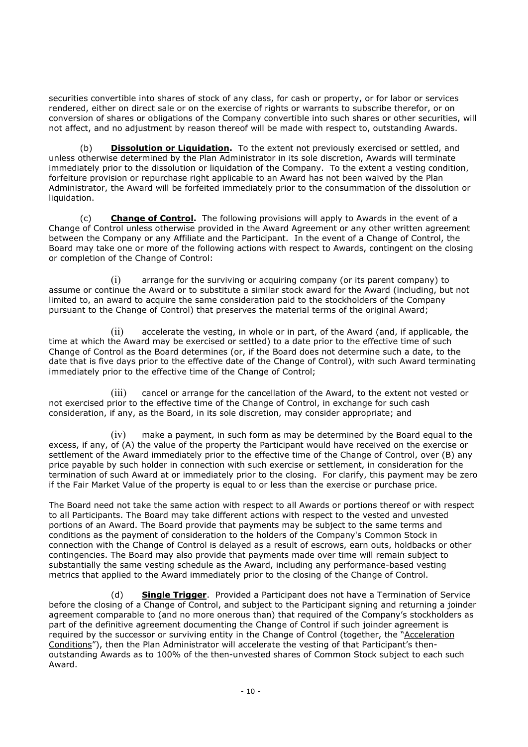securities convertible into shares of stock of any class, for cash or property, or for labor or services rendered, either on direct sale or on the exercise of rights or warrants to subscribe therefor, or on conversion of shares or obligations of the Company convertible into such shares or other securities, will not affect, and no adjustment by reason thereof will be made with respect to, outstanding Awards.

(b) **Dissolution or Liquidation.** To the extent not previously exercised or settled, and unless otherwise determined by the Plan Administrator in its sole discretion, Awards will terminate immediately prior to the dissolution or liquidation of the Company. To the extent a vesting condition, forfeiture provision or repurchase right applicable to an Award has not been waived by the Plan Administrator, the Award will be forfeited immediately prior to the consummation of the dissolution or liquidation.

(c) **Change of Control.** The following provisions will apply to Awards in the event of a Change of Control unless otherwise provided in the Award Agreement or any other written agreement between the Company or any Affiliate and the Participant. In the event of a Change of Control, the Board may take one or more of the following actions with respect to Awards, contingent on the closing or completion of the Change of Control:

(i) arrange for the surviving or acquiring company (or its parent company) to assume or continue the Award or to substitute a similar stock award for the Award (including, but not limited to, an award to acquire the same consideration paid to the stockholders of the Company pursuant to the Change of Control) that preserves the material terms of the original Award;

(ii) accelerate the vesting, in whole or in part, of the Award (and, if applicable, the time at which the Award may be exercised or settled) to a date prior to the effective time of such Change of Control as the Board determines (or, if the Board does not determine such a date, to the date that is five days prior to the effective date of the Change of Control), with such Award terminating immediately prior to the effective time of the Change of Control;

(iii) cancel or arrange for the cancellation of the Award, to the extent not vested or not exercised prior to the effective time of the Change of Control, in exchange for such cash consideration, if any, as the Board, in its sole discretion, may consider appropriate; and

(iv) make a payment, in such form as may be determined by the Board equal to the excess, if any, of (A) the value of the property the Participant would have received on the exercise or settlement of the Award immediately prior to the effective time of the Change of Control, over (B) any price payable by such holder in connection with such exercise or settlement, in consideration for the termination of such Award at or immediately prior to the closing. For clarify, this payment may be zero if the Fair Market Value of the property is equal to or less than the exercise or purchase price.

The Board need not take the same action with respect to all Awards or portions thereof or with respect to all Participants. The Board may take different actions with respect to the vested and unvested portions of an Award. The Board provide that payments may be subject to the same terms and conditions as the payment of consideration to the holders of the Company's Common Stock in connection with the Change of Control is delayed as a result of escrows, earn outs, holdbacks or other contingencies. The Board may also provide that payments made over time will remain subject to substantially the same vesting schedule as the Award, including any performance-based vesting metrics that applied to the Award immediately prior to the closing of the Change of Control.

(d) **Single Trigger**. Provided a Participant does not have a Termination of Service before the closing of a Change of Control, and subject to the Participant signing and returning a joinder agreement comparable to (and no more onerous than) that required of the Company's stockholders as part of the definitive agreement documenting the Change of Control if such joinder agreement is required by the successor or surviving entity in the Change of Control (together, the "Acceleration Conditions"), then the Plan Administrator will accelerate the vesting of that Participant's then-outstanding Awards as to 100% of the then-unvested shares of Common Stock subject to each such Award.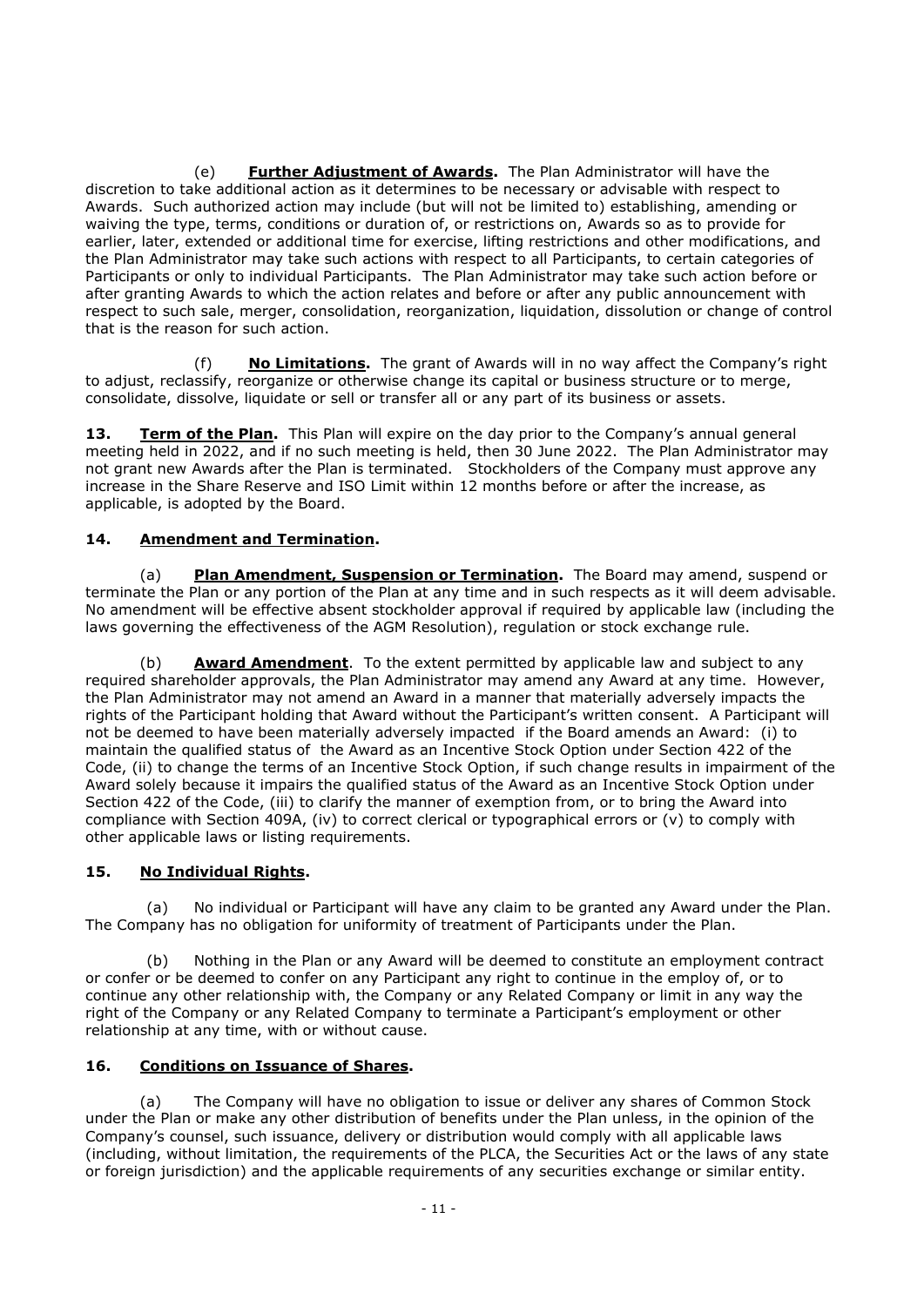(e) **Further Adjustment of Awards.** The Plan Administrator will have the discretion to take additional action as it determines to be necessary or advisable with respect to Awards. Such authorized action may include (but will not be limited to) establishing, amending or waiving the type, terms, conditions or duration of, or restrictions on, Awards so as to provide for earlier, later, extended or additional time for exercise, lifting restrictions and other modifications, and the Plan Administrator may take such actions with respect to all Participants, to certain categories of Participants or only to individual Participants. The Plan Administrator may take such action before or after granting Awards to which the action relates and before or after any public announcement with respect to such sale, merger, consolidation, reorganization, liquidation, dissolution or change of control that is the reason for such action.

(f) **No Limitations.** The grant of Awards will in no way affect the Company's right to adjust, reclassify, reorganize or otherwise change its capital or business structure or to merge, consolidate, dissolve, liquidate or sell or transfer all or any part of its business or assets.

**13. Term of the Plan.** This Plan will expire on the day prior to the Company's annual general meeting held in 2022, and if no such meeting is held, then 30 June 2022. The Plan Administrator may not grant new Awards after the Plan is terminated. Stockholders of the Company must approve any increase in the Share Reserve and ISO Limit within 12 months before or after the increase, as applicable, is adopted by the Board.

**14. Amendment and Termination.**

(a) **Plan Amendment, Suspension or Termination.** The Board may amend, suspend or terminate the Plan or any portion of the Plan at any time and in such respects as it will deem advisable. No amendment will be effective absent stockholder approval if required by applicable law (including the laws governing the effectiveness of the AGM Resolution), regulation or stock exchange rule.

(b) **Award Amendment**. To the extent permitted by applicable law and subject to any required shareholder approvals, the Plan Administrator may amend any Award at any time. However, the Plan Administrator may not amend an Award in a manner that materially adversely impacts the rights of the Participant holding that Award without the Participant's written consent. A Participant will not be deemed to have been materially adversely impacted if the Board amends an Award: (i) to maintain the qualified status of the Award as an Incentive Stock Option under Section 422 of the Code, (ii) to change the terms of an Incentive Stock Option, if such change results in impairment of the Award solely because it impairs the qualified status of the Award as an Incentive Stock Option under Section 422 of the Code, (iii) to clarify the manner of exemption from, or to bring the Award into compliance with Section 409A, (iv) to correct clerical or typographical errors or (v) to comply with other applicable laws or listing requirements.

**15. No Individual Rights.**

(a) No individual or Participant will have any claim to be granted any Award under the Plan. The Company has no obligation for uniformity of treatment of Participants under the Plan.

(b) Nothing in the Plan or any Award will be deemed to constitute an employment contract or confer or be deemed to confer on any Participant any right to continue in the employ of, or to continue any other relationship with, the Company or any Related Company or limit in any way the right of the Company or any Related Company to terminate a Participant's employment or other relationship at any time, with or without cause.

**16. Conditions on Issuance of Shares.**

(a) The Company will have no obligation to issue or deliver any shares of Common Stock under the Plan or make any other distribution of benefits under the Plan unless, in the opinion of the Company's counsel, such issuance, delivery or distribution would comply with all applicable laws (including, without limitation, the requirements of the PLCA, the Securities Act or the laws of any state or foreign jurisdiction) and the applicable requirements of any securities exchange or similar entity.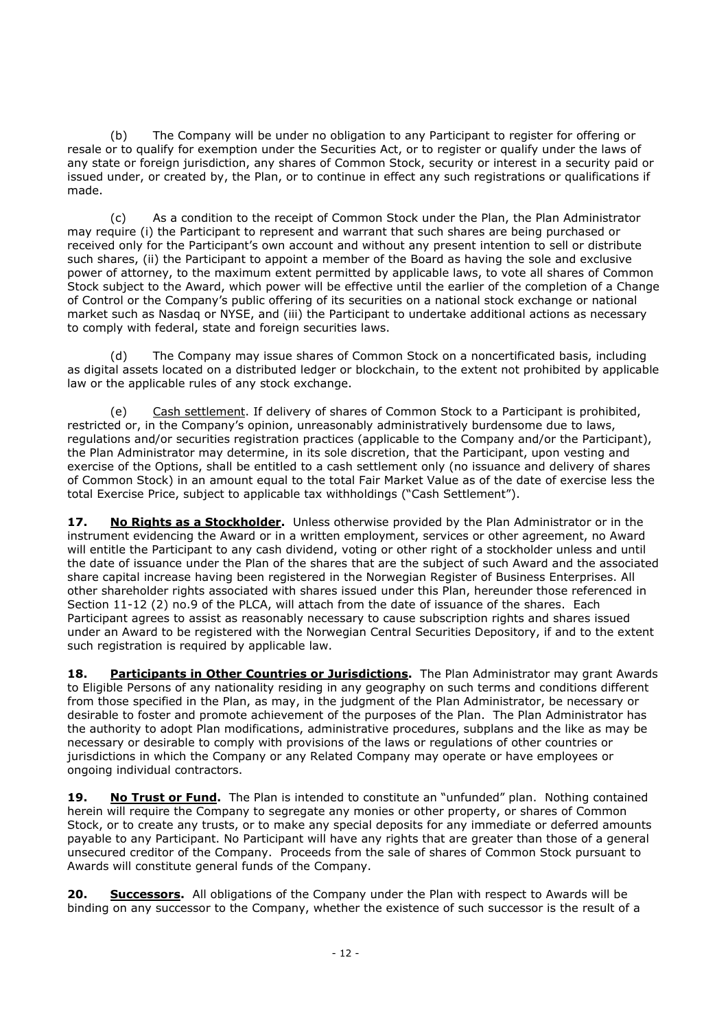(b) The Company will be under no obligation to any Participant to register for offering or resale or to qualify for exemption under the Securities Act, or to register or qualify under the laws of any state or foreign jurisdiction, any shares of Common Stock, security or interest in a security paid or issued under, or created by, the Plan, or to continue in effect any such registrations or qualifications if made.

(c) As a condition to the receipt of Common Stock under the Plan, the Plan Administrator may require (i) the Participant to represent and warrant that such shares are being purchased or received only for the Participant's own account and without any present intention to sell or distribute such shares, (ii) the Participant to appoint a member of the Board as having the sole and exclusive power of attorney, to the maximum extent permitted by applicable laws, to vote all shares of Common Stock subject to the Award, which power will be effective until the earlier of the completion of a Change of Control or the Company's public offering of its securities on a national stock exchange or national market such as Nasdaq or NYSE, and (iii) the Participant to undertake additional actions as necessary to comply with federal, state and foreign securities laws.

(d) The Company may issue shares of Common Stock on a noncertificated basis, including as digital assets located on a distributed ledger or blockchain, to the extent not prohibited by applicable law or the applicable rules of any stock exchange.

(e) Cash settlement. If delivery of shares of Common Stock to a Participant is prohibited, restricted or, in the Company's opinion, unreasonably administratively burdensome due to laws, regulations and/or securities registration practices (applicable to the Company and/or the Participant), the Plan Administrator may determine, in its sole discretion, that the Participant, upon vesting and exercise of the Options, shall be entitled to a cash settlement only (no issuance and delivery of shares of Common Stock) in an amount equal to the total Fair Market Value as of the date of exercise less the total Exercise Price, subject to applicable tax withholdings ("Cash Settlement").

**17. No Rights as a Stockholder.** Unless otherwise provided by the Plan Administrator or in the instrument evidencing the Award or in a written employment, services or other agreement, no Award will entitle the Participant to any cash dividend, voting or other right of a stockholder unless and until the date of issuance under the Plan of the shares that are the subject of such Award and the associated share capital increase having been registered in the Norwegian Register of Business Enterprises. All other shareholder rights associated with shares issued under this Plan, hereunder those referenced in Section 11-12 (2) no.9 of the PLCA, will attach from the date of issuance of the shares. Each Participant agrees to assist as reasonably necessary to cause subscription rights and shares issued under an Award to be registered with the Norwegian Central Securities Depository, if and to the extent such registration is required by applicable law.

**18. Participants in Other Countries or Jurisdictions.** The Plan Administrator may grant Awards to Eligible Persons of any nationality residing in any geography on such terms and conditions different from those specified in the Plan, as may, in the judgment of the Plan Administrator, be necessary or desirable to foster and promote achievement of the purposes of the Plan. The Plan Administrator has the authority to adopt Plan modifications, administrative procedures, subplans and the like as may be necessary or desirable to comply with provisions of the laws or regulations of other countries or jurisdictions in which the Company or any Related Company may operate or have employees or ongoing individual contractors.

**19. No Trust or Fund.** The Plan is intended to constitute an "unfunded" plan. Nothing contained herein will require the Company to segregate any monies or other property, or shares of Common Stock, or to create any trusts, or to make any special deposits for any immediate or deferred amounts payable to any Participant. No Participant will have any rights that are greater than those of a general unsecured creditor of the Company. Proceeds from the sale of shares of Common Stock pursuant to Awards will constitute general funds of the Company.

**20. Successors.** All obligations of the Company under the Plan with respect to Awards will be binding on any successor to the Company, whether the existence of such successor is the result of a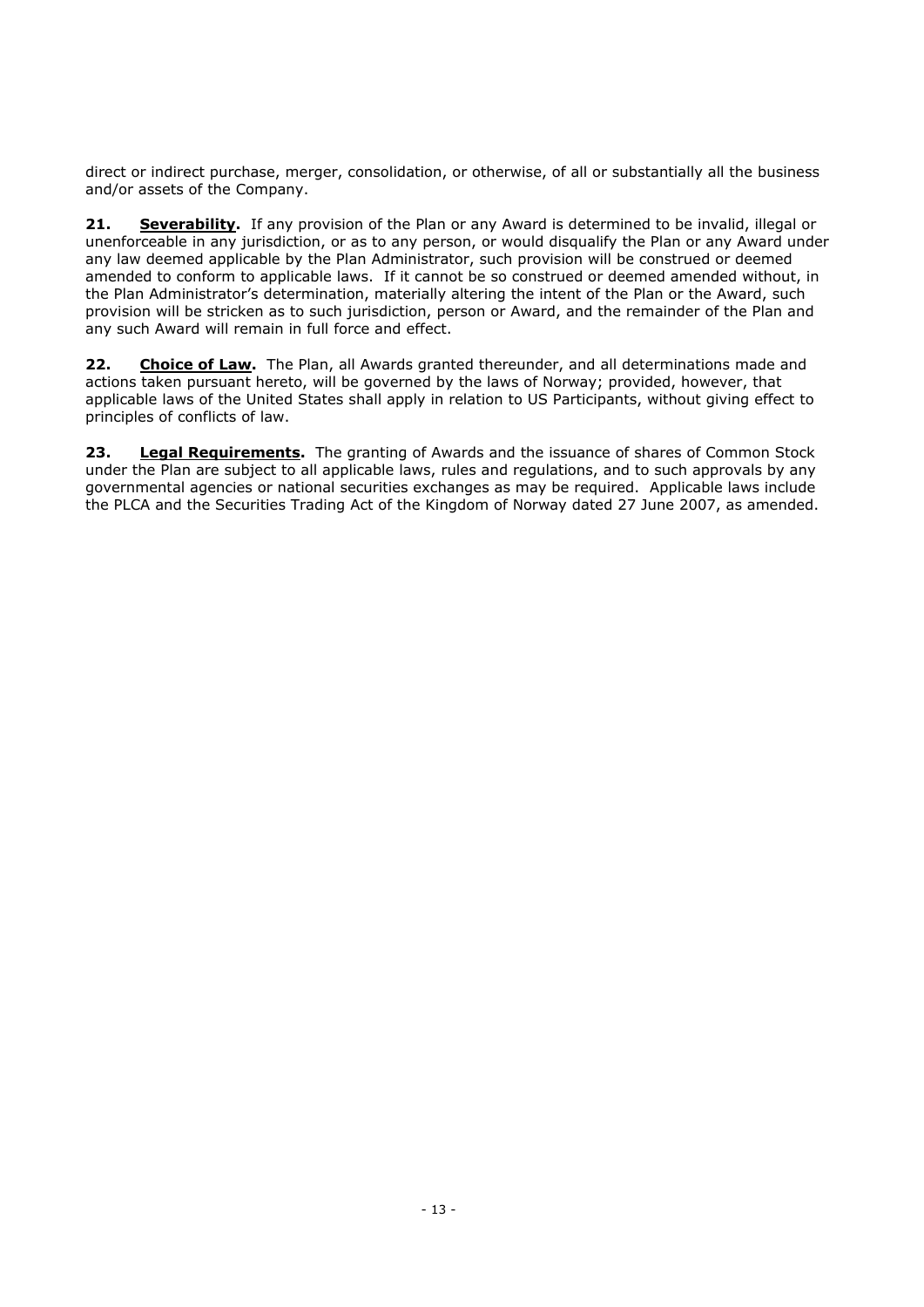direct or indirect purchase, merger, consolidation, or otherwise, of all or substantially all the business and/or assets of the Company.

**21. Severability.** If any provision of the Plan or any Award is determined to be invalid, illegal or unenforceable in any jurisdiction, or as to any person, or would disqualify the Plan or any Award under any law deemed applicable by the Plan Administrator, such provision will be construed or deemed amended to conform to applicable laws. If it cannot be so construed or deemed amended without, in the Plan Administrator's determination, materially altering the intent of the Plan or the Award, such provision will be stricken as to such jurisdiction, person or Award, and the remainder of the Plan and any such Award will remain in full force and effect.

**22. Choice of Law.** The Plan, all Awards granted thereunder, and all determinations made and actions taken pursuant hereto, will be governed by the laws of Norway; provided, however, that applicable laws of the United States shall apply in relation to US Participants, without giving effect to principles of conflicts of law.

**23. Legal Requirements.** The granting of Awards and the issuance of shares of Common Stock under the Plan are subject to all applicable laws, rules and regulations, and to such approvals by any governmental agencies or national securities exchanges as may be required. Applicable laws include the PLCA and the Securities Trading Act of the Kingdom of Norway dated 27 June 2007, as amended.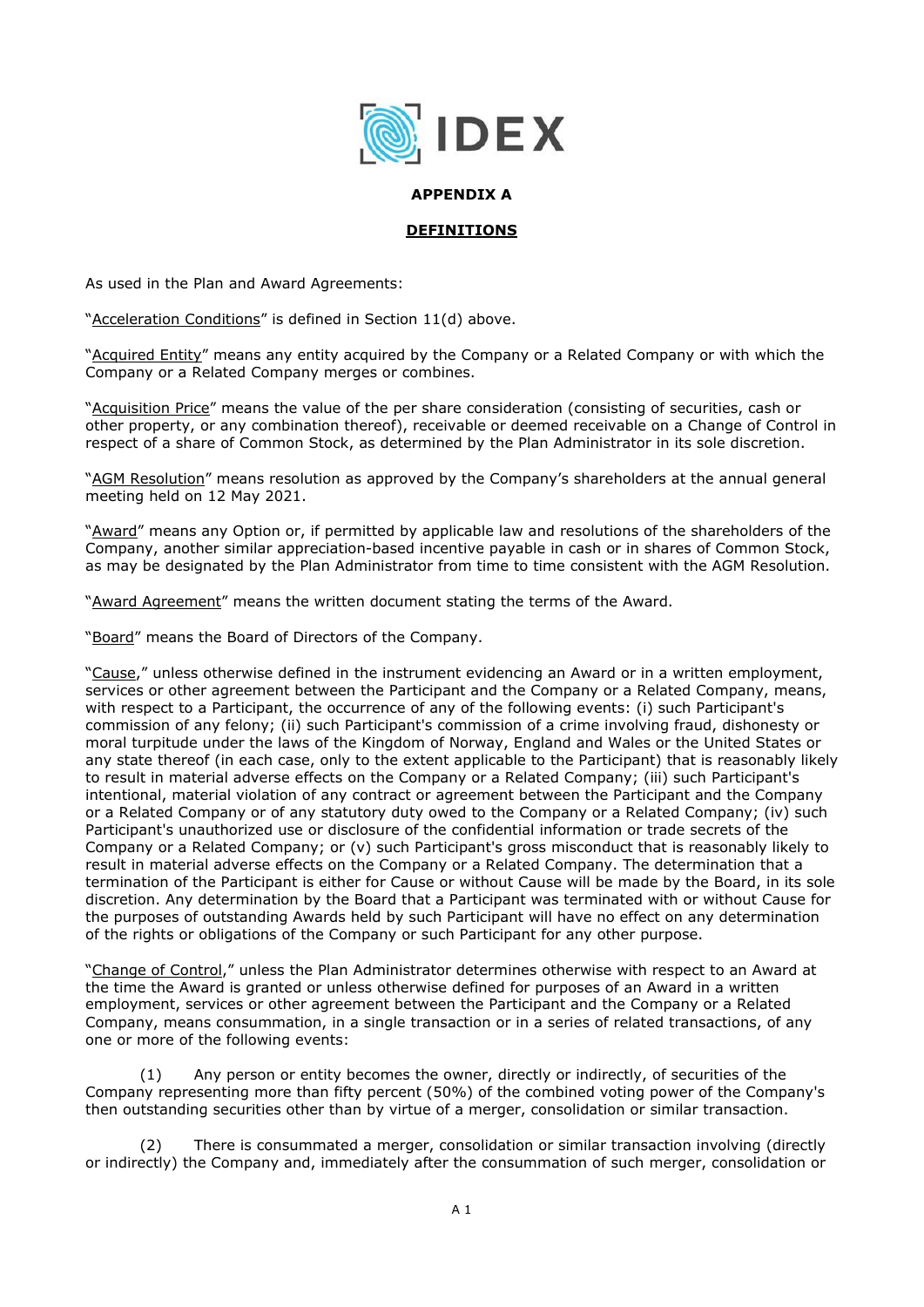## APPENDIX A

## DEFINITIONS

As used in the Plan and Award Agreements:

"Acceleration Conditions" is defined in Section 11(d) above.

"Acquired Entity" means any entity acquired by the Company or a Related Company or with which the Company or a Related Company merges or combines.

"Acquisition Price" means the value of the per share consideration (consisting of securities, cash or other property, or any combination thereof), receivable or deemed receivable on a Change of Control in respect of a share of Common Stock, as determined by the Plan Administrator in its sole discretion.

"AGM Resolution" means resolution as approved by the Company's shareholders at the annual general meeting held on 12 May 2021.

"Award" means any Option or, if permitted by applicable law and resolutions of the shareholders of the Company, another similar appreciation-based incentive payable in cash or in shares of Common Stock, as may be designated by the Plan Administrator from time to time consistent with the AGM Resolution.

"Award Agreement" means the written document stating the terms of the Award.

"Board" means the Board of Directors of the Company.

"Cause," unless otherwise defined in the instrument evidencing an Award or in a written employment, services or other agreement between the Participant and the Company or a Related Company, means, with respect to a Participant, the occurrence of any of the following events: (i) such Participant's commission of any felony; (ii) such Participant's commission of a crime involving fraud, dishonesty or moral turpitude under the laws of the Kingdom of Norway, England and Wales or the United States or any state thereof (in each case, only to the extent applicable to the Participant) that is reasonably likely to result in material adverse effects on the Company or a Related Company; (iii) such Participant's intentional, material violation of any contract or agreement between the Participant and the Company or a Related Company or of any statutory duty owed to the Company or a Related Company; (iv) such Participant's unauthorized use or disclosure of the confidential information or trade secrets of the Company or a Related Company; or (v) such Participant's gross misconduct that is reasonably likely to result in material adverse effects on the Company or a Related Company. The determination that a termination of the Participant is either for Cause or without Cause will be made by the Board, in its sole discretion. Any determination by the Board that a Participant was terminated with or without Cause for the purposes of outstanding Awards held by such Participant will have no effect on any determination of the rights or obligations of the Company or such Participant for any other purpose.

"Change of Control," unless the Plan Administrator determines otherwise with respect to an Award at the time the Award is granted or unless otherwise defined for purposes of an Award in a written employment, services or other agreement between the Participant and the Company or a Related Company, means consummation, in a single transaction or in a series of related transactions, of any one or more of the following events:

(1) Any person or entity becomes the owner, directly or indirectly, of securities of the Company representing more than fifty percent (50%) of the combined voting power of the Company's then outstanding securities other than by virtue of a merger, consolidation or similar transaction.

(2) There is consummated a merger, consolidation or similar transaction involving (directly or indirectly) the Company and, immediately after the consummation of such merger, consolidation or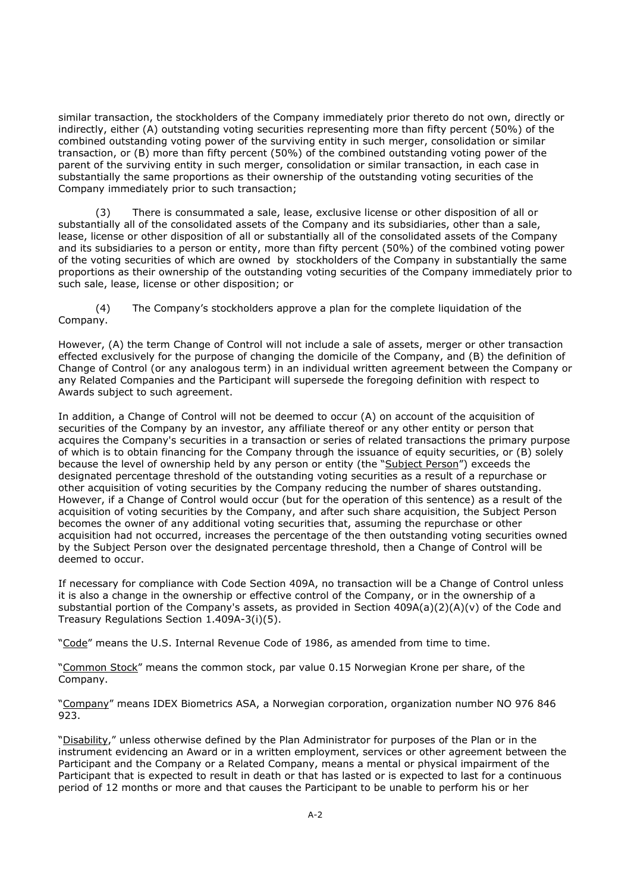similar transaction, the stockholders of the Company immediately prior thereto do not own, directly or indirectly, either (A) outstanding voting securities representing more than fifty percent (50%) of the combined outstanding voting power of the surviving entity in such merger, consolidation or similar transaction, or (B) more than fifty percent (50%) of the combined outstanding voting power of the parent of the surviving entity in such merger, consolidation or similar transaction, in each case in substantially the same proportions as their ownership of the outstanding voting securities of the Company immediately prior to such transaction;

(3) There is consummated a sale, lease, exclusive license or other disposition of all or substantially all of the consolidated assets of the Company and its subsidiaries, other than a sale, lease, license or other disposition of all or substantially all of the consolidated assets of the Company and its subsidiaries to a person or entity, more than fifty percent (50%) of the combined voting power of the voting securities of which are owned by stockholders of the Company in substantially the same proportions as their ownership of the outstanding voting securities of the Company immediately prior to such sale, lease, license or other disposition; or

(4) The Company's stockholders approve a plan for the complete liquidation of the Company.

However, (A) the term Change of Control will not include a sale of assets, merger or other transaction effected exclusively for the purpose of changing the domicile of the Company, and (B) the definition of Change of Control (or any analogous term) in an individual written agreement between the Company or any Related Companies and the Participant will supersede the foregoing definition with respect to Awards subject to such agreement.

In addition, a Change of Control will not be deemed to occur (A) on account of the acquisition of securities of the Company by an investor, any affiliate thereof or any other entity or person that acquires the Company's securities in a transaction or series of related transactions the primary purpose of which is to obtain financing for the Company through the issuance of equity securities, or (B) solely because the level of ownership held by any person or entity (the "Subject Person") exceeds the designated percentage threshold of the outstanding voting securities as a result of a repurchase or other acquisition of voting securities by the Company reducing the number of shares outstanding. However, if a Change of Control would occur (but for the operation of this sentence) as a result of the acquisition of voting securities by the Company, and after such share acquisition, the Subject Person becomes the owner of any additional voting securities that, assuming the repurchase or other acquisition had not occurred, increases the percentage of the then outstanding voting securities owned by the Subject Person over the designated percentage threshold, then a Change of Control will be deemed to occur.

If necessary for compliance with Code Section 409A, no transaction will be a Change of Control unless it is also a change in the ownership or effective control of the Company, or in the ownership of a substantial portion of the Company's assets, as provided in Section 409A(a)(2)(A)(v) of the Code and Treasury Regulations Section 1.409A-3(i)(5).

"Code" means the U.S. Internal Revenue Code of 1986, as amended from time to time.

"Common Stock" means the common stock, par value 0.15 Norwegian Krone per share, of the Company.

"Company" means IDEX Biometrics ASA, a Norwegian corporation, organization number NO 976 846 923.

"Disability," unless otherwise defined by the Plan Administrator for purposes of the Plan or in the instrument evidencing an Award or in a written employment, services or other agreement between the Participant and the Company or a Related Company, means a mental or physical impairment of the Participant that is expected to result in death or that has lasted or is expected to last for a continuous period of 12 months or more and that causes the Participant to be unable to perform his or her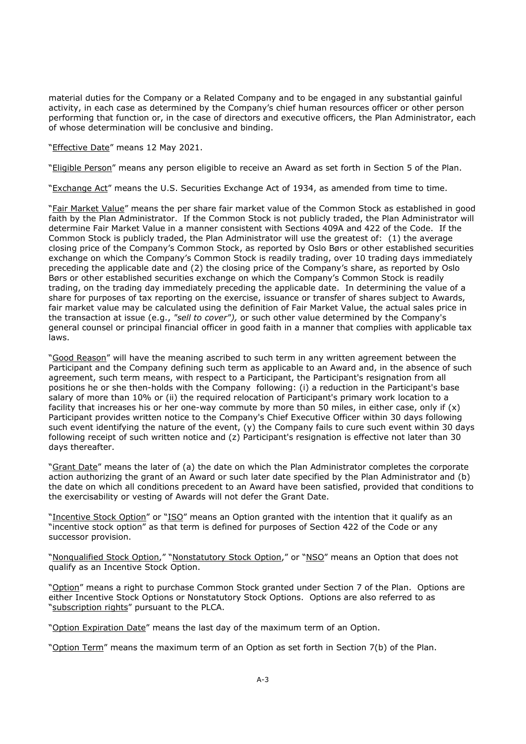material duties for the Company or a Related Company and to be engaged in any substantial gainful activity, in each case as determined by the Company's chief human resources officer or other person performing that function or, in the case of directors and executive officers, the Plan Administrator, each of whose determination will be conclusive and binding.

"Effective Date" means 12 May 2021.

"Eligible Person" means any person eligible to receive an Award as set forth in Section 5 of the Plan.

"Exchange Act" means the U.S. Securities Exchange Act of 1934, as amended from time to time.

"Fair Market Value" means the per share fair market value of the Common Stock as established in good faith by the Plan Administrator. If the Common Stock is not publicly traded, the Plan Administrator will determine Fair Market Value in a manner consistent with Sections 409A and 422 of the Code. If the Common Stock is publicly traded, the Plan Administrator will use the greatest of: (1) the average closing price of the Company's Common Stock, as reported by Oslo Børs or other established securities exchange on which the Company's Common Stock is readily trading, over 10 trading days immediately preceding the applicable date and (2) the closing price of the Company's share, as reported by Oslo Børs or other established securities exchange on which the Company's Common Stock is readily trading, on the trading day immediately preceding the applicable date. In determining the value of a share for purposes of tax reporting on the exercise, issuance or transfer of shares subject to Awards, fair market value may be calculated using the definition of Fair Market Value, the actual sales price in the transaction at issue (e.g., *"sell to cover"),* or such other value determined by the Company's general counsel or principal financial officer in good faith in a manner that complies with applicable tax laws.

"Good Reason" will have the meaning ascribed to such term in any written agreement between the Participant and the Company defining such term as applicable to an Award and, in the absence of such agreement, such term means, with respect to a Participant, the Participant's resignation from all positions he or she then-holds with the Company following: (i) a reduction in the Participant's base salary of more than 10% or (ii) the required relocation of Participant's primary work location to a facility that increases his or her one-way commute by more than 50 miles, in either case, only if (x) Participant provides written notice to the Company's Chief Executive Officer within 30 days following such event identifying the nature of the event, (y) the Company fails to cure such event within 30 days following receipt of such written notice and (z) Participant's resignation is effective not later than 30 days thereafter.

"Grant Date" means the later of (a) the date on which the Plan Administrator completes the corporate action authorizing the grant of an Award or such later date specified by the Plan Administrator and (b) the date on which all conditions precedent to an Award have been satisfied, provided that conditions to the exercisability or vesting of Awards will not defer the Grant Date.

"Incentive Stock Option" or "ISO" means an Option granted with the intention that it qualify as an "incentive stock option" as that term is defined for purposes of Section 422 of the Code or any successor provision.

"Nonqualified Stock Option," "Nonstatutory Stock Option," or "NSO" means an Option that does not qualify as an Incentive Stock Option.

"Option" means a right to purchase Common Stock granted under Section 7 of the Plan. Options are either Incentive Stock Options or Nonstatutory Stock Options. Options are also referred to as "subscription rights" pursuant to the PLCA.

"Option Expiration Date" means the last day of the maximum term of an Option.

"Option Term" means the maximum term of an Option as set forth in Section 7(b) of the Plan.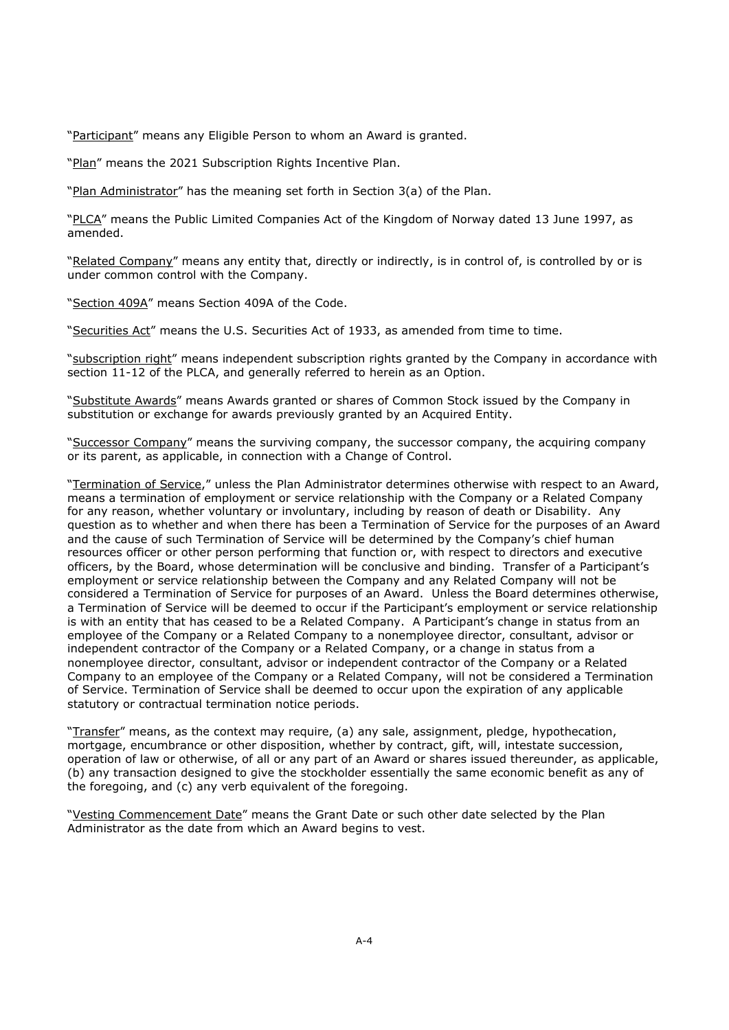"Participant" means any Eligible Person to whom an Award is granted.

"Plan" means the 2021 Subscription Rights Incentive Plan.

"Plan Administrator" has the meaning set forth in Section 3(a) of the Plan.

"PLCA" means the Public Limited Companies Act of the Kingdom of Norway dated 13 June 1997, as amended.

"Related Company" means any entity that, directly or indirectly, is in control of, is controlled by or is under common control with the Company.

"Section 409A" means Section 409A of the Code.

"Securities Act" means the U.S. Securities Act of 1933, as amended from time to time.

"subscription right" means independent subscription rights granted by the Company in accordance with section 11-12 of the PLCA, and generally referred to herein as an Option.

"Substitute Awards" means Awards granted or shares of Common Stock issued by the Company in substitution or exchange for awards previously granted by an Acquired Entity.

"Successor Company" means the surviving company, the successor company, the acquiring company or its parent, as applicable, in connection with a Change of Control.

"Termination of Service," unless the Plan Administrator determines otherwise with respect to an Award, means a termination of employment or service relationship with the Company or a Related Company for any reason, whether voluntary or involuntary, including by reason of death or Disability. Any question as to whether and when there has been a Termination of Service for the purposes of an Award and the cause of such Termination of Service will be determined by the Company's chief human resources officer or other person performing that function or, with respect to directors and executive officers, by the Board, whose determination will be conclusive and binding. Transfer of a Participant's employment or service relationship between the Company and any Related Company will not be considered a Termination of Service for purposes of an Award. Unless the Board determines otherwise, a Termination of Service will be deemed to occur if the Participant's employment or service relationship is with an entity that has ceased to be a Related Company. A Participant's change in status from an employee of the Company or a Related Company to a nonemployee director, consultant, advisor or independent contractor of the Company or a Related Company, or a change in status from a nonemployee director, consultant, advisor or independent contractor of the Company or a Related Company to an employee of the Company or a Related Company, will not be considered a Termination of Service. Termination of Service shall be deemed to occur upon the expiration of any applicable statutory or contractual termination notice periods.

"Transfer" means, as the context may require, (a) any sale, assignment, pledge, hypothecation, mortgage, encumbrance or other disposition, whether by contract, gift, will, intestate succession, operation of law or otherwise, of all or any part of an Award or shares issued thereunder, as applicable, (b) any transaction designed to give the stockholder essentially the same economic benefit as any of the foregoing, and (c) any verb equivalent of the foregoing.

"Vesting Commencement Date" means the Grant Date or such other date selected by the Plan Administrator as the date from which an Award begins to vest.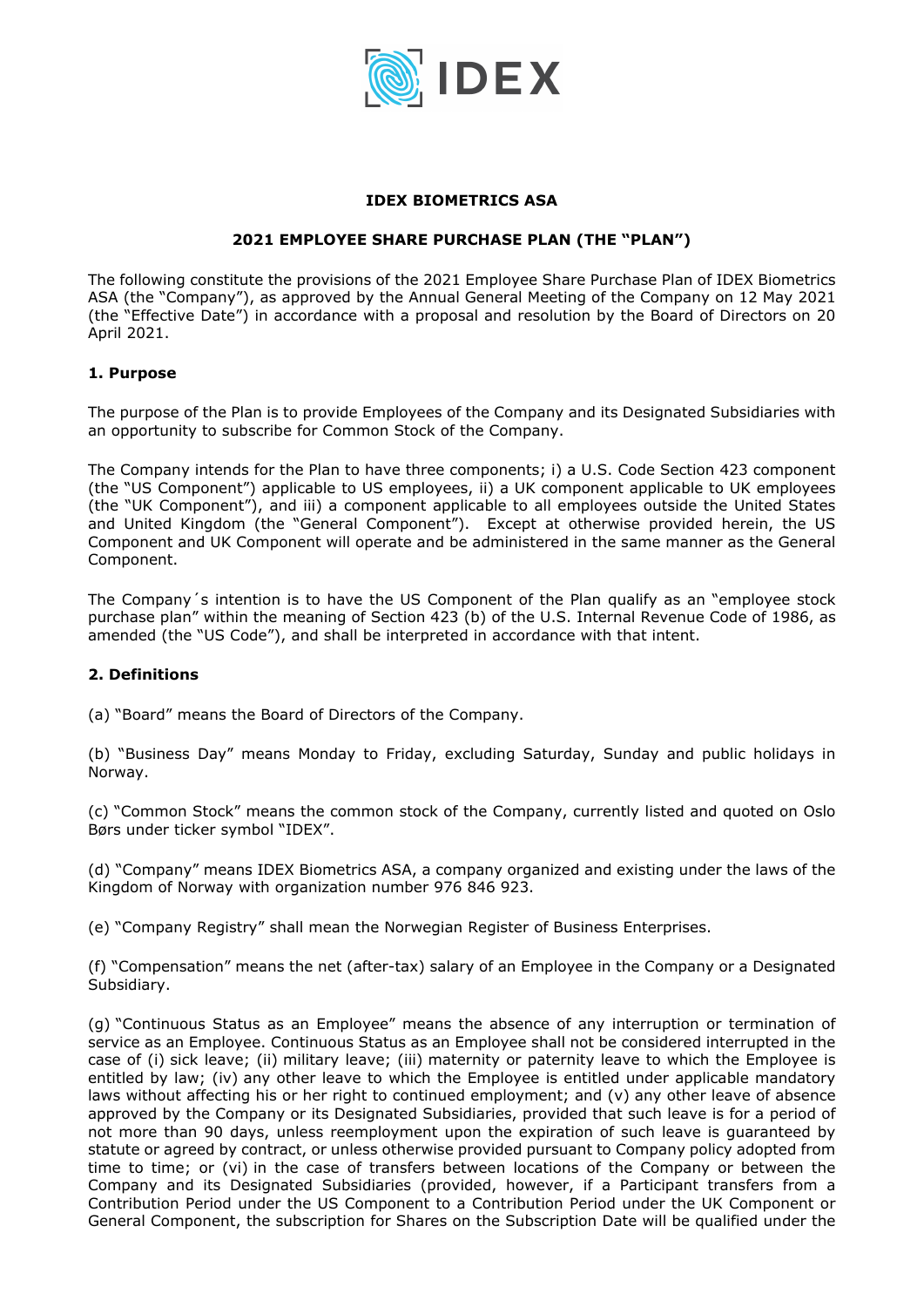# IDEX BIOMETRICS ASA

## 2021 EMPLOYEE SHARE PURCHASE PLAN (THE "PLAN")

The following constitute the provisions of the 2021 Employee Share Purchase Plan of IDEX Biometrics ASA (the "Company"), as approved by the Annual General Meeting of the Company on 12 May 2021 (the "Effective Date") in accordance with a proposal and resolution by the Board of Directors on 20 April 2021.

### 1. Purpose

The purpose of the Plan is to provide Employees of the Company and its Designated Subsidiaries with an opportunity to subscribe for Common Stock of the Company.

The Company intends for the Plan to have three components; i) a U.S. Code Section 423 component (the "US Component") applicable to US employees, ii) a UK component applicable to UK employees (the "UK Component"), and iii) a component applicable to all employees outside the United States and United Kingdom (the "General Component"). Except at otherwise provided herein, the US Component and UK Component will operate and be administered in the same manner as the General Component.

The Company´s intention is to have the US Component of the Plan qualify as an "employee stock purchase plan" within the meaning of Section 423 (b) of the U.S. Internal Revenue Code of 1986, as amended (the "US Code"), and shall be interpreted in accordance with that intent.

### 2. Definitions

(a) "Board" means the Board of Directors of the Company.

(b) "Business Day" means Monday to Friday, excluding Saturday, Sunday and public holidays in Norway.

(c) "Common Stock" means the common stock of the Company, currently listed and quoted on Oslo Børs under ticker symbol "IDEX".

(d) "Company" means IDEX Biometrics ASA, a company organized and existing under the laws of the Kingdom of Norway with organization number 976 846 923.

(e) "Company Registry" shall mean the Norwegian Register of Business Enterprises.

(f) "Compensation" means the net (after-tax) salary of an Employee in the Company or a Designated Subsidiary.

(g) "Continuous Status as an Employee" means the absence of any interruption or termination of service as an Employee. Continuous Status as an Employee shall not be considered interrupted in the case of (i) sick leave; (ii) military leave; (iii) maternity or paternity leave to which the Employee is entitled by law; (iv) any other leave to which the Employee is entitled under applicable mandatory laws without affecting his or her right to continued employment; and (v) any other leave of absence approved by the Company or its Designated Subsidiaries, provided that such leave is for a period of not more than 90 days, unless reemployment upon the expiration of such leave is guaranteed by statute or agreed by contract, or unless otherwise provided pursuant to Company policy adopted from time to time; or (vi) in the case of transfers between locations of the Company or between the Company and its Designated Subsidiaries (provided, however, if a Participant transfers from a Contribution Period under the US Component to a Contribution Period under the UK Component or General Component, the subscription for Shares on the Subscription Date will be qualified under the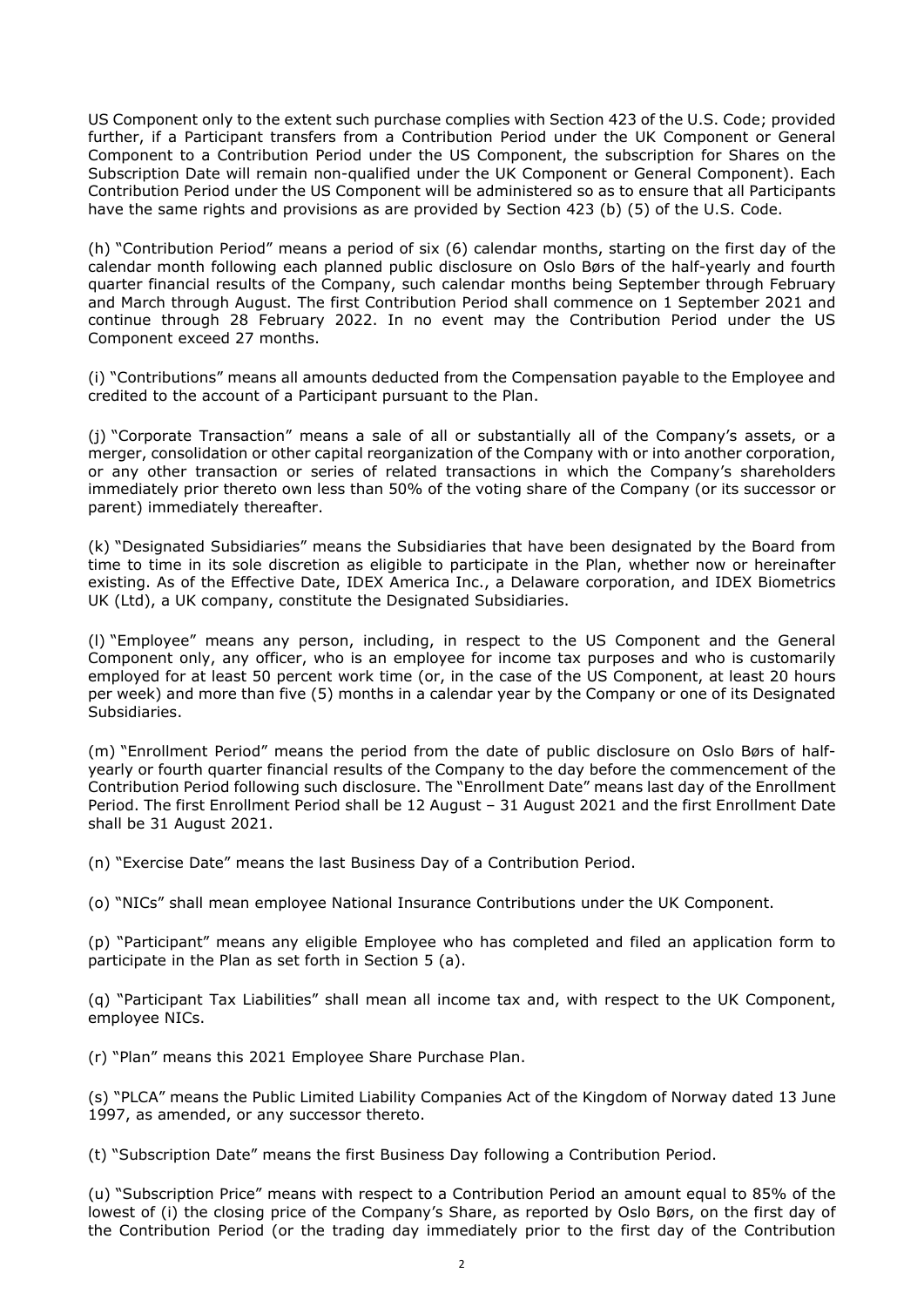US Component only to the extent such purchase complies with Section 423 of the U.S. Code; provided further, if a Participant transfers from a Contribution Period under the UK Component or General Component to a Contribution Period under the US Component, the subscription for Shares on the Subscription Date will remain non-qualified under the UK Component or General Component). Each Contribution Period under the US Component will be administered so as to ensure that all Participants have the same rights and provisions as are provided by Section 423 (b) (5) of the U.S. Code.

(h) "Contribution Period" means a period of six (6) calendar months, starting on the first day of the calendar month following each planned public disclosure on Oslo Børs of the half-yearly and fourth quarter financial results of the Company, such calendar months being September through February and March through August. The first Contribution Period shall commence on 1 September 2021 and continue through 28 February 2022. In no event may the Contribution Period under the US Component exceed 27 months.

(i) "Contributions" means all amounts deducted from the Compensation payable to the Employee and credited to the account of a Participant pursuant to the Plan.

(j) "Corporate Transaction" means a sale of all or substantially all of the Company's assets, or a merger, consolidation or other capital reorganization of the Company with or into another corporation, or any other transaction or series of related transactions in which the Company's shareholders immediately prior thereto own less than 50% of the voting share of the Company (or its successor or parent) immediately thereafter.

(k) "Designated Subsidiaries" means the Subsidiaries that have been designated by the Board from time to time in its sole discretion as eligible to participate in the Plan, whether now or hereinafter existing. As of the Effective Date, IDEX America Inc., a Delaware corporation, and IDEX Biometrics UK (Ltd), a UK company, constitute the Designated Subsidiaries.

(l) "Employee" means any person, including, in respect to the US Component and the General Component only, any officer, who is an employee for income tax purposes and who is customarily employed for at least 50 percent work time (or, in the case of the US Component, at least 20 hours per week) and more than five (5) months in a calendar year by the Company or one of its Designated Subsidiaries.

(m) "Enrollment Period" means the period from the date of public disclosure on Oslo Børs of half-yearly or fourth quarter financial results of the Company to the day before the commencement of the Contribution Period following such disclosure. The "Enrollment Date" means last day of the Enrollment Period. The first Enrollment Period shall be 12 August – 31 August 2021 and the first Enrollment Date shall be 31 August 2021.

(n) "Exercise Date" means the last Business Day of a Contribution Period.

(o) "NICs" shall mean employee National Insurance Contributions under the UK Component.

(p) "Participant" means any eligible Employee who has completed and filed an application form to participate in the Plan as set forth in Section 5 (a).

(q) "Participant Tax Liabilities" shall mean all income tax and, with respect to the UK Component, employee NICs.

(r) "Plan" means this 2021 Employee Share Purchase Plan.

(s) "PLCA" means the Public Limited Liability Companies Act of the Kingdom of Norway dated 13 June 1997, as amended, or any successor thereto.

(t) "Subscription Date" means the first Business Day following a Contribution Period.

(u) "Subscription Price" means with respect to a Contribution Period an amount equal to 85% of the lowest of (i) the closing price of the Company's Share, as reported by Oslo Børs, on the first day of the Contribution Period (or the trading day immediately prior to the first day of the Contribution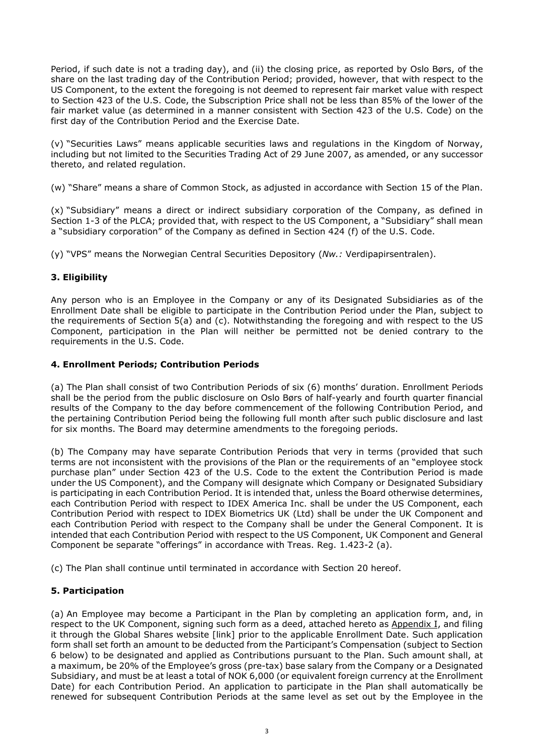Period, if such date is not a trading day), and (ii) the closing price, as reported by Oslo Børs, of the share on the last trading day of the Contribution Period; provided, however, that with respect to the US Component, to the extent the foregoing is not deemed to represent fair market value with respect to Section 423 of the U.S. Code, the Subscription Price shall not be less than 85% of the lower of the fair market value (as determined in a manner consistent with Section 423 of the U.S. Code) on the first day of the Contribution Period and the Exercise Date.

(v) "Securities Laws" means applicable securities laws and regulations in the Kingdom of Norway, including but not limited to the Securities Trading Act of 29 June 2007, as amended, or any successor thereto, and related regulation.

(w) "Share" means a share of Common Stock, as adjusted in accordance with Section 15 of the Plan.

(x) "Subsidiary" means a direct or indirect subsidiary corporation of the Company, as defined in Section 1-3 of the PLCA; provided that, with respect to the US Component, a "Subsidiary" shall mean a "subsidiary corporation" of the Company as defined in Section 424 (f) of the U.S. Code.

(y) "VPS" means the Norwegian Central Securities Depository (*Nw.:* Verdipapirsentralen).

## 3. Eligibility

Any person who is an Employee in the Company or any of its Designated Subsidiaries as of the Enrollment Date shall be eligible to participate in the Contribution Period under the Plan, subject to the requirements of Section 5(a) and (c). Notwithstanding the foregoing and with respect to the US Component, participation in the Plan will neither be permitted not be denied contrary to the requirements in the U.S. Code.

## 4. Enrollment Periods; Contribution Periods

(a) The Plan shall consist of two Contribution Periods of six (6) months' duration. Enrollment Periods shall be the period from the public disclosure on Oslo Børs of half-yearly and fourth quarter financial results of the Company to the day before commencement of the following Contribution Period, and the pertaining Contribution Period being the following full month after such public disclosure and last for six months. The Board may determine amendments to the foregoing periods.

(b) The Company may have separate Contribution Periods that very in terms (provided that such terms are not inconsistent with the provisions of the Plan or the requirements of an "employee stock purchase plan" under Section 423 of the U.S. Code to the extent the Contribution Period is made under the US Component), and the Company will designate which Company or Designated Subsidiary is participating in each Contribution Period. It is intended that, unless the Board otherwise determines, each Contribution Period with respect to IDEX America Inc. shall be under the US Component, each Contribution Period with respect to IDEX Biometrics UK (Ltd) shall be under the UK Component and each Contribution Period with respect to the Company shall be under the General Component. It is intended that each Contribution Period with respect to the US Component, UK Component and General Component be separate "offerings" in accordance with Treas. Reg. 1.423-2 (a).

(c) The Plan shall continue until terminated in accordance with Section 20 hereof.

## 5. Participation

(a) An Employee may become a Participant in the Plan by completing an application form, and, in respect to the UK Component, signing such form as a deed, attached hereto as Appendix I, and filing it through the Global Shares website [link] prior to the applicable Enrollment Date. Such application form shall set forth an amount to be deducted from the Participant's Compensation (subject to Section 6 below) to be designated and applied as Contributions pursuant to the Plan. Such amount shall, at a maximum, be 20% of the Employee's gross (pre-tax) base salary from the Company or a Designated Subsidiary, and must be at least a total of NOK 6,000 (or equivalent foreign currency at the Enrollment Date) for each Contribution Period. An application to participate in the Plan shall automatically be renewed for subsequent Contribution Periods at the same level as set out by the Employee in the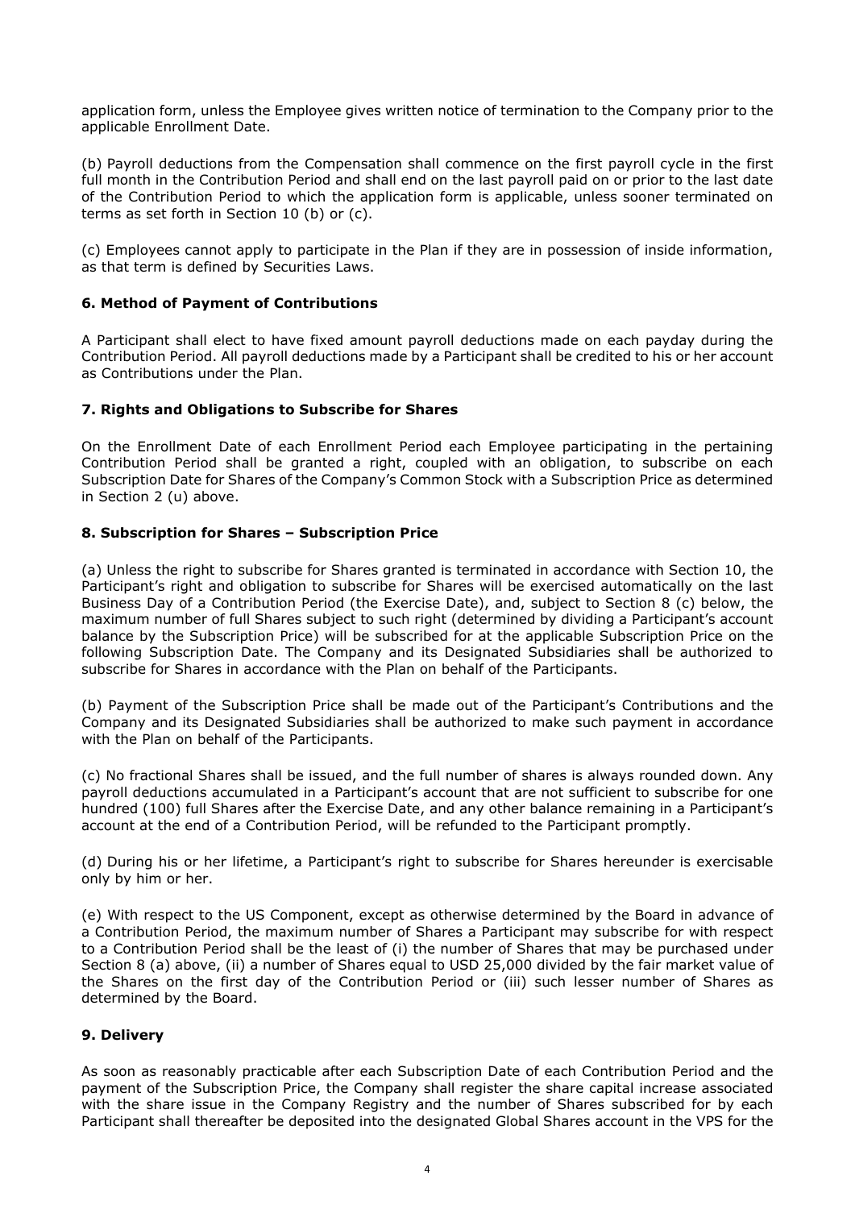application form, unless the Employee gives written notice of termination to the Company prior to the applicable Enrollment Date.

(b) Payroll deductions from the Compensation shall commence on the first payroll cycle in the first full month in the Contribution Period and shall end on the last payroll paid on or prior to the last date of the Contribution Period to which the application form is applicable, unless sooner terminated on terms as set forth in Section 10 (b) or (c).

(c) Employees cannot apply to participate in the Plan if they are in possession of inside information, as that term is defined by Securities Laws.

### 6. Method of Payment of Contributions

A Participant shall elect to have fixed amount payroll deductions made on each payday during the Contribution Period. All payroll deductions made by a Participant shall be credited to his or her account as Contributions under the Plan.

### 7. Rights and Obligations to Subscribe for Shares

On the Enrollment Date of each Enrollment Period each Employee participating in the pertaining Contribution Period shall be granted a right, coupled with an obligation, to subscribe on each Subscription Date for Shares of the Company's Common Stock with a Subscription Price as determined in Section 2 (u) above.

### 8. Subscription for Shares – Subscription Price

(a) Unless the right to subscribe for Shares granted is terminated in accordance with Section 10, the Participant's right and obligation to subscribe for Shares will be exercised automatically on the last Business Day of a Contribution Period (the Exercise Date), and, subject to Section 8 (c) below, the maximum number of full Shares subject to such right (determined by dividing a Participant's account balance by the Subscription Price) will be subscribed for at the applicable Subscription Price on the following Subscription Date. The Company and its Designated Subsidiaries shall be authorized to subscribe for Shares in accordance with the Plan on behalf of the Participants.

(b) Payment of the Subscription Price shall be made out of the Participant's Contributions and the Company and its Designated Subsidiaries shall be authorized to make such payment in accordance with the Plan on behalf of the Participants.

(c) No fractional Shares shall be issued, and the full number of shares is always rounded down. Any payroll deductions accumulated in a Participant's account that are not sufficient to subscribe for one hundred (100) full Shares after the Exercise Date, and any other balance remaining in a Participant's account at the end of a Contribution Period, will be refunded to the Participant promptly.

(d) During his or her lifetime, a Participant's right to subscribe for Shares hereunder is exercisable only by him or her.

(e) With respect to the US Component, except as otherwise determined by the Board in advance of a Contribution Period, the maximum number of Shares a Participant may subscribe for with respect to a Contribution Period shall be the least of (i) the number of Shares that may be purchased under Section 8 (a) above, (ii) a number of Shares equal to USD 25,000 divided by the fair market value of the Shares on the first day of the Contribution Period or (iii) such lesser number of Shares as determined by the Board.

### 9. Delivery

As soon as reasonably practicable after each Subscription Date of each Contribution Period and the payment of the Subscription Price, the Company shall register the share capital increase associated with the share issue in the Company Registry and the number of Shares subscribed for by each Participant shall thereafter be deposited into the designated Global Shares account in the VPS for the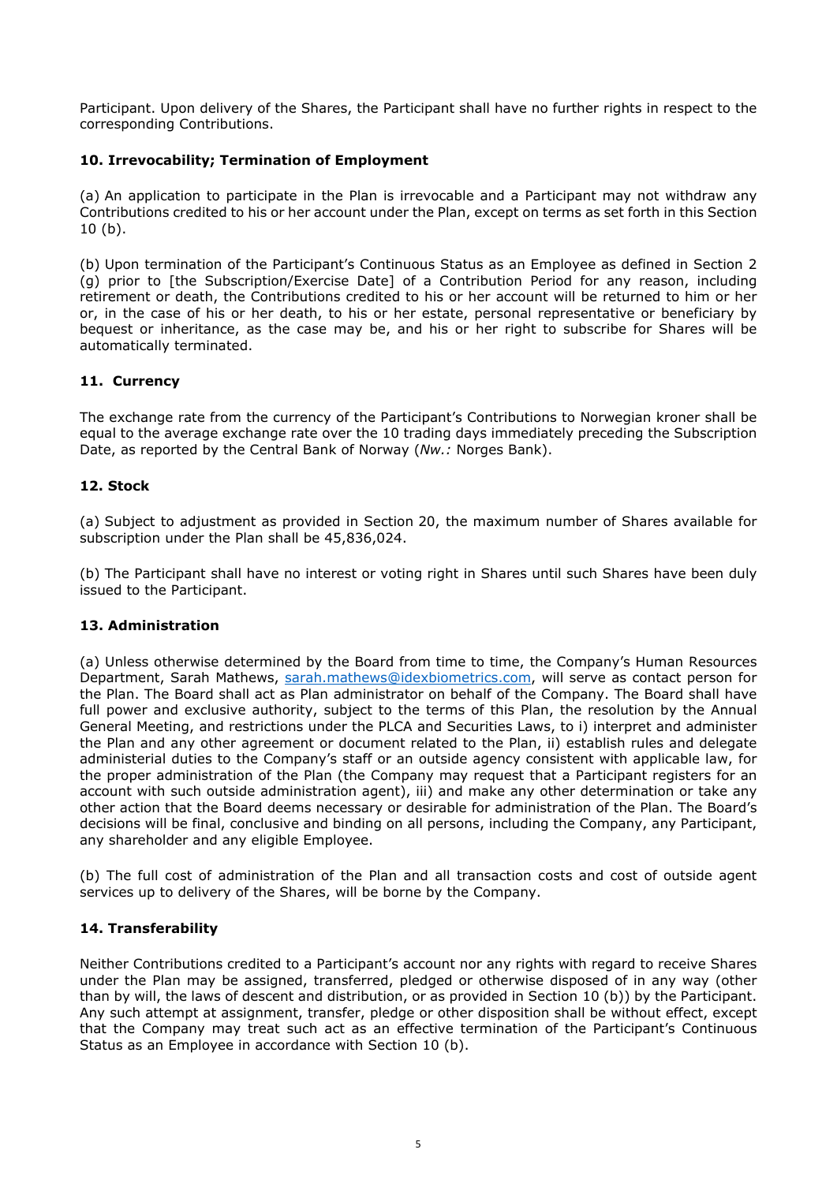Participant. Upon delivery of the Shares, the Participant shall have no further rights in respect to the corresponding Contributions.

**10. Irrevocability; Termination of Employment**

(a) An application to participate in the Plan is irrevocable and a Participant may not withdraw any Contributions credited to his or her account under the Plan, except on terms as set forth in this Section 10 (b).

(b) Upon termination of the Participant's Continuous Status as an Employee as defined in Section 2 (g) prior to [the Subscription/Exercise Date] of a Contribution Period for any reason, including retirement or death, the Contributions credited to his or her account will be returned to him or her or, in the case of his or her death, to his or her estate, personal representative or beneficiary by bequest or inheritance, as the case may be, and his or her right to subscribe for Shares will be automatically terminated.

**11. Currency**

The exchange rate from the currency of the Participant's Contributions to Norwegian kroner shall be equal to the average exchange rate over the 10 trading days immediately preceding the Subscription Date, as reported by the Central Bank of Norway (*Nw.:* Norges Bank).

**12. Stock**

(a) Subject to adjustment as provided in Section 20, the maximum number of Shares available for subscription under the Plan shall be 45,836,024.

(b) The Participant shall have no interest or voting right in Shares until such Shares have been duly issued to the Participant.

**13. Administration**

(a) Unless otherwise determined by the Board from time to time, the Company's Human Resources Department, Sarah Mathews, sarah.mathews@idexbiometrics.com, will serve as contact person for the Plan. The Board shall act as Plan administrator on behalf of the Company. The Board shall have full power and exclusive authority, subject to the terms of this Plan, the resolution by the Annual General Meeting, and restrictions under the PLCA and Securities Laws, to i) interpret and administer the Plan and any other agreement or document related to the Plan, ii) establish rules and delegate administerial duties to the Company's staff or an outside agency consistent with applicable law, for the proper administration of the Plan (the Company may request that a Participant registers for an account with such outside administration agent), iii) and make any other determination or take any other action that the Board deems necessary or desirable for administration of the Plan. The Board's decisions will be final, conclusive and binding on all persons, including the Company, any Participant, any shareholder and any eligible Employee.

(b) The full cost of administration of the Plan and all transaction costs and cost of outside agent services up to delivery of the Shares, will be borne by the Company.

**14. Transferability**

Neither Contributions credited to a Participant's account nor any rights with regard to receive Shares under the Plan may be assigned, transferred, pledged or otherwise disposed of in any way (other than by will, the laws of descent and distribution, or as provided in Section 10 (b)) by the Participant. Any such attempt at assignment, transfer, pledge or other disposition shall be without effect, except that the Company may treat such act as an effective termination of the Participant's Continuous Status as an Employee in accordance with Section 10 (b).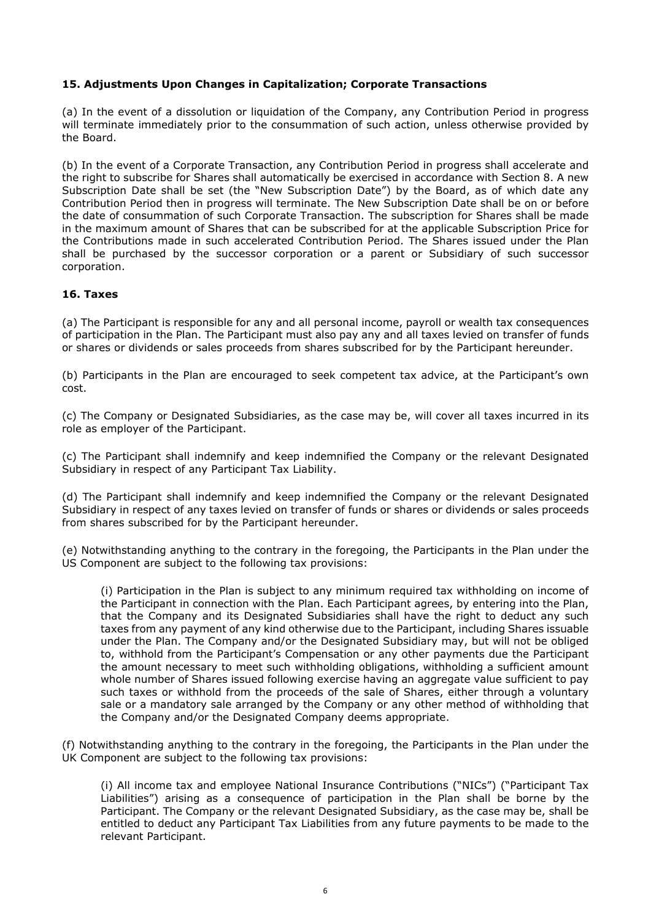### 15. Adjustments Upon Changes in Capitalization; Corporate Transactions

(a) In the event of a dissolution or liquidation of the Company, any Contribution Period in progress will terminate immediately prior to the consummation of such action, unless otherwise provided by the Board.

(b) In the event of a Corporate Transaction, any Contribution Period in progress shall accelerate and the right to subscribe for Shares shall automatically be exercised in accordance with Section 8. A new Subscription Date shall be set (the "New Subscription Date") by the Board, as of which date any Contribution Period then in progress will terminate. The New Subscription Date shall be on or before the date of consummation of such Corporate Transaction. The subscription for Shares shall be made in the maximum amount of Shares that can be subscribed for at the applicable Subscription Price for the Contributions made in such accelerated Contribution Period. The Shares issued under the Plan shall be purchased by the successor corporation or a parent or Subsidiary of such successor corporation.

### 16. Taxes

(a) The Participant is responsible for any and all personal income, payroll or wealth tax consequences of participation in the Plan. The Participant must also pay any and all taxes levied on transfer of funds or shares or dividends or sales proceeds from shares subscribed for by the Participant hereunder.

(b) Participants in the Plan are encouraged to seek competent tax advice, at the Participant's own cost.

(c) The Company or Designated Subsidiaries, as the case may be, will cover all taxes incurred in its role as employer of the Participant.

(c) The Participant shall indemnify and keep indemnified the Company or the relevant Designated Subsidiary in respect of any Participant Tax Liability.

(d) The Participant shall indemnify and keep indemnified the Company or the relevant Designated Subsidiary in respect of any taxes levied on transfer of funds or shares or dividends or sales proceeds from shares subscribed for by the Participant hereunder.

(e) Notwithstanding anything to the contrary in the foregoing, the Participants in the Plan under the US Component are subject to the following tax provisions:

> (i) Participation in the Plan is subject to any minimum required tax withholding on income of the Participant in connection with the Plan. Each Participant agrees, by entering into the Plan, that the Company and its Designated Subsidiaries shall have the right to deduct any such taxes from any payment of any kind otherwise due to the Participant, including Shares issuable under the Plan. The Company and/or the Designated Subsidiary may, but will not be obliged to, withhold from the Participant's Compensation or any other payments due the Participant the amount necessary to meet such withholding obligations, withholding a sufficient amount whole number of Shares issued following exercise having an aggregate value sufficient to pay such taxes or withhold from the proceeds of the sale of Shares, either through a voluntary sale or a mandatory sale arranged by the Company or any other method of withholding that the Company and/or the Designated Company deems appropriate.

(f) Notwithstanding anything to the contrary in the foregoing, the Participants in the Plan under the UK Component are subject to the following tax provisions:

> (i) All income tax and employee National Insurance Contributions ("NICs") ("Participant Tax Liabilities") arising as a consequence of participation in the Plan shall be borne by the Participant. The Company or the relevant Designated Subsidiary, as the case may be, shall be entitled to deduct any Participant Tax Liabilities from any future payments to be made to the relevant Participant.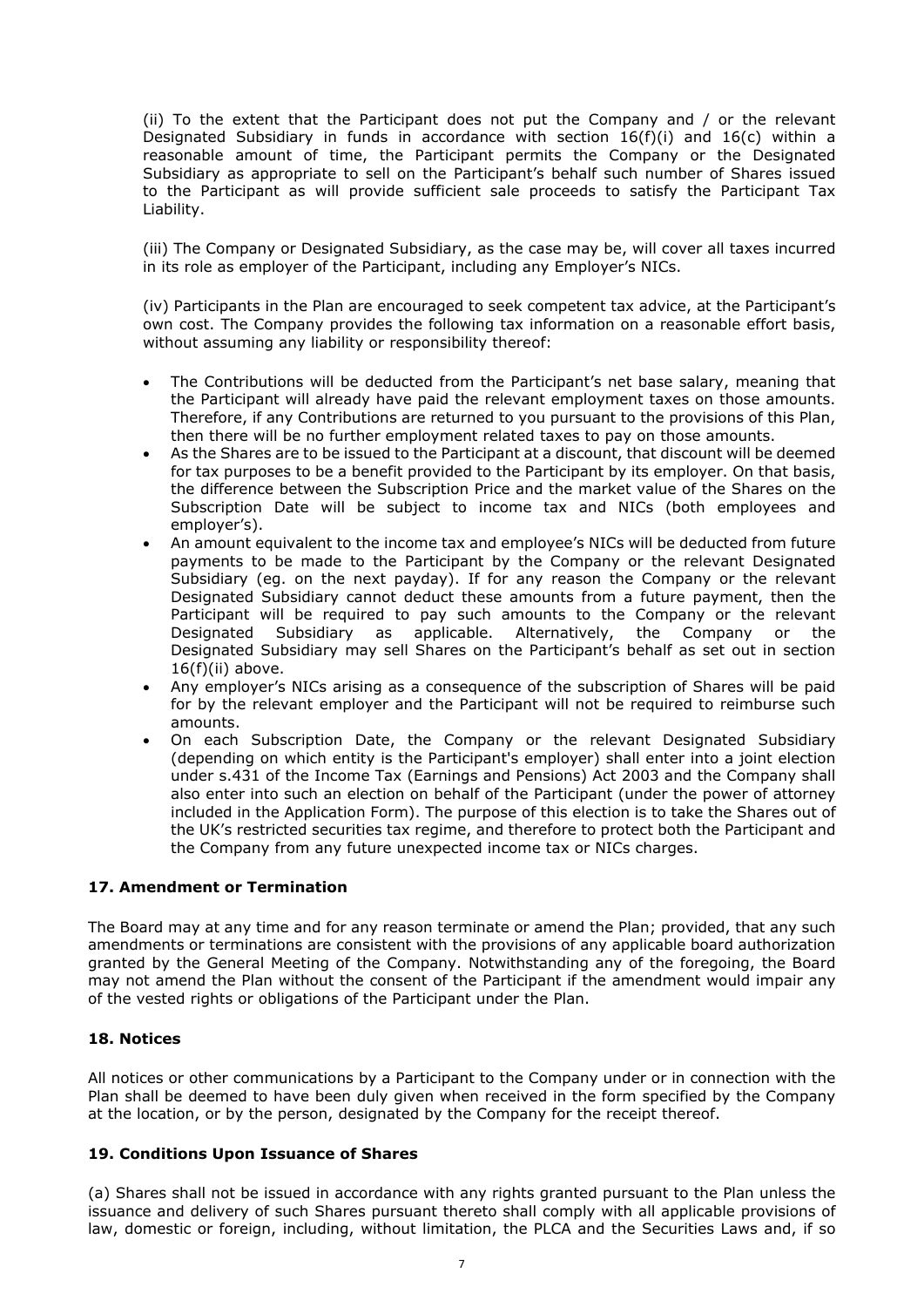(ii) To the extent that the Participant does not put the Company and / or the relevant Designated Subsidiary in funds in accordance with section 16(f)(i) and 16(c) within a reasonable amount of time, the Participant permits the Company or the Designated Subsidiary as appropriate to sell on the Participant's behalf such number of Shares issued to the Participant as will provide sufficient sale proceeds to satisfy the Participant Tax Liability.

(iii) The Company or Designated Subsidiary, as the case may be, will cover all taxes incurred in its role as employer of the Participant, including any Employer's NICs.

(iv) Participants in the Plan are encouraged to seek competent tax advice, at the Participant's own cost. The Company provides the following tax information on a reasonable effort basis, without assuming any liability or responsibility thereof:

- The Contributions will be deducted from the Participant's net base salary, meaning that the Participant will already have paid the relevant employment taxes on those amounts. Therefore, if any Contributions are returned to you pursuant to the provisions of this Plan, then there will be no further employment related taxes to pay on those amounts.
- As the Shares are to be issued to the Participant at a discount, that discount will be deemed for tax purposes to be a benefit provided to the Participant by its employer. On that basis, the difference between the Subscription Price and the market value of the Shares on the Subscription Date will be subject to income tax and NICs (both employees and employer's).
- An amount equivalent to the income tax and employee's NICs will be deducted from future payments to be made to the Participant by the Company or the relevant Designated Subsidiary (eg. on the next payday). If for any reason the Company or the relevant Designated Subsidiary cannot deduct these amounts from a future payment, then the Participant will be required to pay such amounts to the Company or the relevant Designated Subsidiary as applicable. Alternatively, the Company or the Designated Subsidiary may sell Shares on the Participant's behalf as set out in section 16(f)(ii) above.
- Any employer's NICs arising as a consequence of the subscription of Shares will be paid for by the relevant employer and the Participant will not be required to reimburse such amounts.
- On each Subscription Date, the Company or the relevant Designated Subsidiary (depending on which entity is the Participant's employer) shall enter into a joint election under s.431 of the Income Tax (Earnings and Pensions) Act 2003 and the Company shall also enter into such an election on behalf of the Participant (under the power of attorney included in the Application Form). The purpose of this election is to take the Shares out of the UK's restricted securities tax regime, and therefore to protect both the Participant and the Company from any future unexpected income tax or NICs charges.

## 17. Amendment or Termination

The Board may at any time and for any reason terminate or amend the Plan; provided, that any such amendments or terminations are consistent with the provisions of any applicable board authorization granted by the General Meeting of the Company. Notwithstanding any of the foregoing, the Board may not amend the Plan without the consent of the Participant if the amendment would impair any of the vested rights or obligations of the Participant under the Plan.

## 18. Notices

All notices or other communications by a Participant to the Company under or in connection with the Plan shall be deemed to have been duly given when received in the form specified by the Company at the location, or by the person, designated by the Company for the receipt thereof.

## 19. Conditions Upon Issuance of Shares

(a) Shares shall not be issued in accordance with any rights granted pursuant to the Plan unless the issuance and delivery of such Shares pursuant thereto shall comply with all applicable provisions of law, domestic or foreign, including, without limitation, the PLCA and the Securities Laws and, if so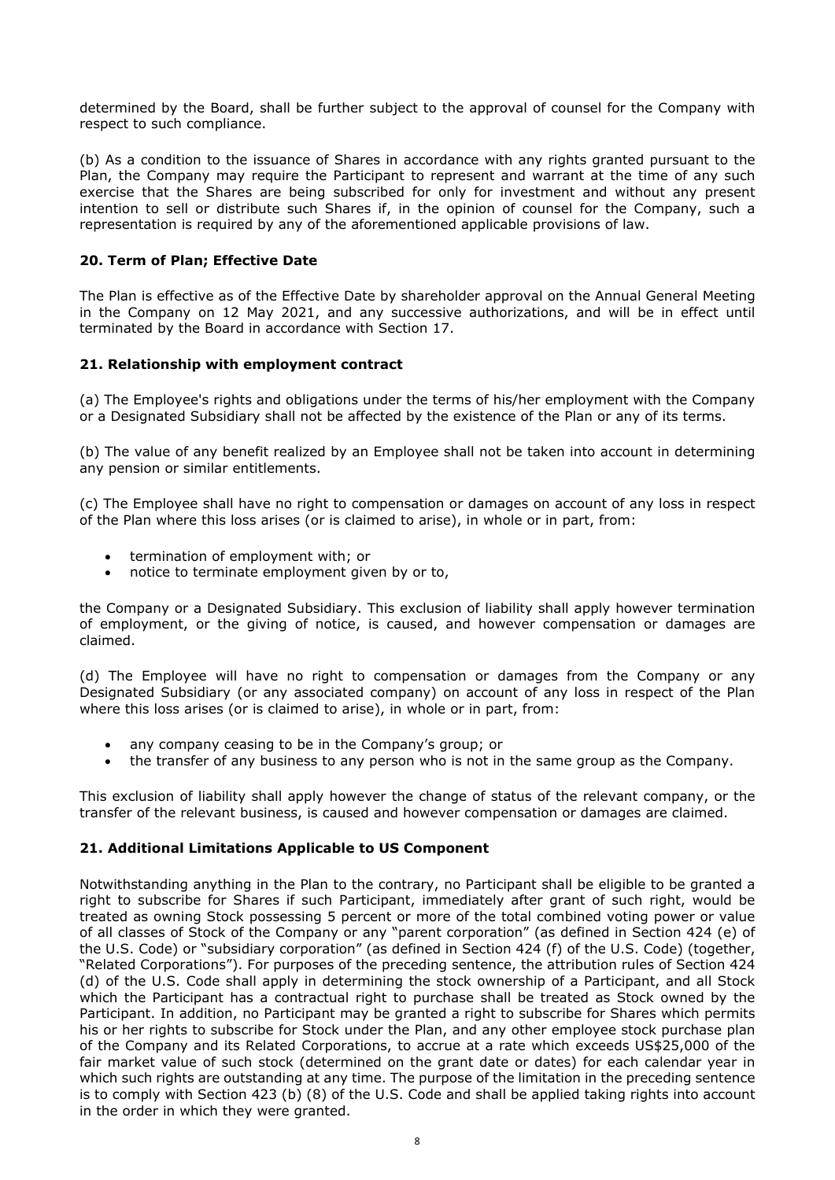determined by the Board, shall be further subject to the approval of counsel for the Company with respect to such compliance.

(b) As a condition to the issuance of Shares in accordance with any rights granted pursuant to the Plan, the Company may require the Participant to represent and warrant at the time of any such exercise that the Shares are being subscribed for only for investment and without any present intention to sell or distribute such Shares if, in the opinion of counsel for the Company, such a representation is required by any of the aforementioned applicable provisions of law.

## 20. Term of Plan; Effective Date

The Plan is effective as of the Effective Date by shareholder approval on the Annual General Meeting in the Company on 12 May 2021, and any successive authorizations, and will be in effect until terminated by the Board in accordance with Section 17.

## 21. Relationship with employment contract

(a) The Employee's rights and obligations under the terms of his/her employment with the Company or a Designated Subsidiary shall not be affected by the existence of the Plan or any of its terms.

(b) The value of any benefit realized by an Employee shall not be taken into account in determining any pension or similar entitlements.

(c) The Employee shall have no right to compensation or damages on account of any loss in respect of the Plan where this loss arises (or is claimed to arise), in whole or in part, from:

- termination of employment with; or
- notice to terminate employment given by or to,

the Company or a Designated Subsidiary. This exclusion of liability shall apply however termination of employment, or the giving of notice, is caused, and however compensation or damages are claimed.

(d) The Employee will have no right to compensation or damages from the Company or any Designated Subsidiary (or any associated company) on account of any loss in respect of the Plan where this loss arises (or is claimed to arise), in whole or in part, from:

- any company ceasing to be in the Company's group; or
- the transfer of any business to any person who is not in the same group as the Company.

This exclusion of liability shall apply however the change of status of the relevant company, or the transfer of the relevant business, is caused and however compensation or damages are claimed.

## 21. Additional Limitations Applicable to US Component

Notwithstanding anything in the Plan to the contrary, no Participant shall be eligible to be granted a right to subscribe for Shares if such Participant, immediately after grant of such right, would be treated as owning Stock possessing 5 percent or more of the total combined voting power or value of all classes of Stock of the Company or any "parent corporation" (as defined in Section 424 (e) of the U.S. Code) or "subsidiary corporation" (as defined in Section 424 (f) of the U.S. Code) (together, "Related Corporations"). For purposes of the preceding sentence, the attribution rules of Section 424 (d) of the U.S. Code shall apply in determining the stock ownership of a Participant, and all Stock which the Participant has a contractual right to purchase shall be treated as Stock owned by the Participant. In addition, no Participant may be granted a right to subscribe for Shares which permits his or her rights to subscribe for Stock under the Plan, and any other employee stock purchase plan of the Company and its Related Corporations, to accrue at a rate which exceeds US$25,000 of the fair market value of such stock (determined on the grant date or dates) for each calendar year in which such rights are outstanding at any time. The purpose of the limitation in the preceding sentence is to comply with Section 423 (b) (8) of the U.S. Code and shall be applied taking rights into account in the order in which they were granted.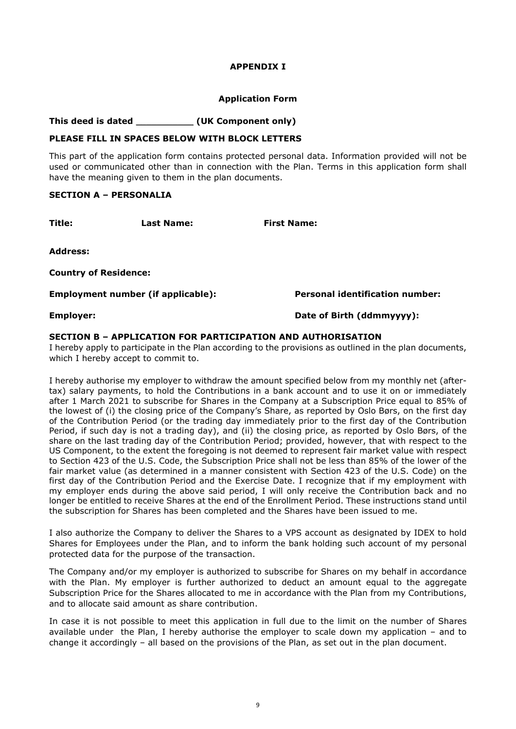# APPENDIX I

## Application Form

**This deed is dated __________ (UK Component only)**

**PLEASE FILL IN SPACES BELOW WITH BLOCK LETTERS**

This part of the application form contains protected personal data. Information provided will not be used or communicated other than in connection with the Plan. Terms in this application form shall have the meaning given to them in the plan documents.

### SECTION A – PERSONALIA

**Title:** **Last Name:** **First Name:**

**Address:**

**Country of Residence:**

**Employment number (if applicable):** **Personal identification number:**

**Employer:** **Date of Birth (ddmmyyyy):**

### SECTION B – APPLICATION FOR PARTICIPATION AND AUTHORISATION

I hereby apply to participate in the Plan according to the provisions as outlined in the plan documents, which I hereby accept to commit to.

I hereby authorise my employer to withdraw the amount specified below from my monthly net (after-tax) salary payments, to hold the Contributions in a bank account and to use it on or immediately after 1 March 2021 to subscribe for Shares in the Company at a Subscription Price equal to 85% of the lowest of (i) the closing price of the Company's Share, as reported by Oslo Børs, on the first day of the Contribution Period (or the trading day immediately prior to the first day of the Contribution Period, if such day is not a trading day), and (ii) the closing price, as reported by Oslo Børs, of the share on the last trading day of the Contribution Period; provided, however, that with respect to the US Component, to the extent the foregoing is not deemed to represent fair market value with respect to Section 423 of the U.S. Code, the Subscription Price shall not be less than 85% of the lower of the fair market value (as determined in a manner consistent with Section 423 of the U.S. Code) on the first day of the Contribution Period and the Exercise Date. I recognize that if my employment with my employer ends during the above said period, I will only receive the Contribution back and no longer be entitled to receive Shares at the end of the Enrollment Period. These instructions stand until the subscription for Shares has been completed and the Shares have been issued to me.

I also authorize the Company to deliver the Shares to a VPS account as designated by IDEX to hold Shares for Employees under the Plan, and to inform the bank holding such account of my personal protected data for the purpose of the transaction.

The Company and/or my employer is authorized to subscribe for Shares on my behalf in accordance with the Plan. My employer is further authorized to deduct an amount equal to the aggregate Subscription Price for the Shares allocated to me in accordance with the Plan from my Contributions, and to allocate said amount as share contribution.

In case it is not possible to meet this application in full due to the limit on the number of Shares available under the Plan, I hereby authorise the employer to scale down my application – and to change it accordingly – all based on the provisions of the Plan, as set out in the plan document.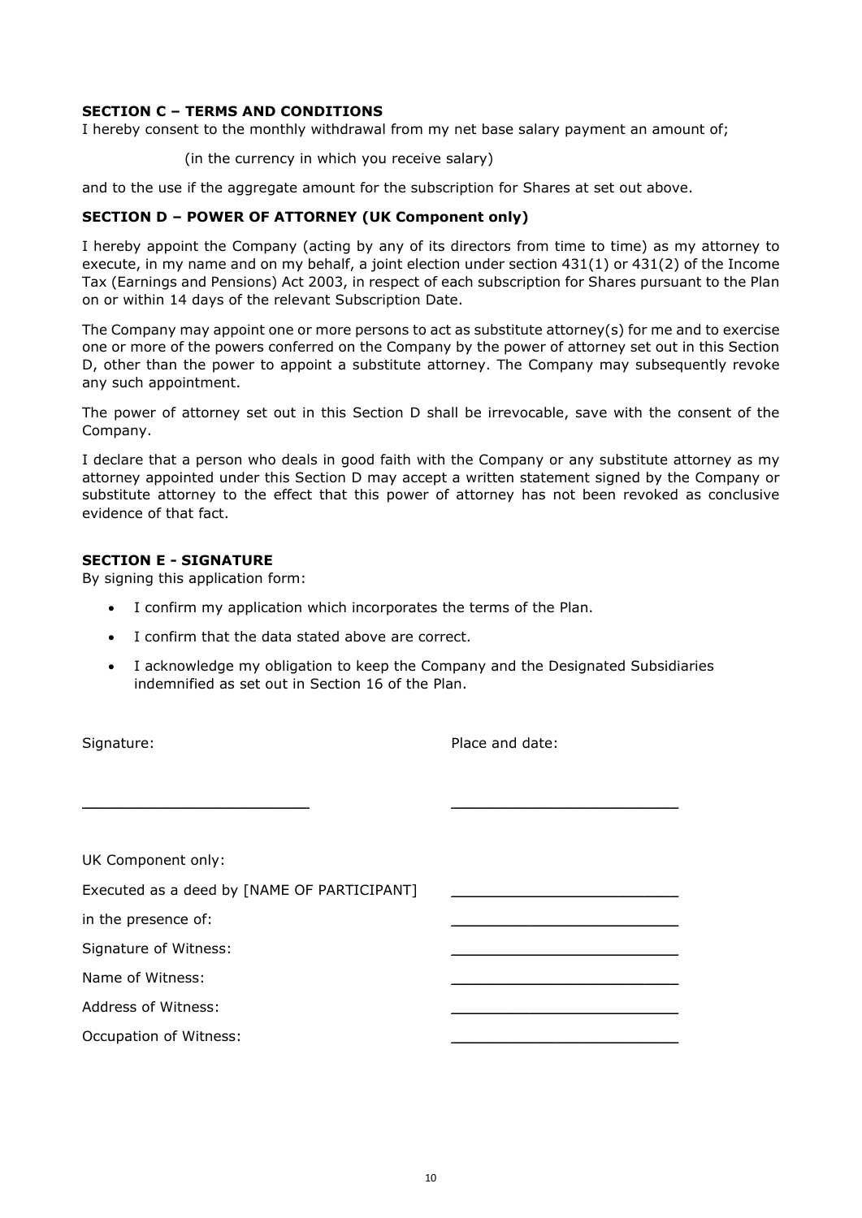**SECTION C – TERMS AND CONDITIONS**

I hereby consent to the monthly withdrawal from my net base salary payment an amount of;

(in the currency in which you receive salary)

and to the use if the aggregate amount for the subscription for Shares at set out above.

**SECTION D – POWER OF ATTORNEY (UK Component only)**

I hereby appoint the Company (acting by any of its directors from time to time) as my attorney to execute, in my name and on my behalf, a joint election under section 431(1) or 431(2) of the Income Tax (Earnings and Pensions) Act 2003, in respect of each subscription for Shares pursuant to the Plan on or within 14 days of the relevant Subscription Date.

The Company may appoint one or more persons to act as substitute attorney(s) for me and to exercise one or more of the powers conferred on the Company by the power of attorney set out in this Section D, other than the power to appoint a substitute attorney. The Company may subsequently revoke any such appointment.

The power of attorney set out in this Section D shall be irrevocable, save with the consent of the Company.

I declare that a person who deals in good faith with the Company or any substitute attorney as my attorney appointed under this Section D may accept a written statement signed by the Company or substitute attorney to the effect that this power of attorney has not been revoked as conclusive evidence of that fact.

**SECTION E - SIGNATURE**

By signing this application form:

- I confirm my application which incorporates the terms of the Plan.
- I confirm that the data stated above are correct.
- I acknowledge my obligation to keep the Company and the Designated Subsidiaries indemnified as set out in Section 16 of the Plan.

Signature: \_\_\_\_\_\_\_\_\_\_\_\_\_\_\_\_\_\_\_\_\_\_\_\_\_

Place and date: \_\_\_\_\_\_\_\_\_\_\_\_\_\_\_\_\_\_\_\_\_\_\_\_\_

UK Component only:

Executed as a deed by [NAME OF PARTICIPANT] \_\_\_\_\_\_\_\_\_\_\_\_\_\_\_\_\_\_\_\_\_\_\_\_\_

in the presence of: \_\_\_\_\_\_\_\_\_\_\_\_\_\_\_\_\_\_\_\_\_\_\_\_\_

Signature of Witness: \_\_\_\_\_\_\_\_\_\_\_\_\_\_\_\_\_\_\_\_\_\_\_\_\_

Name of Witness: \_\_\_\_\_\_\_\_\_\_\_\_\_\_\_\_\_\_\_\_\_\_\_\_\_

Address of Witness: \_\_\_\_\_\_\_\_\_\_\_\_\_\_\_\_\_\_\_\_\_\_\_\_\_

Occupation of Witness: \_\_\_\_\_\_\_\_\_\_\_\_\_\_\_\_\_\_\_\_\_\_\_\_\_